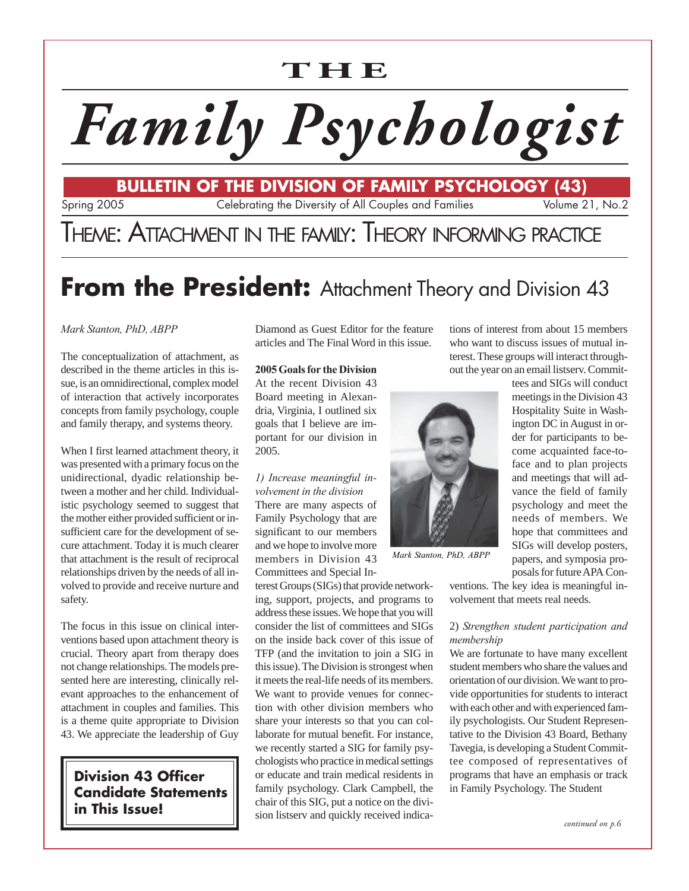THE

# Family Psychologist

**BULLETIN OF THE DIVISION OF FAMILY PSYCHOLOGY (43)**

Spring 2005 | Celebrating the Diversity of All Couples and Families | Volume 21, No.2

THEME: ATTACHMENT IN THE FAMILY: THEORY INFORMING PRACTICE

## From the President: Attachment Theory and Division 43

*Mark Stanton, PhD, ABPP*

The conceptualization of attachment, as described in the theme articles in this issue, is an omnidirectional, complex model of interaction that actively incorporates concepts from family psychology, couple and family therapy, and systems theory.

When I first learned attachment theory, it was presented with a primary focus on the unidirectional, dyadic relationship between a mother and her child. Individualistic psychology seemed to suggest that the mother either provided sufficient or insufficient care for the development of secure attachment. Today it is much clearer that attachment is the result of reciprocal relationships driven by the needs of all involved to provide and receive nurture and safety.

The focus in this issue on clinical interventions based upon attachment theory is crucial. Theory apart from therapy does not change relationships. The models presented here are interesting, clinically relevant approaches to the enhancement of attachment in couples and families. This is a theme quite appropriate to Division 43. We appreciate the leadership of Guy Diamond as Guest Editor for the feature articles and The Final Word in this issue.

**Division 43 Officer Candidate Statements in This Issue!**

**2005 Goals for the Division**

At the recent Division 43 Board meeting in Alexandria, Virginia, I outlined six goals that I believe are important for our division in 2005.

*1) Increase meaningful involvement in the division*

There are many aspects of Family Psychology that are significant to our members and we hope to involve more members in Division 43 Committees and Special Interest Groups (SIGs) that provide networking, support, projects, and programs to address these issues. We hope that you will consider the list of committees and SIGs on the inside back cover of this issue of TFP (and the invitation to join a SIG in this issue). The Division is strongest when it meets the real-life needs of its members. We want to provide venues for connection with other division members who share your interests so that you can collaborate for mutual benefit. For instance, we recently started a SIG for family psychologists who practice in medical settings or educate and train medical residents in family psychology. Clark Campbell, the chair of this SIG, put a notice on the division listserv and quickly received indications of interest from about 15 members who want to discuss issues of mutual interest. These groups will interact throughout the year on an email listserv. Committees and SIGs will conduct meetings in the Division 43 Hospitality Suite in Washington DC in August in order for participants to become acquainted face-to-face and to plan projects and meetings that will advance the field of family psychology and meet the needs of members. We hope that committees and SIGs will develop posters, papers, and symposia proposals for future APA Conventions. The key idea is meaningful involvement that meets real needs.

*Mark Stanton, PhD, ABPP*

2) *Strengthen student participation and membership*

We are fortunate to have many excellent student members who share the values and orientation of our division. We want to provide opportunities for students to interact with each other and with experienced family psychologists. Our Student Representative to the Division 43 Board, Bethany Tavegia, is developing a Student Committee composed of representatives of programs that have an emphasis or track in Family Psychology. The Student

*continued on p.6*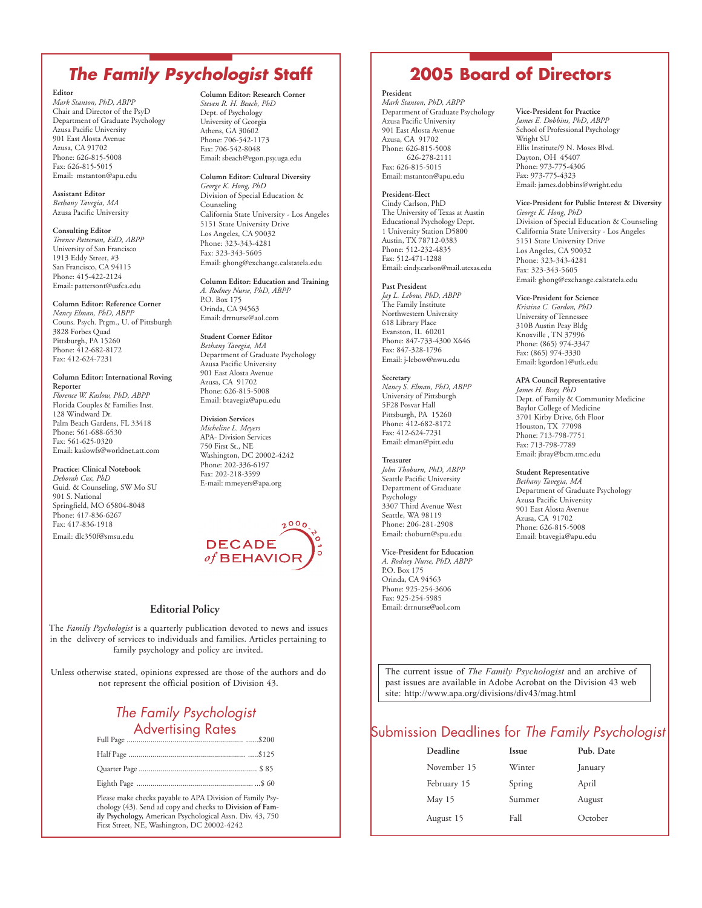## *The Family Psychologist* Staff

**Editor**
*Mark Stanton, PhD, ABPP*
Chair and Director of the PsyD
Department of Graduate Psychology
Azusa Pacific University
901 East Alosta Avenue
Azusa, CA 91702
Phone: 626-815-5008
Fax: 626-815-5015
Email: mstanton@apu.edu

**Assistant Editor**
*Bethany Tavegia, MA*
Azusa Pacific University

**Consulting Editor**
*Terence Patterson, EdD, ABPP*
University of San Francisco
1913 Eddy Street, #3
San Francisco, CA 94115
Phone: 415-422-2124
Email: pattersont@usfca.edu

**Column Editor: Reference Corner**
*Nancy Elman, PhD, ABPP*
Couns. Psych. Prgm., U. of Pittsburgh
3828 Forbes Quad
Pittsburgh, PA 15260
Phone: 412-682-8172
Fax: 412-624-7231

**Column Editor: International Roving Reporter**
*Florence W. Kaslow, PhD, ABPP*
Florida Couples & Families Inst.
128 Windward Dr.
Palm Beach Gardens, FL 33418
Phone: 561-688-6530
Fax: 561-625-0320
Email: kaslowfs@worldnet.att.com

**Practice: Clinical Notebook**
*Deborah Cox, PhD*
Guid. & Counseling, SW Mo SU
901 S. National
Springfield, MO 65804-8048
Phone: 417-836-6267
Fax: 417-836-1918
Email: dlc350f@smsu.edu

**Column Editor: Research Corner**
*Steven R. H. Beach, PhD*
Dept. of Psychology
University of Georgia
Athens, GA 30602
Phone: 706-542-1173
Fax: 706-542-8048
Email: sbeach@egon.psy.uga.edu

**Column Editor: Cultural Diversity**
*George K. Hong, PhD*
Division of Special Education & Counseling
California State University - Los Angeles
5151 State University Drive
Los Angeles, CA 90032
Phone: 323-343-4281
Fax: 323-343-5605
Email: ghong@exchange.calstatela.edu

**Column Editor: Education and Training**
*A. Rodney Nurse, PhD, ABPP*
P.O. Box 175
Orinda, CA 94563
Email: drrnurse@aol.com

**Student Corner Editor**
*Bethany Tavegia, MA*
Department of Graduate Psychology
Azusa Pacific University
901 East Alosta Avenue
Azusa, CA 91702
Phone: 626-815-5008
Email: btavegia@apu.edu

**Division Services**
*Micheline L. Meyers*
APA- Division Services
750 First St., NE
Washington, DC 20002-4242
Phone: 202-336-6197
Fax: 202-218-3599
E-mail: mmeyers@apa.org

2000-2010 DECADE *of* BEHAVIOR

### Editorial Policy

The *Family Psychologist* is a quarterly publication devoted to news and issues in the delivery of services to individuals and families. Articles pertaining to family psychology and policy are invited.

Unless otherwise stated, opinions expressed are those of the authors and do not represent the official position of Division 43.

### *The Family Psychologist* Advertising Rates

Full Page .......................................................... ......$200

Half Page .......................................................... .....$125

Quarter Page .......................................................... $ 85

Eighth Page ............................................................ ...$ 60

Please make checks payable to APA Division of Family Psychology (43). Send ad copy and checks to **Division of Family Psychology,** American Psychological Assn. Div. 43, 750 First Street, NE, Washington, DC 20002-4242

## 2005 Board of Directors

**President**
*Mark Stanton, PhD, ABPP*
Department of Graduate Psychology
Azusa Pacific University
901 East Alosta Avenue
Azusa, CA 91702
Phone: 626-815-5008
626-278-2111
Fax: 626-815-5015
Email: mstanton@apu.edu

**President-Elect**
Cindy Carlson, PhD
The University of Texas at Austin
Educational Psychology Dept.
1 University Station D5800
Austin, TX 78712-0383
Phone: 512-232-4835
Fax: 512-471-1288
Email: cindy.carlson@mail.utexas.edu

**Past President**
*Jay L. Lebow, PhD, ABPP*
The Family Institute
Northwestern University
618 Library Place
Evanston, IL 60201
Phone: 847-733-4300 X646
Fax: 847-328-1796
Email: j-lebow@nwu.edu

**Secretary**
*Nancy S. Elman, PhD, ABPP*
University of Pittsburgh
5F28 Posvar Hall
Pittsburgh, PA 15260
Phone: 412-682-8172
Fax: 412-624-7231
Email: elman@pitt.edu

**Treasurer**
*John Thoburn, PhD, ABPP*
Seattle Pacific University
Department of Graduate Psychology
3307 Third Avenue West
Seattle, WA 98119
Phone: 206-281-2908
Email: thoburn@spu.edu

**Vice-President for Education**
*A. Rodney Nurse, PhD, ABPP*
P.O. Box 175
Orinda, CA 94563
Phone: 925-254-3606
Fax: 925-254-5985
Email: drrnurse@aol.com

**Vice-President for Practice**
*James E. Dobbins, PhD, ABPP*
School of Professional Psychology
Wright SU
Ellis Institute/9 N. Moses Blvd.
Dayton, OH 45407
Phone: 973-775-4306
Fax: 973-775-4323
Email: james.dobbins@wright.edu

**Vice-President for Public Interest & Diversity**
*George K. Hong, PhD*
Division of Special Education & Counseling
California State University - Los Angeles
5151 State University Drive
Los Angeles, CA 90032
Phone: 323-343-4281
Fax: 323-343-5605
Email: ghong@exchange.calstatela.edu

**Vice-President for Science**
*Kristina C. Gordon, PhD*
University of Tennessee
310B Austin Peay Bldg
Knoxville , TN 37996
Phone: (865) 974-3347
Fax: (865) 974-3330
Email: kgordon1@utk.edu

**APA Council Representative**
*James H. Bray, PhD*
Dept. of Family & Community Medicine
Baylor College of Medicine
3701 Kirby Drive, 6th Floor
Houston, TX 77098
Phone: 713-798-7751
Fax: 713-798-7789
Email: jbray@bcm.tmc.edu

**Student Representative**
*Bethany Tavegia, MA*
Department of Graduate Psychology
Azusa Pacific University
901 East Alosta Avenue
Azusa, CA 91702
Phone: 626-815-5008
Email: btavegia@apu.edu

The current issue of *The Family Psychologist* and an archive of past issues are available in Adobe Acrobat on the Division 43 web site: http://www.apa.org/divisions/div43/mag.html

### Submission Deadlines for *The Family Psychologist*

| Deadline | Issue | Pub. Date |
|---|---|---|
| November 15 | Winter | January |
| February 15 | Spring | April |
| May 15 | Summer | August |
| August 15 | Fall | October |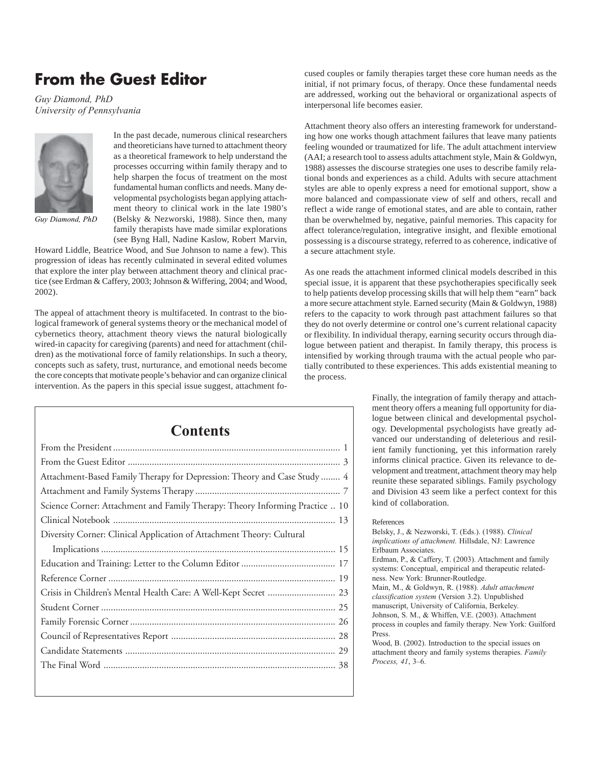# From the Guest Editor

*Guy Diamond, PhD*
*University of Pennsylvania*

Guy Diamond, PhD

In the past decade, numerous clinical researchers and theoreticians have turned to attachment theory as a theoretical framework to help understand the processes occurring within family therapy and to help sharpen the focus of treatment on the most fundamental human conflicts and needs. Many developmental psychologists began applying attachment theory to clinical work in the late 1980's (Belsky & Nezworski, 1988). Since then, many family therapists have made similar explorations (see Byng Hall, Nadine Kaslow, Robert Marvin, Howard Liddle, Beatrice Wood, and Sue Johnson to name a few). This progression of ideas has recently culminated in several edited volumes that explore the inter play between attachment theory and clinical practice (see Erdman & Caffery, 2003; Johnson & Wiffering, 2004; and Wood, 2002).

The appeal of attachment theory is multifaceted. In contrast to the biological framework of general systems theory or the mechanical model of cybernetics theory, attachment theory views the natural biologically wired-in capacity for caregiving (parents) and need for attachment (children) as the motivational force of family relationships. In such a theory, concepts such as safety, trust, nurturance, and emotional needs become the core concepts that motivate people's behavior and can organize clinical intervention. As the papers in this special issue suggest, attachment focused couples or family therapies target these core human needs as the initial, if not primary focus, of therapy. Once these fundamental needs are addressed, working out the behavioral or organizational aspects of interpersonal life becomes easier.

Attachment theory also offers an interesting framework for understanding how one works though attachment failures that leave many patients feeling wounded or traumatized for life. The adult attachment interview (AAI; a research tool to assess adults attachment style, Main & Goldwyn, 1988) assesses the discourse strategies one uses to describe family relational bonds and experiences as a child. Adults with secure attachment styles are able to openly express a need for emotional support, show a more balanced and compassionate view of self and others, recall and reflect a wide range of emotional states, and are able to contain, rather than be overwhelmed by, negative, painful memories. This capacity for affect tolerance/regulation, integrative insight, and flexible emotional possessing is a discourse strategy, referred to as coherence, indicative of a secure attachment style.

As one reads the attachment informed clinical models described in this special issue, it is apparent that these psychotherapies specifically seek to help patients develop processing skills that will help them "earn" back a more secure attachment style. Earned security (Main & Goldwyn, 1988) refers to the capacity to work through past attachment failures so that they do not overly determine or control one's current relational capacity or flexibility. In individual therapy, earning security occurs through dialogue between patient and therapist. In family therapy, this process is intensified by working through trauma with the actual people who partially contributed to these experiences. This adds existential meaning to the process.

Finally, the integration of family therapy and attachment theory offers a meaning full opportunity for dialogue between clinical and developmental psychology. Developmental psychologists have greatly advanced our understanding of deleterious and resilient family functioning, yet this information rarely informs clinical practice. Given its relevance to development and treatment, attachment theory may help reunite these separated siblings. Family psychology and Division 43 seem like a perfect context for this kind of collaboration.

References

Belsky, J., & Nezworski, T. (Eds.). (1988). *Clinical implications of attachment.* Hillsdale, NJ: Lawrence Erlbaum Associates.

Erdman, P., & Caffery, T. (2003). Attachment and family systems: Conceptual, empirical and therapeutic relatedness. New York: Brunner-Routledge.

Main, M., & Goldwyn, R. (1988). *Adult attachment classification system* (Version 3.2). Unpublished manuscript, University of California, Berkeley.

Johnson, S. M., & Whiffen, V.E. (2003). Attachment process in couples and family therapy. New York: Guilford Press.

Wood, B. (2002). Introduction to the special issues on attachment theory and family systems therapies. *Family Process, 41*, 3–6.

## Contents

| | |
|---|---|
| From the President | 1 |
| From the Guest Editor | 3 |
| Attachment-Based Family Therapy for Depression: Theory and Case Study | 4 |
| Attachment and Family Systems Therapy | 7 |
| Science Corner: Attachment and Family Therapy: Theory Informing Practice | 10 |
| Clinical Notebook | 13 |
| Diversity Corner: Clinical Application of Attachment Theory: Cultural Implications | 15 |
| Education and Training: Letter to the Column Editor | 17 |
| Reference Corner | 19 |
| Crisis in Children's Mental Health Care: A Well-Kept Secret | 23 |
| Student Corner | 25 |
| Family Forensic Corner | 26 |
| Council of Representatives Report | 28 |
| Candidate Statements | 29 |
| The Final Word | 38 |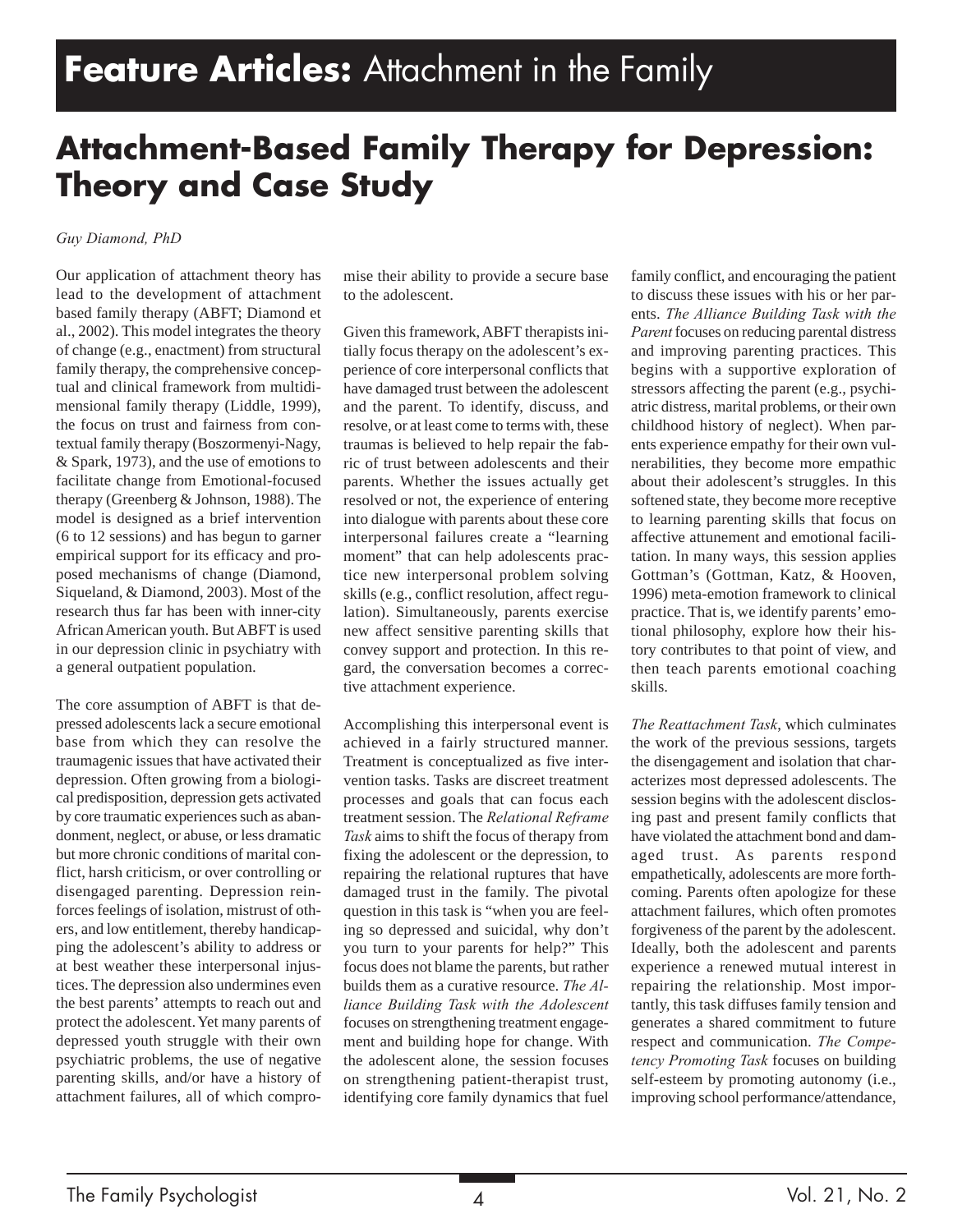# Feature Articles: Attachment in the Family

## Attachment-Based Family Therapy for Depression: Theory and Case Study

*Guy Diamond, PhD*

Our application of attachment theory has lead to the development of attachment based family therapy (ABFT; Diamond et al., 2002). This model integrates the theory of change (e.g., enactment) from structural family therapy, the comprehensive conceptual and clinical framework from multidimensional family therapy (Liddle, 1999), the focus on trust and fairness from contextual family therapy (Boszormenyi-Nagy, & Spark, 1973), and the use of emotions to facilitate change from Emotional-focused therapy (Greenberg & Johnson, 1988). The model is designed as a brief intervention (6 to 12 sessions) and has begun to garner empirical support for its efficacy and proposed mechanisms of change (Diamond, Siqueland, & Diamond, 2003). Most of the research thus far has been with inner-city African American youth. But ABFT is used in our depression clinic in psychiatry with a general outpatient population.

The core assumption of ABFT is that depressed adolescents lack a secure emotional base from which they can resolve the traumagenic issues that have activated their depression. Often growing from a biological predisposition, depression gets activated by core traumatic experiences such as abandonment, neglect, or abuse, or less dramatic but more chronic conditions of marital conflict, harsh criticism, or over controlling or disengaged parenting. Depression reinforces feelings of isolation, mistrust of others, and low entitlement, thereby handicapping the adolescent's ability to address or at best weather these interpersonal injustices. The depression also undermines even the best parents' attempts to reach out and protect the adolescent. Yet many parents of depressed youth struggle with their own psychiatric problems, the use of negative parenting skills, and/or have a history of attachment failures, all of which compromise their ability to provide a secure base to the adolescent.

Given this framework, ABFT therapists initially focus therapy on the adolescent's experience of core interpersonal conflicts that have damaged trust between the adolescent and the parent. To identify, discuss, and resolve, or at least come to terms with, these traumas is believed to help repair the fabric of trust between adolescents and their parents. Whether the issues actually get resolved or not, the experience of entering into dialogue with parents about these core interpersonal failures create a "learning moment" that can help adolescents practice new interpersonal problem solving skills (e.g., conflict resolution, affect regulation). Simultaneously, parents exercise new affect sensitive parenting skills that convey support and protection. In this regard, the conversation becomes a corrective attachment experience.

Accomplishing this interpersonal event is achieved in a fairly structured manner. Treatment is conceptualized as five intervention tasks. Tasks are discreet treatment processes and goals that can focus each treatment session. The *Relational Reframe Task* aims to shift the focus of therapy from fixing the adolescent or the depression, to repairing the relational ruptures that have damaged trust in the family. The pivotal question in this task is "when you are feeling so depressed and suicidal, why don't you turn to your parents for help?" This focus does not blame the parents, but rather builds them as a curative resource. *The Alliance Building Task with the Adolescent* focuses on strengthening treatment engagement and building hope for change. With the adolescent alone, the session focuses on strengthening patient-therapist trust, identifying core family dynamics that fuel family conflict, and encouraging the patient to discuss these issues with his or her parents. *The Alliance Building Task with the Parent* focuses on reducing parental distress and improving parenting practices. This begins with a supportive exploration of stressors affecting the parent (e.g., psychiatric distress, marital problems, or their own childhood history of neglect). When parents experience empathy for their own vulnerabilities, they become more empathic about their adolescent's struggles. In this softened state, they become more receptive to learning parenting skills that focus on affective attunement and emotional facilitation. In many ways, this session applies Gottman's (Gottman, Katz, & Hooven, 1996) meta-emotion framework to clinical practice. That is, we identify parents' emotional philosophy, explore how their history contributes to that point of view, and then teach parents emotional coaching skills.

*The Reattachment Task*, which culminates the work of the previous sessions, targets the disengagement and isolation that characterizes most depressed adolescents. The session begins with the adolescent disclosing past and present family conflicts that have violated the attachment bond and damaged trust. As parents respond empathetically, adolescents are more forthcoming. Parents often apologize for these attachment failures, which often promotes forgiveness of the parent by the adolescent. Ideally, both the adolescent and parents experience a renewed mutual interest in repairing the relationship. Most importantly, this task diffuses family tension and generates a shared commitment to future respect and communication. *The Competency Promoting Task* focuses on building self-esteem by promoting autonomy (i.e., improving school performance/attendance,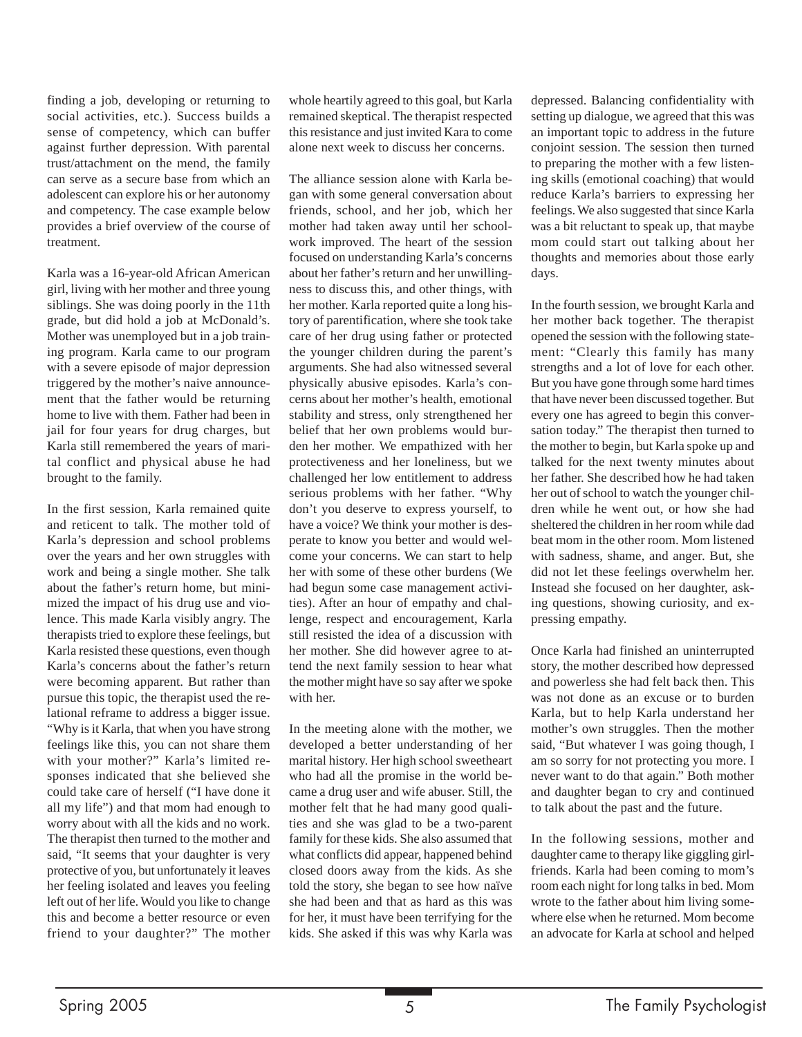finding a job, developing or returning to social activities, etc.). Success builds a sense of competency, which can buffer against further depression. With parental trust/attachment on the mend, the family can serve as a secure base from which an adolescent can explore his or her autonomy and competency. The case example below provides a brief overview of the course of treatment.

Karla was a 16-year-old African American girl, living with her mother and three young siblings. She was doing poorly in the 11th grade, but did hold a job at McDonald's. Mother was unemployed but in a job training program. Karla came to our program with a severe episode of major depression triggered by the mother's naive announcement that the father would be returning home to live with them. Father had been in jail for four years for drug charges, but Karla still remembered the years of marital conflict and physical abuse he had brought to the family.

In the first session, Karla remained quite and reticent to talk. The mother told of Karla's depression and school problems over the years and her own struggles with work and being a single mother. She talk about the father's return home, but minimized the impact of his drug use and violence. This made Karla visibly angry. The therapists tried to explore these feelings, but Karla resisted these questions, even though Karla's concerns about the father's return were becoming apparent. But rather than pursue this topic, the therapist used the relational reframe to address a bigger issue. "Why is it Karla, that when you have strong feelings like this, you can not share them with your mother?" Karla's limited responses indicated that she believed she could take care of herself ("I have done it all my life") and that mom had enough to worry about with all the kids and no work. The therapist then turned to the mother and said, "It seems that your daughter is very protective of you, but unfortunately it leaves her feeling isolated and leaves you feeling left out of her life. Would you like to change this and become a better resource or even friend to your daughter?" The mother whole heartily agreed to this goal, but Karla remained skeptical. The therapist respected this resistance and just invited Kara to come alone next week to discuss her concerns.

The alliance session alone with Karla began with some general conversation about friends, school, and her job, which her mother had taken away until her schoolwork improved. The heart of the session focused on understanding Karla's concerns about her father's return and her unwillingness to discuss this, and other things, with her mother. Karla reported quite a long history of parentification, where she took take care of her drug using father or protected the younger children during the parent's arguments. She had also witnessed several physically abusive episodes. Karla's concerns about her mother's health, emotional stability and stress, only strengthened her belief that her own problems would burden her mother. We empathized with her protectiveness and her loneliness, but we challenged her low entitlement to address serious problems with her father. "Why don't you deserve to express yourself, to have a voice? We think your mother is desperate to know you better and would welcome your concerns. We can start to help her with some of these other burdens (We had begun some case management activities). After an hour of empathy and challenge, respect and encouragement, Karla still resisted the idea of a discussion with her mother. She did however agree to attend the next family session to hear what the mother might have so say after we spoke with her.

In the meeting alone with the mother, we developed a better understanding of her marital history. Her high school sweetheart who had all the promise in the world became a drug user and wife abuser. Still, the mother felt that he had many good qualities and she was glad to be a two-parent family for these kids. She also assumed that what conflicts did appear, happened behind closed doors away from the kids. As she told the story, she began to see how naïve she had been and that as hard as this was for her, it must have been terrifying for the kids. She asked if this was why Karla was depressed. Balancing confidentiality with setting up dialogue, we agreed that this was an important topic to address in the future conjoint session. The session then turned to preparing the mother with a few listening skills (emotional coaching) that would reduce Karla's barriers to expressing her feelings. We also suggested that since Karla was a bit reluctant to speak up, that maybe mom could start out talking about her thoughts and memories about those early days.

In the fourth session, we brought Karla and her mother back together. The therapist opened the session with the following statement: "Clearly this family has many strengths and a lot of love for each other. But you have gone through some hard times that have never been discussed together. But every one has agreed to begin this conversation today." The therapist then turned to the mother to begin, but Karla spoke up and talked for the next twenty minutes about her father. She described how he had taken her out of school to watch the younger children while he went out, or how she had sheltered the children in her room while dad beat mom in the other room. Mom listened with sadness, shame, and anger. But, she did not let these feelings overwhelm her. Instead she focused on her daughter, asking questions, showing curiosity, and expressing empathy.

Once Karla had finished an uninterrupted story, the mother described how depressed and powerless she had felt back then. This was not done as an excuse or to burden Karla, but to help Karla understand her mother's own struggles. Then the mother said, "But whatever I was going though, I am so sorry for not protecting you more. I never want to do that again." Both mother and daughter began to cry and continued to talk about the past and the future.

In the following sessions, mother and daughter came to therapy like giggling girlfriends. Karla had been coming to mom's room each night for long talks in bed. Mom wrote to the father about him living somewhere else when he returned. Mom become an advocate for Karla at school and helped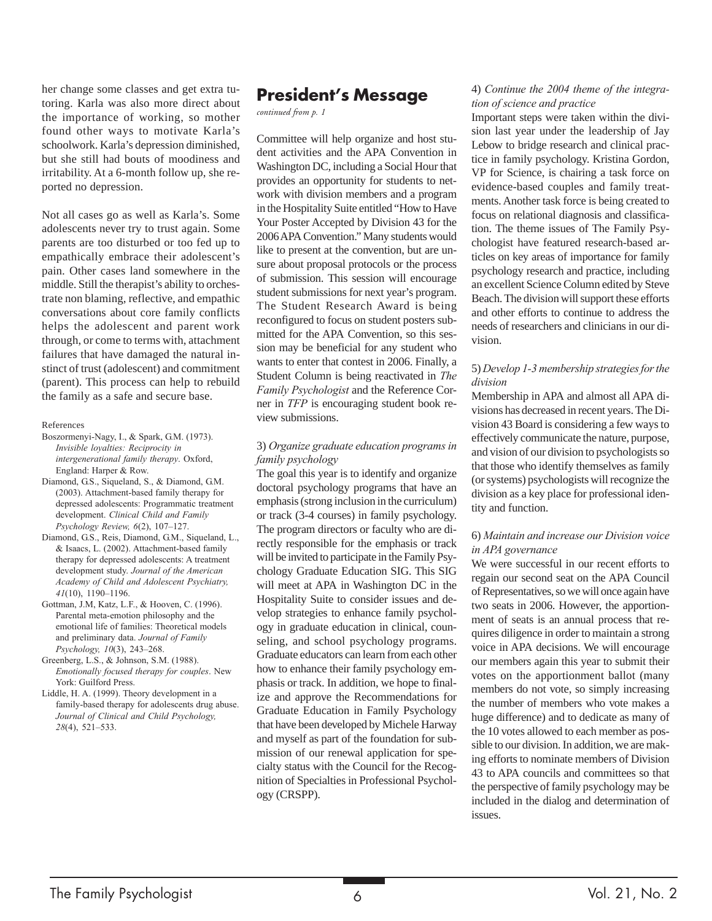her change some classes and get extra tutoring. Karla was also more direct about the importance of working, so mother found other ways to motivate Karla's schoolwork. Karla's depression diminished, but she still had bouts of moodiness and irritability. At a 6-month follow up, she reported no depression.

Not all cases go as well as Karla's. Some adolescents never try to trust again. Some parents are too disturbed or too fed up to empathically embrace their adolescent's pain. Other cases land somewhere in the middle. Still the therapist's ability to orchestrate non blaming, reflective, and empathic conversations about core family conflicts helps the adolescent and parent work through, or come to terms with, attachment failures that have damaged the natural instinct of trust (adolescent) and commitment (parent). This process can help to rebuild the family as a safe and secure base.

References

- Boszormenyi-Nagy, I., & Spark, G.M. (1973). *Invisible loyalties: Reciprocity in intergenerational family therapy*. Oxford, England: Harper & Row.
- Diamond, G.S., Siqueland, S., & Diamond, G.M. (2003). Attachment-based family therapy for depressed adolescents: Programmatic treatment development. *Clinical Child and Family Psychology Review, 6*(2), 107–127.
- Diamond, G.S., Reis, Diamond, G.M., Siqueland, L., & Isaacs, L. (2002). Attachment-based family therapy for depressed adolescents: A treatment development study. *Journal of the American Academy of Child and Adolescent Psychiatry, 41*(10), 1190–1196.
- Gottman, J.M, Katz, L.F., & Hooven, C. (1996). Parental meta-emotion philosophy and the emotional life of families: Theoretical models and preliminary data. *Journal of Family Psychology, 10*(3), 243–268.
- Greenberg, L.S., & Johnson, S.M. (1988). *Emotionally focused therapy for couples*. New York: Guilford Press.
- Liddle, H. A. (1999). Theory development in a family-based therapy for adolescents drug abuse. *Journal of Clinical and Child Psychology, 28*(4), 521–533.

## President's Message

*continued from p. 1*

Committee will help organize and host student activities and the APA Convention in Washington DC, including a Social Hour that provides an opportunity for students to network with division members and a program in the Hospitality Suite entitled "How to Have Your Poster Accepted by Division 43 for the 2006 APA Convention." Many students would like to present at the convention, but are unsure about proposal protocols or the process of submission. This session will encourage student submissions for next year's program. The Student Research Award is being reconfigured to focus on student posters submitted for the APA Convention, so this session may be beneficial for any student who wants to enter that contest in 2006. Finally, a Student Column is being reactivated in *The Family Psychologist* and the Reference Corner in *TFP* is encouraging student book review submissions.

3) *Organize graduate education programs in family psychology*

The goal this year is to identify and organize doctoral psychology programs that have an emphasis (strong inclusion in the curriculum) or track (3-4 courses) in family psychology. The program directors or faculty who are directly responsible for the emphasis or track will be invited to participate in the Family Psychology Graduate Education SIG. This SIG will meet at APA in Washington DC in the Hospitality Suite to consider issues and develop strategies to enhance family psychology in graduate education in clinical, counseling, and school psychology programs. Graduate educators can learn from each other how to enhance their family psychology emphasis or track. In addition, we hope to finalize and approve the Recommendations for Graduate Education in Family Psychology that have been developed by Michele Harway and myself as part of the foundation for submission of our renewal application for specialty status with the Council for the Recognition of Specialties in Professional Psychology (CRSPP).

4) *Continue the 2004 theme of the integration of science and practice*

Important steps were taken within the division last year under the leadership of Jay Lebow to bridge research and clinical practice in family psychology. Kristina Gordon, VP for Science, is chairing a task force on evidence-based couples and family treatments. Another task force is being created to focus on relational diagnosis and classification. The theme issues of The Family Psychologist have featured research-based articles on key areas of importance for family psychology research and practice, including an excellent Science Column edited by Steve Beach. The division will support these efforts and other efforts to continue to address the needs of researchers and clinicians in our division.

5) *Develop 1-3 membership strategies for the division*

Membership in APA and almost all APA divisions has decreased in recent years. The Division 43 Board is considering a few ways to effectively communicate the nature, purpose, and vision of our division to psychologists so that those who identify themselves as family (or systems) psychologists will recognize the division as a key place for professional identity and function.

6) *Maintain and increase our Division voice in APA governance*

We were successful in our recent efforts to regain our second seat on the APA Council of Representatives, so we will once again have two seats in 2006. However, the apportionment of seats is an annual process that requires diligence in order to maintain a strong voice in APA decisions. We will encourage our members again this year to submit their votes on the apportionment ballot (many members do not vote, so simply increasing the number of members who vote makes a huge difference) and to dedicate as many of the 10 votes allowed to each member as possible to our division. In addition, we are making efforts to nominate members of Division 43 to APA councils and committees so that the perspective of family psychology may be included in the dialog and determination of issues.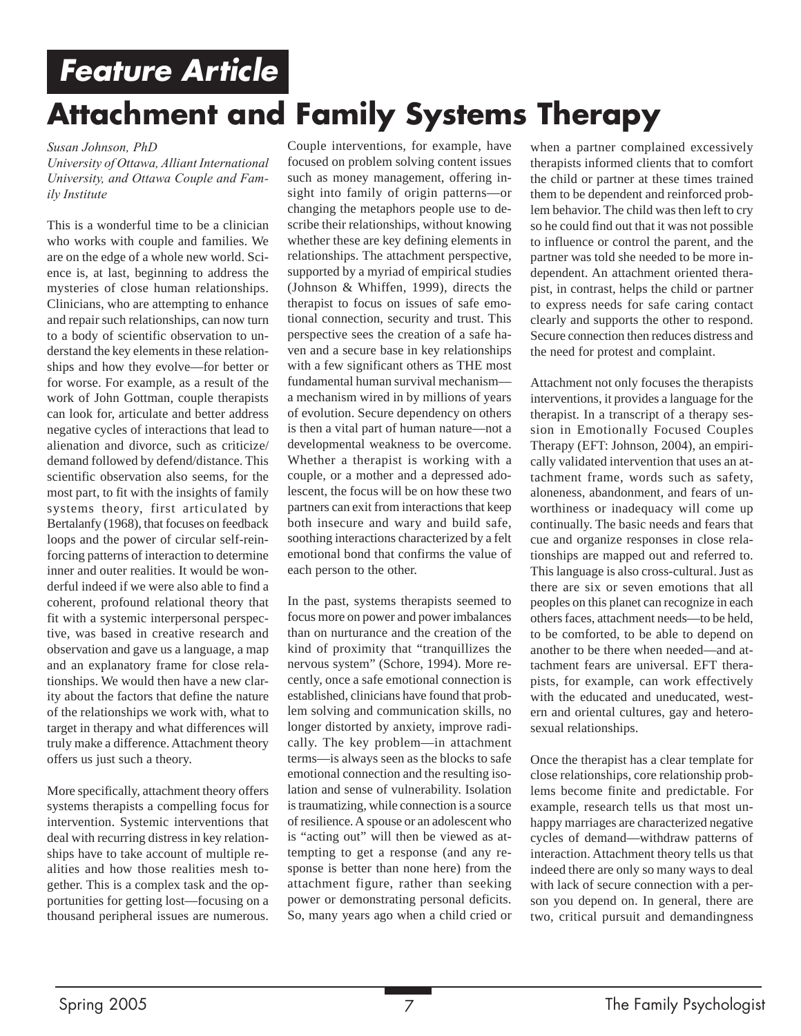**Feature Article**

# Attachment and Family Systems Therapy

*Susan Johnson, PhD*
*University of Ottawa, Alliant International University, and Ottawa Couple and Family Institute*

This is a wonderful time to be a clinician who works with couple and families. We are on the edge of a whole new world. Science is, at last, beginning to address the mysteries of close human relationships. Clinicians, who are attempting to enhance and repair such relationships, can now turn to a body of scientific observation to understand the key elements in these relationships and how they evolve—for better or for worse. For example, as a result of the work of John Gottman, couple therapists can look for, articulate and better address negative cycles of interactions that lead to alienation and divorce, such as criticize/demand followed by defend/distance. This scientific observation also seems, for the most part, to fit with the insights of family systems theory, first articulated by Bertalanfy (1968), that focuses on feedback loops and the power of circular self-reinforcing patterns of interaction to determine inner and outer realities. It would be wonderful indeed if we were also able to find a coherent, profound relational theory that fit with a systemic interpersonal perspective, was based in creative research and observation and gave us a language, a map and an explanatory frame for close relationships. We would then have a new clarity about the factors that define the nature of the relationships we work with, what to target in therapy and what differences will truly make a difference. Attachment theory offers us just such a theory.

More specifically, attachment theory offers systems therapists a compelling focus for intervention. Systemic interventions that deal with recurring distress in key relationships have to take account of multiple realities and how those realities mesh together. This is a complex task and the opportunities for getting lost—focusing on a thousand peripheral issues are numerous. Couple interventions, for example, have focused on problem solving content issues such as money management, offering insight into family of origin patterns—or changing the metaphors people use to describe their relationships, without knowing whether these are key defining elements in relationships. The attachment perspective, supported by a myriad of empirical studies (Johnson & Whiffen, 1999), directs the therapist to focus on issues of safe emotional connection, security and trust. This perspective sees the creation of a safe haven and a secure base in key relationships with a few significant others as THE most fundamental human survival mechanism—a mechanism wired in by millions of years of evolution. Secure dependency on others is then a vital part of human nature—not a developmental weakness to be overcome. Whether a therapist is working with a couple, or a mother and a depressed adolescent, the focus will be on how these two partners can exit from interactions that keep both insecure and wary and build safe, soothing interactions characterized by a felt emotional bond that confirms the value of each person to the other.

In the past, systems therapists seemed to focus more on power and power imbalances than on nurturance and the creation of the kind of proximity that "tranquillizes the nervous system" (Schore, 1994). More recently, once a safe emotional connection is established, clinicians have found that problem solving and communication skills, no longer distorted by anxiety, improve radically. The key problem—in attachment terms—is always seen as the blocks to safe emotional connection and the resulting isolation and sense of vulnerability. Isolation is traumatizing, while connection is a source of resilience. A spouse or an adolescent who is "acting out" will then be viewed as attempting to get a response (and any response is better than none here) from the attachment figure, rather than seeking power or demonstrating personal deficits. So, many years ago when a child cried or when a partner complained excessively therapists informed clients that to comfort the child or partner at these times trained them to be dependent and reinforced problem behavior. The child was then left to cry so he could find out that it was not possible to influence or control the parent, and the partner was told she needed to be more independent. An attachment oriented therapist, in contrast, helps the child or partner to express needs for safe caring contact clearly and supports the other to respond. Secure connection then reduces distress and the need for protest and complaint.

Attachment not only focuses the therapists interventions, it provides a language for the therapist. In a transcript of a therapy session in Emotionally Focused Couples Therapy (EFT: Johnson, 2004), an empirically validated intervention that uses an attachment frame, words such as safety, aloneness, abandonment, and fears of unworthiness or inadequacy will come up continually. The basic needs and fears that cue and organize responses in close relationships are mapped out and referred to. This language is also cross-cultural. Just as there are six or seven emotions that all peoples on this planet can recognize in each others faces, attachment needs—to be held, to be comforted, to be able to depend on another to be there when needed—and attachment fears are universal. EFT therapists, for example, can work effectively with the educated and uneducated, western and oriental cultures, gay and heterosexual relationships.

Once the therapist has a clear template for close relationships, core relationship problems become finite and predictable. For example, research tells us that most unhappy marriages are characterized negative cycles of demand—withdraw patterns of interaction. Attachment theory tells us that indeed there are only so many ways to deal with lack of secure connection with a person you depend on. In general, there are two, critical pursuit and demandingness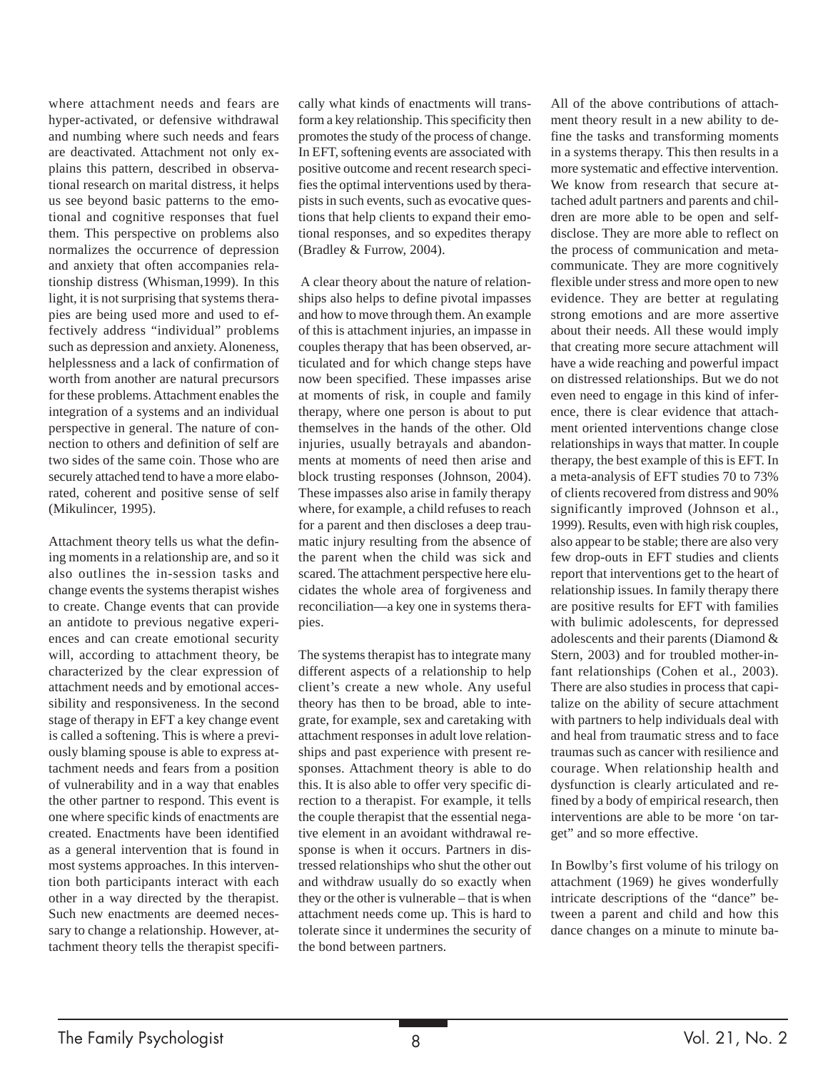where attachment needs and fears are hyper-activated, or defensive withdrawal and numbing where such needs and fears are deactivated. Attachment not only explains this pattern, described in observational research on marital distress, it helps us see beyond basic patterns to the emotional and cognitive responses that fuel them. This perspective on problems also normalizes the occurrence of depression and anxiety that often accompanies relationship distress (Whisman,1999). In this light, it is not surprising that systems therapies are being used more and used to effectively address "individual" problems such as depression and anxiety. Aloneness, helplessness and a lack of confirmation of worth from another are natural precursors for these problems. Attachment enables the integration of a systems and an individual perspective in general. The nature of connection to others and definition of self are two sides of the same coin. Those who are securely attached tend to have a more elaborated, coherent and positive sense of self (Mikulincer, 1995).

Attachment theory tells us what the defining moments in a relationship are, and so it also outlines the in-session tasks and change events the systems therapist wishes to create. Change events that can provide an antidote to previous negative experiences and can create emotional security will, according to attachment theory, be characterized by the clear expression of attachment needs and by emotional accessibility and responsiveness. In the second stage of therapy in EFT a key change event is called a softening. This is where a previously blaming spouse is able to express attachment needs and fears from a position of vulnerability and in a way that enables the other partner to respond. This event is one where specific kinds of enactments are created. Enactments have been identified as a general intervention that is found in most systems approaches. In this intervention both participants interact with each other in a way directed by the therapist. Such new enactments are deemed necessary to change a relationship. However, attachment theory tells the therapist specifically what kinds of enactments will transform a key relationship. This specificity then promotes the study of the process of change. In EFT, softening events are associated with positive outcome and recent research specifies the optimal interventions used by therapists in such events, such as evocative questions that help clients to expand their emotional responses, and so expedites therapy (Bradley & Furrow, 2004).

A clear theory about the nature of relationships also helps to define pivotal impasses and how to move through them. An example of this is attachment injuries, an impasse in couples therapy that has been observed, articulated and for which change steps have now been specified. These impasses arise at moments of risk, in couple and family therapy, where one person is about to put themselves in the hands of the other. Old injuries, usually betrayals and abandonments at moments of need then arise and block trusting responses (Johnson, 2004). These impasses also arise in family therapy where, for example, a child refuses to reach for a parent and then discloses a deep traumatic injury resulting from the absence of the parent when the child was sick and scared. The attachment perspective here elucidates the whole area of forgiveness and reconciliation—a key one in systems therapies.

The systems therapist has to integrate many different aspects of a relationship to help client's create a new whole. Any useful theory has then to be broad, able to integrate, for example, sex and caretaking with attachment responses in adult love relationships and past experience with present responses. Attachment theory is able to do this. It is also able to offer very specific direction to a therapist. For example, it tells the couple therapist that the essential negative element in an avoidant withdrawal response is when it occurs. Partners in distressed relationships who shut the other out and withdraw usually do so exactly when they or the other is vulnerable – that is when attachment needs come up. This is hard to tolerate since it undermines the security of the bond between partners.

All of the above contributions of attachment theory result in a new ability to define the tasks and transforming moments in a systems therapy. This then results in a more systematic and effective intervention. We know from research that secure attached adult partners and parents and children are more able to be open and self-disclose. They are more able to reflect on the process of communication and metacommunicate. They are more cognitively flexible under stress and more open to new evidence. They are better at regulating strong emotions and are more assertive about their needs. All these would imply that creating more secure attachment will have a wide reaching and powerful impact on distressed relationships. But we do not even need to engage in this kind of inference, there is clear evidence that attachment oriented interventions change close relationships in ways that matter. In couple therapy, the best example of this is EFT. In a meta-analysis of EFT studies 70 to 73% of clients recovered from distress and 90% significantly improved (Johnson et al., 1999). Results, even with high risk couples, also appear to be stable; there are also very few drop-outs in EFT studies and clients report that interventions get to the heart of relationship issues. In family therapy there are positive results for EFT with families with bulimic adolescents, for depressed adolescents and their parents (Diamond & Stern, 2003) and for troubled mother-infant relationships (Cohen et al., 2003). There are also studies in process that capitalize on the ability of secure attachment with partners to help individuals deal with and heal from traumatic stress and to face traumas such as cancer with resilience and courage. When relationship health and dysfunction is clearly articulated and refined by a body of empirical research, then interventions are able to be more 'on target" and so more effective.

In Bowlby's first volume of his trilogy on attachment (1969) he gives wonderfully intricate descriptions of the "dance" between a parent and child and how this dance changes on a minute to minute ba-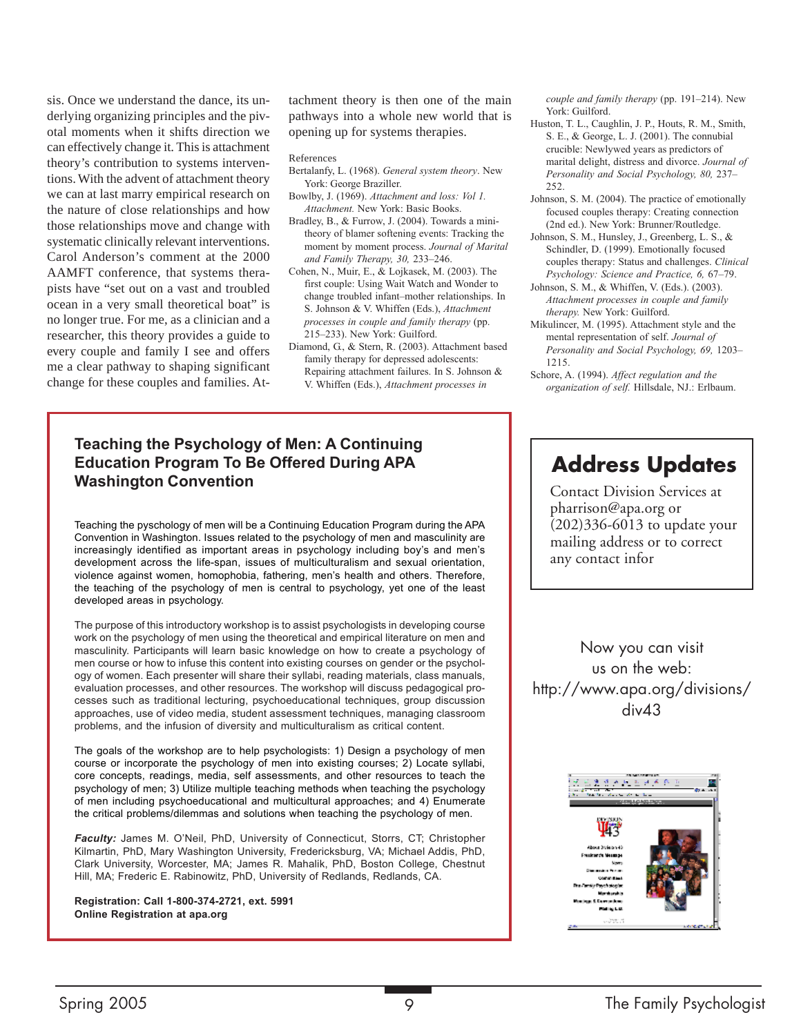sis. Once we understand the dance, its underlying organizing principles and the pivotal moments when it shifts direction we can effectively change it. This is attachment theory's contribution to systems interventions. With the advent of attachment theory we can at last marry empirical research on the nature of close relationships and how those relationships move and change with systematic clinically relevant interventions. Carol Anderson's comment at the 2000 AAMFT conference, that systems therapists have "set out on a vast and troubled ocean in a very small theoretical boat" is no longer true. For me, as a clinician and a researcher, this theory provides a guide to every couple and family I see and offers me a clear pathway to shaping significant change for these couples and families. Attachment theory is then one of the main pathways into a whole new world that is opening up for systems therapies.

References

Bertalanfy, L. (1968). *General system theory*. New York: George Braziller.

Bowlby, J. (1969). *Attachment and loss: Vol 1. Attachment.* New York: Basic Books.

Bradley, B., & Furrow, J. (2004). Towards a mini-theory of blamer softening events: Tracking the moment by moment process. *Journal of Marital and Family Therapy, 30,* 233–246.

Cohen, N., Muir, E., & Lojkasek, M. (2003). The first couple: Using Wait Watch and Wonder to change troubled infant–mother relationships. In S. Johnson & V. Whiffen (Eds.), *Attachment processes in couple and family therapy* (pp. 215–233). New York: Guilford.

Diamond, G., & Stern, R. (2003). Attachment based family therapy for depressed adolescents: Repairing attachment failures. In S. Johnson & V. Whiffen (Eds.), *Attachment processes in couple and family therapy* (pp. 191–214). New York: Guilford.

Huston, T. L., Caughlin, J. P., Houts, R. M., Smith, S. E., & George, L. J. (2001). The connubial crucible: Newlywed years as predictors of marital delight, distress and divorce. *Journal of Personality and Social Psychology, 80,* 237–252.

Johnson, S. M. (2004). The practice of emotionally focused couples therapy: Creating connection (2nd ed.). New York: Brunner/Routledge.

Johnson, S. M., Hunsley, J., Greenberg, L. S., & Schindler, D. (1999). Emotionally focused couples therapy: Status and challenges. *Clinical Psychology: Science and Practice, 6,* 67–79.

Johnson, S. M., & Whiffen, V. (Eds.). (2003). *Attachment processes in couple and family therapy.* New York: Guilford.

Mikulincer, M. (1995). Attachment style and the mental representation of self. *Journal of Personality and Social Psychology, 69,* 1203–1215.

Schore, A. (1994). *Affect regulation and the organization of self.* Hillsdale, NJ.: Erlbaum.

## Teaching the Psychology of Men: A Continuing Education Program To Be Offered During APA Washington Convention

Teaching the pyschology of men will be a Continuing Education Program during the APA Convention in Washington. Issues related to the psychology of men and masculinity are increasingly identified as important areas in psychology including boy's and men's development across the life-span, issues of multiculturalism and sexual orientation, violence against women, homophobia, fathering, men's health and others. Therefore, the teaching of the psychology of men is central to psychology, yet one of the least developed areas in psychology.

The purpose of this introductory workshop is to assist psychologists in developing course work on the psychology of men using the theoretical and empirical literature on men and masculinity. Participants will learn basic knowledge on how to create a psychology of men course or how to infuse this content into existing courses on gender or the psychology of women. Each presenter will share their syllabi, reading materials, class manuals, evaluation processes, and other resources. The workshop will discuss pedagogical processes such as traditional lecturing, psychoeducational techniques, group discussion approaches, use of video media, student assessment techniques, managing classroom problems, and the infusion of diversity and multiculturalism as critical content.

The goals of the workshop are to help psychologists: 1) Design a psychology of men course or incorporate the psychology of men into existing courses; 2) Locate syllabi, core concepts, readings, media, self assessments, and other resources to teach the psychology of men; 3) Utilize multiple teaching methods when teaching the psychology of men including psychoeducational and multicultural approaches; and 4) Enumerate the critical problems/dilemmas and solutions when teaching the psychology of men.

***Faculty:*** James M. O'Neil, PhD, University of Connecticut, Storrs, CT; Christopher Kilmartin, PhD, Mary Washington University, Fredericksburg, VA; Michael Addis, PhD, Clark University, Worcester, MA; James R. Mahalik, PhD, Boston College, Chestnut Hill, MA; Frederic E. Rabinowitz, PhD, University of Redlands, Redlands, CA.

**Registration: Call 1-800-374-2721, ext. 5991**
**Online Registration at apa.org**

## Address Updates

Contact Division Services at pharrison@apa.org or (202)336-6013 to update your mailing address or to correct any contact infor

Now you can visit us on the web: http://www.apa.org/divisions/div43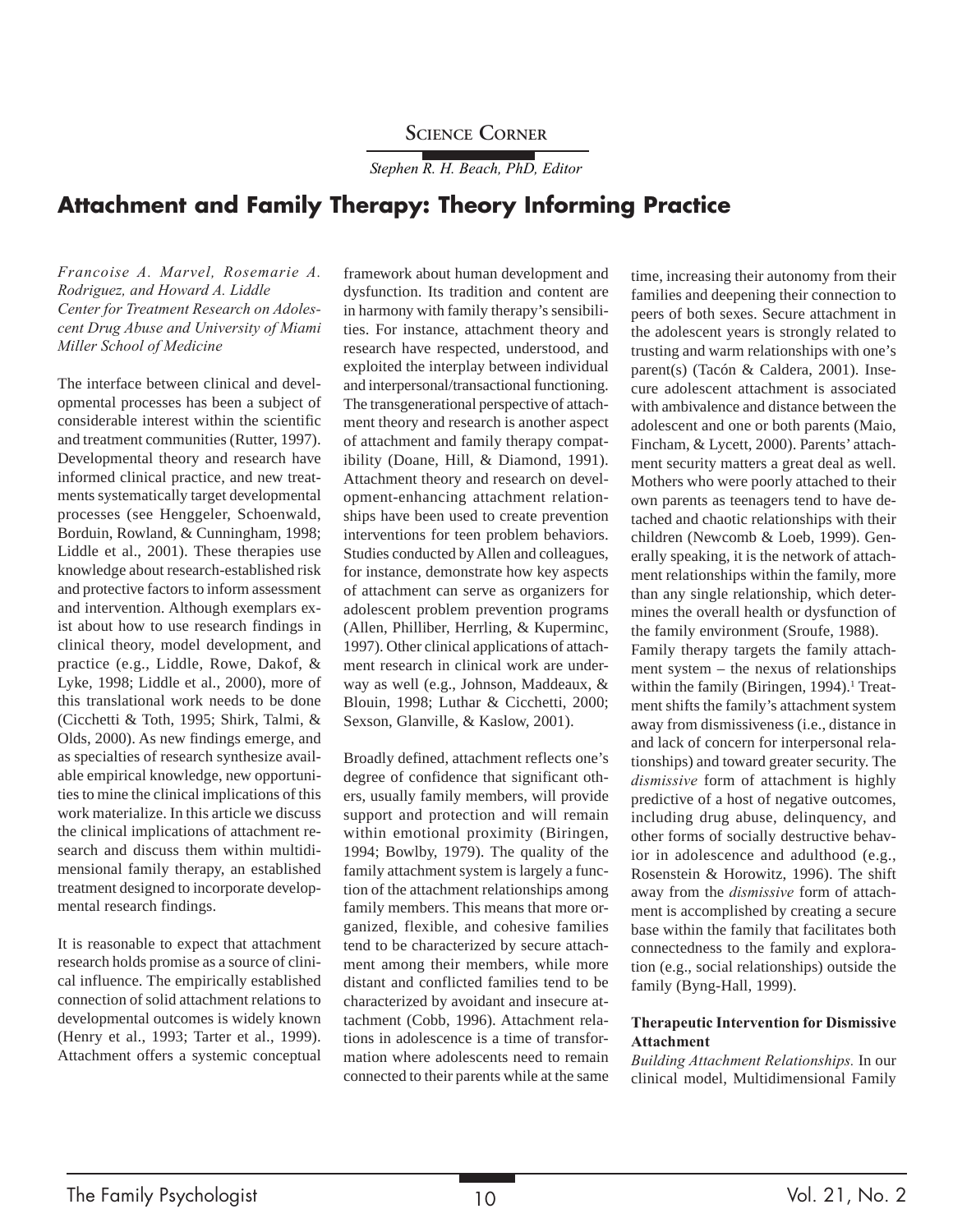Science Corner

*Stephen R. H. Beach, PhD, Editor*

# Attachment and Family Therapy: Theory Informing Practice

*Francoise A. Marvel, Rosemarie A. Rodriguez, and Howard A. Liddle*
*Center for Treatment Research on Adolescent Drug Abuse and University of Miami Miller School of Medicine*

The interface between clinical and developmental processes has been a subject of considerable interest within the scientific and treatment communities (Rutter, 1997). Developmental theory and research have informed clinical practice, and new treatments systematically target developmental processes (see Henggeler, Schoenwald, Borduin, Rowland, & Cunningham, 1998; Liddle et al., 2001). These therapies use knowledge about research-established risk and protective factors to inform assessment and intervention. Although exemplars exist about how to use research findings in clinical theory, model development, and practice (e.g., Liddle, Rowe, Dakof, & Lyke, 1998; Liddle et al., 2000), more of this translational work needs to be done (Cicchetti & Toth, 1995; Shirk, Talmi, & Olds, 2000). As new findings emerge, and as specialties of research synthesize available empirical knowledge, new opportunities to mine the clinical implications of this work materialize. In this article we discuss the clinical implications of attachment research and discuss them within multidimensional family therapy, an established treatment designed to incorporate developmental research findings.

It is reasonable to expect that attachment research holds promise as a source of clinical influence. The empirically established connection of solid attachment relations to developmental outcomes is widely known (Henry et al., 1993; Tarter et al., 1999). Attachment offers a systemic conceptual framework about human development and dysfunction. Its tradition and content are in harmony with family therapy's sensibilities. For instance, attachment theory and research have respected, understood, and exploited the interplay between individual and interpersonal/transactional functioning. The transgenerational perspective of attachment theory and research is another aspect of attachment and family therapy compatibility (Doane, Hill, & Diamond, 1991). Attachment theory and research on development-enhancing attachment relationships have been used to create prevention interventions for teen problem behaviors. Studies conducted by Allen and colleagues, for instance, demonstrate how key aspects of attachment can serve as organizers for adolescent problem prevention programs (Allen, Philliber, Herrling, & Kuperminc, 1997). Other clinical applications of attachment research in clinical work are underway as well (e.g., Johnson, Maddeaux, & Blouin, 1998; Luthar & Cicchetti, 2000; Sexson, Glanville, & Kaslow, 2001).

Broadly defined, attachment reflects one's degree of confidence that significant others, usually family members, will provide support and protection and will remain within emotional proximity (Biringen, 1994; Bowlby, 1979). The quality of the family attachment system is largely a function of the attachment relationships among family members. This means that more organized, flexible, and cohesive families tend to be characterized by secure attachment among their members, while more distant and conflicted families tend to be characterized by avoidant and insecure attachment (Cobb, 1996). Attachment relations in adolescence is a time of transformation where adolescents need to remain connected to their parents while at the same time, increasing their autonomy from their families and deepening their connection to peers of both sexes. Secure attachment in the adolescent years is strongly related to trusting and warm relationships with one's parent(s) (Tacón & Caldera, 2001). Insecure adolescent attachment is associated with ambivalence and distance between the adolescent and one or both parents (Maio, Fincham, & Lycett, 2000). Parents' attachment security matters a great deal as well. Mothers who were poorly attached to their own parents as teenagers tend to have detached and chaotic relationships with their children (Newcomb & Loeb, 1999). Generally speaking, it is the network of attachment relationships within the family, more than any single relationship, which determines the overall health or dysfunction of the family environment (Sroufe, 1988).

Family therapy targets the family attachment system – the nexus of relationships within the family (Biringen, 1994).[1] Treatment shifts the family's attachment system away from dismissiveness (i.e., distance in and lack of concern for interpersonal relationships) and toward greater security. The *dismissive* form of attachment is highly predictive of a host of negative outcomes, including drug abuse, delinquency, and other forms of socially destructive behavior in adolescence and adulthood (e.g., Rosenstein & Horowitz, 1996). The shift away from the *dismissive* form of attachment is accomplished by creating a secure base within the family that facilitates both connectedness to the family and exploration (e.g., social relationships) outside the family (Byng-Hall, 1999).

**Therapeutic Intervention for Dismissive Attachment**

*Building Attachment Relationships.* In our clinical model, Multidimensional Family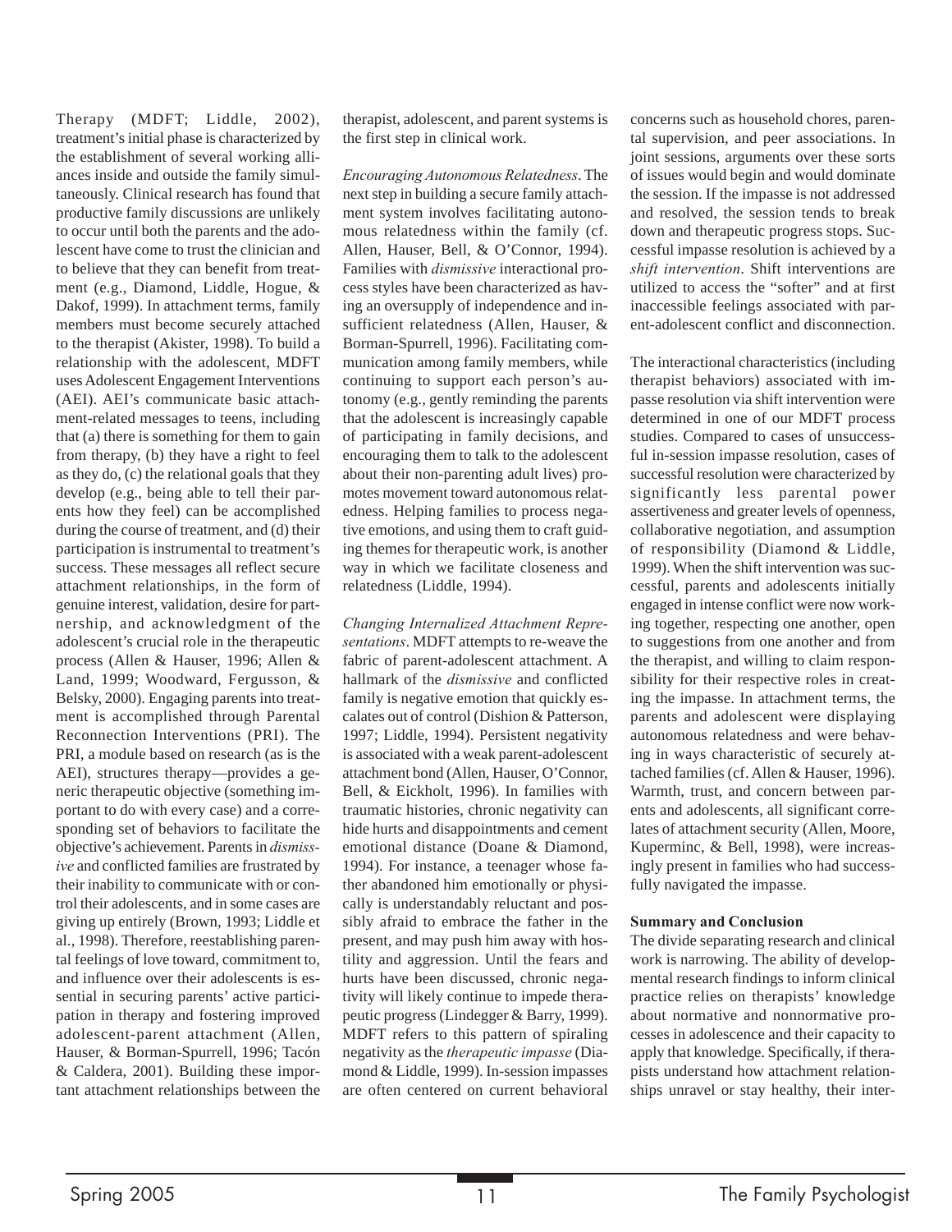Therapy (MDFT; Liddle, 2002), treatment's initial phase is characterized by the establishment of several working alliances inside and outside the family simultaneously. Clinical research has found that productive family discussions are unlikely to occur until both the parents and the adolescent have come to trust the clinician and to believe that they can benefit from treatment (e.g., Diamond, Liddle, Hogue, & Dakof, 1999). In attachment terms, family members must become securely attached to the therapist (Akister, 1998). To build a relationship with the adolescent, MDFT uses Adolescent Engagement Interventions (AEI). AEI's communicate basic attachment-related messages to teens, including that (a) there is something for them to gain from therapy, (b) they have a right to feel as they do, (c) the relational goals that they develop (e.g., being able to tell their parents how they feel) can be accomplished during the course of treatment, and (d) their participation is instrumental to treatment's success. These messages all reflect secure attachment relationships, in the form of genuine interest, validation, desire for partnership, and acknowledgment of the adolescent's crucial role in the therapeutic process (Allen & Hauser, 1996; Allen & Land, 1999; Woodward, Fergusson, & Belsky, 2000). Engaging parents into treatment is accomplished through Parental Reconnection Interventions (PRI). The PRI, a module based on research (as is the AEI), structures therapy—provides a generic therapeutic objective (something important to do with every case) and a corresponding set of behaviors to facilitate the objective's achievement. Parents in *dismissive* and conflicted families are frustrated by their inability to communicate with or control their adolescents, and in some cases are giving up entirely (Brown, 1993; Liddle et al., 1998). Therefore, reestablishing parental feelings of love toward, commitment to, and influence over their adolescents is essential in securing parents' active participation in therapy and fostering improved adolescent-parent attachment (Allen, Hauser, & Borman-Spurrell, 1996; Tacón & Caldera, 2001). Building these important attachment relationships between the therapist, adolescent, and parent systems is the first step in clinical work.

*Encouraging Autonomous Relatedness*. The next step in building a secure family attachment system involves facilitating autonomous relatedness within the family (cf. Allen, Hauser, Bell, & O'Connor, 1994). Families with *dismissive* interactional process styles have been characterized as having an oversupply of independence and insufficient relatedness (Allen, Hauser, & Borman-Spurrell, 1996). Facilitating communication among family members, while continuing to support each person's autonomy (e.g., gently reminding the parents that the adolescent is increasingly capable of participating in family decisions, and encouraging them to talk to the adolescent about their non-parenting adult lives) promotes movement toward autonomous relatedness. Helping families to process negative emotions, and using them to craft guiding themes for therapeutic work, is another way in which we facilitate closeness and relatedness (Liddle, 1994).

*Changing Internalized Attachment Representations*. MDFT attempts to re-weave the fabric of parent-adolescent attachment. A hallmark of the *dismissive* and conflicted family is negative emotion that quickly escalates out of control (Dishion & Patterson, 1997; Liddle, 1994). Persistent negativity is associated with a weak parent-adolescent attachment bond (Allen, Hauser, O'Connor, Bell, & Eickholt, 1996). In families with traumatic histories, chronic negativity can hide hurts and disappointments and cement emotional distance (Doane & Diamond, 1994). For instance, a teenager whose father abandoned him emotionally or physically is understandably reluctant and possibly afraid to embrace the father in the present, and may push him away with hostility and aggression. Until the fears and hurts have been discussed, chronic negativity will likely continue to impede therapeutic progress (Lindegger & Barry, 1999). MDFT refers to this pattern of spiraling negativity as the *therapeutic impasse* (Diamond & Liddle, 1999). In-session impasses are often centered on current behavioral concerns such as household chores, parental supervision, and peer associations. In joint sessions, arguments over these sorts of issues would begin and would dominate the session. If the impasse is not addressed and resolved, the session tends to break down and therapeutic progress stops. Successful impasse resolution is achieved by a *shift intervention*. Shift interventions are utilized to access the "softer" and at first inaccessible feelings associated with parent-adolescent conflict and disconnection.

The interactional characteristics (including therapist behaviors) associated with impasse resolution via shift intervention were determined in one of our MDFT process studies. Compared to cases of unsuccessful in-session impasse resolution, cases of successful resolution were characterized by significantly less parental power assertiveness and greater levels of openness, collaborative negotiation, and assumption of responsibility (Diamond & Liddle, 1999). When the shift intervention was successful, parents and adolescents initially engaged in intense conflict were now working together, respecting one another, open to suggestions from one another and from the therapist, and willing to claim responsibility for their respective roles in creating the impasse. In attachment terms, the parents and adolescent were displaying autonomous relatedness and were behaving in ways characteristic of securely attached families (cf. Allen & Hauser, 1996). Warmth, trust, and concern between parents and adolescents, all significant correlates of attachment security (Allen, Moore, Kuperminc, & Bell, 1998), were increasingly present in families who had successfully navigated the impasse.

**Summary and Conclusion**

The divide separating research and clinical work is narrowing. The ability of developmental research findings to inform clinical practice relies on therapists' knowledge about normative and nonnormative processes in adolescence and their capacity to apply that knowledge. Specifically, if therapists understand how attachment relationships unravel or stay healthy, their inter-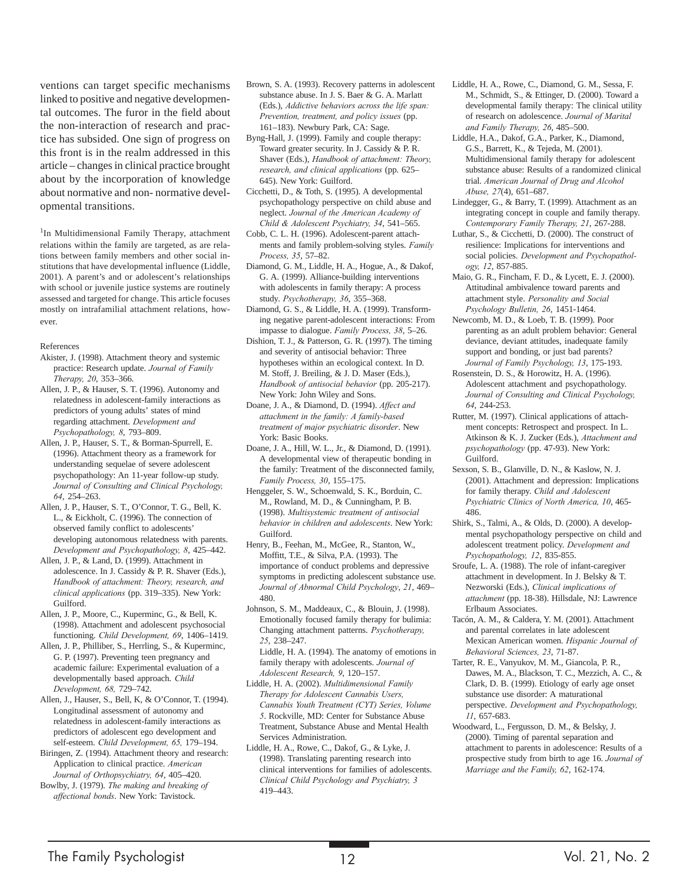ventions can target specific mechanisms linked to positive and negative developmental outcomes. The furor in the field about the non-interaction of research and practice has subsided. One sign of progress on this front is in the realm addressed in this article – changes in clinical practice brought about by the incorporation of knowledge about normative and non- normative developmental transitions.

[1]In Multidimensional Family Therapy, attachment relations within the family are targeted, as are relations between family members and other social institutions that have developmental influence (Liddle, 2001). A parent's and or adolescent's relationships with school or juvenile justice systems are routinely assessed and targeted for change. This article focuses mostly on intrafamilial attachment relations, however.

References

Akister, J. (1998). Attachment theory and systemic practice: Research update. *Journal of Family Therapy, 20*, 353–366.

Allen, J. P., & Hauser, S. T. (1996). Autonomy and relatedness in adolescent-family interactions as predictors of young adults' states of mind regarding attachment. *Development and Psychopathology, 8*, 793–809.

Allen, J. P., Hauser, S. T., & Borman-Spurrell, E. (1996). Attachment theory as a framework for understanding sequelae of severe adolescent psychopathology: An 11-year follow-up study. *Journal of Consulting and Clinical Psychology, 64*, 254–263.

Allen, J. P., Hauser, S. T., O'Connor, T. G., Bell, K. L., & Eickholt, C. (1996). The connection of observed family conflict to adolescents' developing autonomous relatedness with parents. *Development and Psychopathology, 8*, 425–442.

Allen, J. P., & Land, D. (1999). Attachment in adolescence. In J. Cassidy & P. R. Shaver (Eds.), *Handbook of attachment: Theory, research, and clinical applications* (pp. 319–335). New York: Guilford.

Allen, J. P., Moore, C., Kuperminc, G., & Bell, K. (1998). Attachment and adolescent psychosocial functioning. *Child Development, 69*, 1406–1419.

Allen, J. P., Philliber, S., Herrling, S., & Kuperminc, G. P. (1997). Preventing teen pregnancy and academic failure: Experimental evaluation of a developmentally based approach. *Child Development, 68,* 729–742.

Allen, J., Hauser, S., Bell, K, & O'Connor, T. (1994). Longitudinal assessment of autonomy and relatedness in adolescent-family interactions as predictors of adolescent ego development and self-esteem. *Child Development, 65,* 179–194.

Biringen, Z. (1994). Attachment theory and research: Application to clinical practice. *American Journal of Orthopsychiatry, 64*, 405–420.

Bowlby, J. (1979). *The making and breaking of affectional bonds*. New York: Tavistock.

Brown, S. A. (1993). Recovery patterns in adolescent substance abuse. In J. S. Baer & G. A. Marlatt (Eds.), *Addictive behaviors across the life span: Prevention, treatment, and policy issues* (pp. 161–183). Newbury Park, CA: Sage.

Byng-Hall, J. (1999). Family and couple therapy: Toward greater security. In J. Cassidy & P. R. Shaver (Eds.), *Handbook of attachment: Theory, research, and clinical applications* (pp. 625–645). New York: Guilford.

Cicchetti, D., & Toth, S. (1995). A developmental psychopathology perspective on child abuse and neglect. *Journal of the American Academy of Child & Adolescent Psychiatry, 34*, 541–565.

Cobb, C. L. H. (1996). Adolescent-parent attachments and family problem-solving styles. *Family Process, 35*, 57–82.

Diamond, G. M., Liddle, H. A., Hogue, A., & Dakof, G. A. (1999). Alliance-building interventions with adolescents in family therapy: A process study. *Psychotherapy, 36*, 355–368.

Diamond, G. S., & Liddle, H. A. (1999). Transforming negative parent-adolescent interactions: From impasse to dialogue. *Family Process, 38*, 5–26.

Dishion, T. J., & Patterson, G. R. (1997). The timing and severity of antisocial behavior: Three hypotheses within an ecological context. In D. M. Stoff, J. Breiling, & J. D. Maser (Eds.), *Handbook of antisocial behavior* (pp. 205-217). New York: John Wiley and Sons.

Doane, J. A., & Diamond, D. (1994). *Affect and attachment in the family: A family-based treatment of major psychiatric disorder*. New York: Basic Books.

Doane, J. A., Hill, W. L., Jr., & Diamond, D. (1991). A developmental view of therapeutic bonding in the family: Treatment of the disconnected family, *Family Process, 30*, 155–175.

Henggeler, S. W., Schoenwald, S. K., Borduin, C. M., Rowland, M. D., & Cunningham, P. B. (1998). *Multisystemic treatment of antisocial behavior in children and adolescents*. New York: Guilford.

Henry, B., Feehan, M., McGee, R., Stanton, W., Moffitt, T.E., & Silva, P.A. (1993). The importance of conduct problems and depressive symptoms in predicting adolescent substance use. *Journal of Abnormal Child Psychology*, *21*, 469–480.

Johnson, S. M., Maddeaux, C., & Blouin, J. (1998). Emotionally focused family therapy for bulimia: Changing attachment patterns. *Psychotherapy, 25,* 238–247.

Liddle, H. A. (1994). The anatomy of emotions in family therapy with adolescents. *Journal of Adolescent Research, 9*, 120–157.

Liddle, H. A. (2002). *Multidimensional Family Therapy for Adolescent Cannabis Users, Cannabis Youth Treatment (CYT) Series, Volume 5*. Rockville, MD: Center for Substance Abuse Treatment, Substance Abuse and Mental Health Services Administration.

Liddle, H. A., Rowe, C., Dakof, G., & Lyke, J. (1998). Translating parenting research into clinical interventions for families of adolescents. *Clinical Child Psychology and Psychiatry, 3* 419–443.

Liddle, H. A., Rowe, C., Diamond, G. M., Sessa, F. M., Schmidt, S., & Ettinger, D. (2000). Toward a developmental family therapy: The clinical utility of research on adolescence. *Journal of Marital and Family Therapy, 26*, 485–500.

Liddle, H.A., Dakof, G.A., Parker, K., Diamond, G.S., Barrett, K., & Tejeda, M. (2001). Multidimensional family therapy for adolescent substance abuse: Results of a randomized clinical trial. *American Journal of Drug and Alcohol Abuse, 27*(4), 651–687.

Lindegger, G., & Barry, T. (1999). Attachment as an integrating concept in couple and family therapy. *Contemporary Family Therapy, 21*, 267-288.

Luthar, S., & Cicchetti, D. (2000). The construct of resilience: Implications for interventions and social policies. *Development and Psychopathology, 12*, 857-885.

Maio, G. R., Fincham, F. D., & Lycett, E. J. (2000). Attitudinal ambivalence toward parents and attachment style. *Personality and Social Psychology Bulletin, 26*, 1451-1464.

Newcomb, M. D., & Loeb, T. B. (1999). Poor parenting as an adult problem behavior: General deviance, deviant attitudes, inadequate family support and bonding, or just bad parents? *Journal of Family Psychology, 13*, 175-193.

Rosenstein, D. S., & Horowitz, H. A. (1996). Adolescent attachment and psychopathology. *Journal of Consulting and Clinical Psychology, 64*, 244-253.

Rutter, M. (1997). Clinical applications of attachment concepts: Retrospect and prospect. In L. Atkinson & K. J. Zucker (Eds.), *Attachment and psychopathology* (pp. 47-93). New York: Guilford.

Sexson, S. B., Glanville, D. N., & Kaslow, N. J. (2001). Attachment and depression: Implications for family therapy. *Child and Adolescent Psychiatric Clinics of North America, 10*, 465-486.

Shirk, S., Talmi, A., & Olds, D. (2000). A developmental psychopathology perspective on child and adolescent treatment policy. *Development and Psychopathology, 12*, 835-855.

Sroufe, L. A. (1988). The role of infant-caregiver attachment in development. In J. Belsky & T. Nezworski (Eds.), *Clinical implications of attachment* (pp. 18-38). Hillsdale, NJ: Lawrence Erlbaum Associates.

Tacón, A. M., & Caldera, Y. M. (2001). Attachment and parental correlates in late adolescent Mexican American women. *Hispanic Journal of Behavioral Sciences, 23*, 71-87.

Tarter, R. E., Vanyukov, M. M., Giancola, P. R., Dawes, M. A., Blackson, T. C., Mezzich, A. C., & Clark, D. B. (1999). Etiology of early age onset substance use disorder: A maturational perspective. *Development and Psychopathology, 11*, 657-683.

Woodward, L., Fergusson, D. M., & Belsky, J. (2000). Timing of parental separation and attachment to parents in adolescence: Results of a prospective study from birth to age 16. *Journal of Marriage and the Family, 62*, 162-174.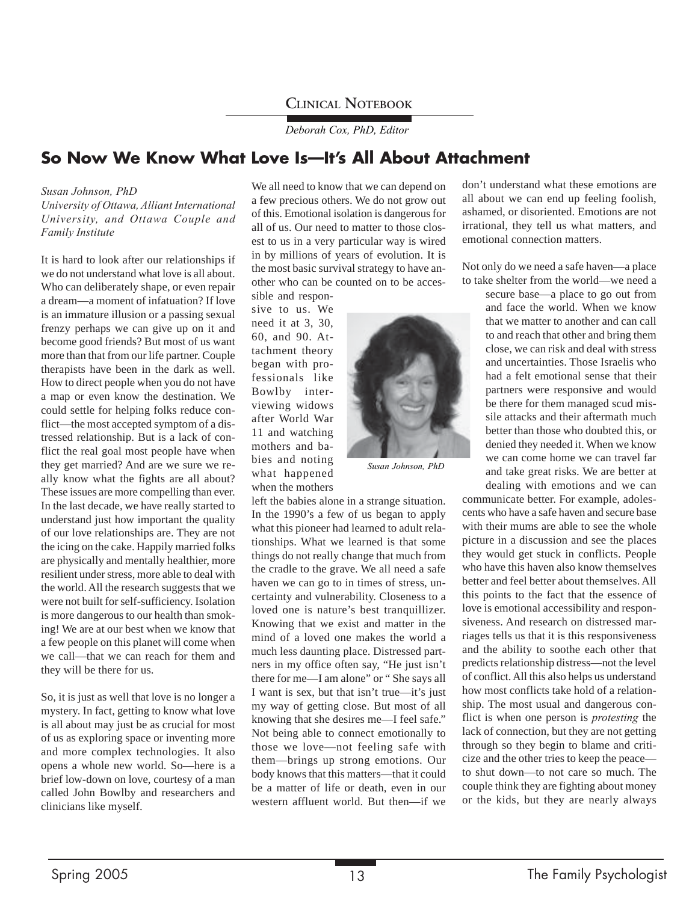CLINICAL NOTEBOOK

*Deborah Cox, PhD, Editor*

## So Now We Know What Love Is—It's All About Attachment

*Susan Johnson, PhD*
*University of Ottawa, Alliant International University, and Ottawa Couple and Family Institute*

It is hard to look after our relationships if we do not understand what love is all about. Who can deliberately shape, or even repair a dream—a moment of infatuation? If love is an immature illusion or a passing sexual frenzy perhaps we can give up on it and become good friends? But most of us want more than that from our life partner. Couple therapists have been in the dark as well. How to direct people when you do not have a map or even know the destination. We could settle for helping folks reduce conflict—the most accepted symptom of a distressed relationship. But is a lack of conflict the real goal most people have when they get married? And are we sure we really know what the fights are all about? These issues are more compelling than ever. In the last decade, we have really started to understand just how important the quality of our love relationships are. They are not the icing on the cake. Happily married folks are physically and mentally healthier, more resilient under stress, more able to deal with the world. All the research suggests that we were not built for self-sufficiency. Isolation is more dangerous to our health than smoking! We are at our best when we know that a few people on this planet will come when we call—that we can reach for them and they will be there for us.

So, it is just as well that love is no longer a mystery. In fact, getting to know what love is all about may just be as crucial for most of us as exploring space or inventing more and more complex technologies. It also opens a whole new world. So—here is a brief low-down on love, courtesy of a man called John Bowlby and researchers and clinicians like myself.

We all need to know that we can depend on a few precious others. We do not grow out of this. Emotional isolation is dangerous for all of us. Our need to matter to those closest to us in a very particular way is wired in by millions of years of evolution. It is the most basic survival strategy to have another who can be counted on to be accessible and responsive to us. We need it at 3, 30, 60, and 90. Attachment theory began with professionals like Bowlby interviewing widows after World War 11 and watching mothers and babies and noting what happened when the mothers left the babies alone in a strange situation. In the 1990's a few of us began to apply what this pioneer had learned to adult relationships. What we learned is that some things do not really change that much from the cradle to the grave. We all need a safe haven we can go to in times of stress, uncertainty and vulnerability. Closeness to a loved one is nature's best tranquillizer. Knowing that we exist and matter in the mind of a loved one makes the world a much less daunting place. Distressed partners in my office often say, "He just isn't there for me—I am alone" or " She says all I want is sex, but that isn't true—it's just my way of getting close. But most of all knowing that she desires me—I feel safe." Not being able to connect emotionally to those we love—not feeling safe with them—brings up strong emotions. Our body knows that this matters—that it could be a matter of life or death, even in our western affluent world. But then—if we don't understand what these emotions are all about we can end up feeling foolish, ashamed, or disoriented. Emotions are not irrational, they tell us what matters, and emotional connection matters.

*Susan Johnson, PhD*

Not only do we need a safe haven—a place to take shelter from the world—we need a secure base—a place to go out from and face the world. When we know that we matter to another and can call to and reach that other and bring them close, we can risk and deal with stress and uncertainties. Those Israelis who had a felt emotional sense that their partners were responsive and would be there for them managed scud missile attacks and their aftermath much better than those who doubted this, or denied they needed it. When we know we can come home we can travel far and take great risks. We are better at dealing with emotions and we can communicate better. For example, adolescents who have a safe haven and secure base with their mums are able to see the whole picture in a discussion and see the places they would get stuck in conflicts. People who have this haven also know themselves better and feel better about themselves. All this points to the fact that the essence of love is emotional accessibility and responsiveness. And research on distressed marriages tells us that it is this responsiveness and the ability to soothe each other that predicts relationship distress—not the level of conflict. All this also helps us understand how most conflicts take hold of a relationship. The most usual and dangerous conflict is when one person is *protesting* the lack of connection, but they are not getting through so they begin to blame and criticize and the other tries to keep the peace—to shut down—to not care so much. The couple think they are fighting about money or the kids, but they are nearly always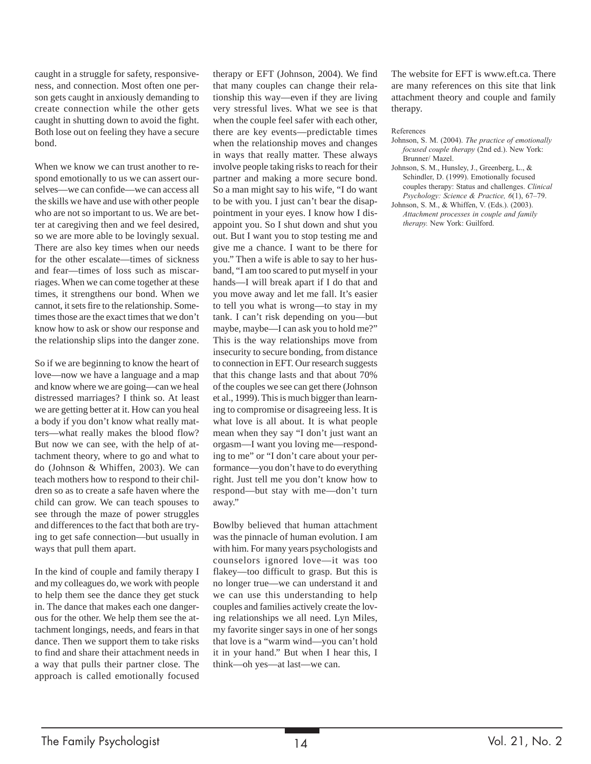caught in a struggle for safety, responsiveness, and connection. Most often one person gets caught in anxiously demanding to create connection while the other gets caught in shutting down to avoid the fight. Both lose out on feeling they have a secure bond.

When we know we can trust another to respond emotionally to us we can assert ourselves—we can confide—we can access all the skills we have and use with other people who are not so important to us. We are better at caregiving then and we feel desired, so we are more able to be lovingly sexual. There are also key times when our needs for the other escalate—times of sickness and fear—times of loss such as miscarriages. When we can come together at these times, it strengthens our bond. When we cannot, it sets fire to the relationship. Sometimes those are the exact times that we don't know how to ask or show our response and the relationship slips into the danger zone.

So if we are beginning to know the heart of love—now we have a language and a map and know where we are going—can we heal distressed marriages? I think so. At least we are getting better at it. How can you heal a body if you don't know what really matters—what really makes the blood flow? But now we can see, with the help of attachment theory, where to go and what to do (Johnson & Whiffen, 2003). We can teach mothers how to respond to their children so as to create a safe haven where the child can grow. We can teach spouses to see through the maze of power struggles and differences to the fact that both are trying to get safe connection—but usually in ways that pull them apart.

In the kind of couple and family therapy I and my colleagues do, we work with people to help them see the dance they get stuck in. The dance that makes each one dangerous for the other. We help them see the attachment longings, needs, and fears in that dance. Then we support them to take risks to find and share their attachment needs in a way that pulls their partner close. The approach is called emotionally focused therapy or EFT (Johnson, 2004). We find that many couples can change their relationship this way—even if they are living very stressful lives. What we see is that when the couple feel safer with each other, there are key events—predictable times when the relationship moves and changes in ways that really matter. These always involve people taking risks to reach for their partner and making a more secure bond. So a man might say to his wife, "I do want to be with you. I just can't bear the disappointment in your eyes. I know how I disappoint you. So I shut down and shut you out. But I want you to stop testing me and give me a chance. I want to be there for you." Then a wife is able to say to her husband, "I am too scared to put myself in your hands—I will break apart if I do that and you move away and let me fall. It's easier to tell you what is wrong—to stay in my tank. I can't risk depending on you—but maybe, maybe—I can ask you to hold me?" This is the way relationships move from insecurity to secure bonding, from distance to connection in EFT. Our research suggests that this change lasts and that about 70% of the couples we see can get there (Johnson et al., 1999). This is much bigger than learning to compromise or disagreeing less. It is what love is all about. It is what people mean when they say "I don't just want an orgasm—I want you loving me—responding to me" or "I don't care about your performance—you don't have to do everything right. Just tell me you don't know how to respond—but stay with me—don't turn away."

Bowlby believed that human attachment was the pinnacle of human evolution. I am with him. For many years psychologists and counselors ignored love—it was too flakey—too difficult to grasp. But this is no longer true—we can understand it and we can use this understanding to help couples and families actively create the loving relationships we all need. Lyn Miles, my favorite singer says in one of her songs that love is a "warm wind—you can't hold it in your hand." But when I hear this, I think—oh yes—at last—we can.

The website for EFT is www.eft.ca. There are many references on this site that link attachment theory and couple and family therapy.

References

Johnson, S. M. (2004). *The practice of emotionally focused couple therapy* (2nd ed.). New York: Brunner/ Mazel.

Johnson, S. M., Hunsley, J., Greenberg, L., & Schindler, D. (1999). Emotionally focused couples therapy: Status and challenges. *Clinical Psychology: Science & Practice, 6*(1), 67–79.

Johnson, S. M., & Whiffen, V. (Eds.). (2003). *Attachment processes in couple and family therapy.* New York: Guilford.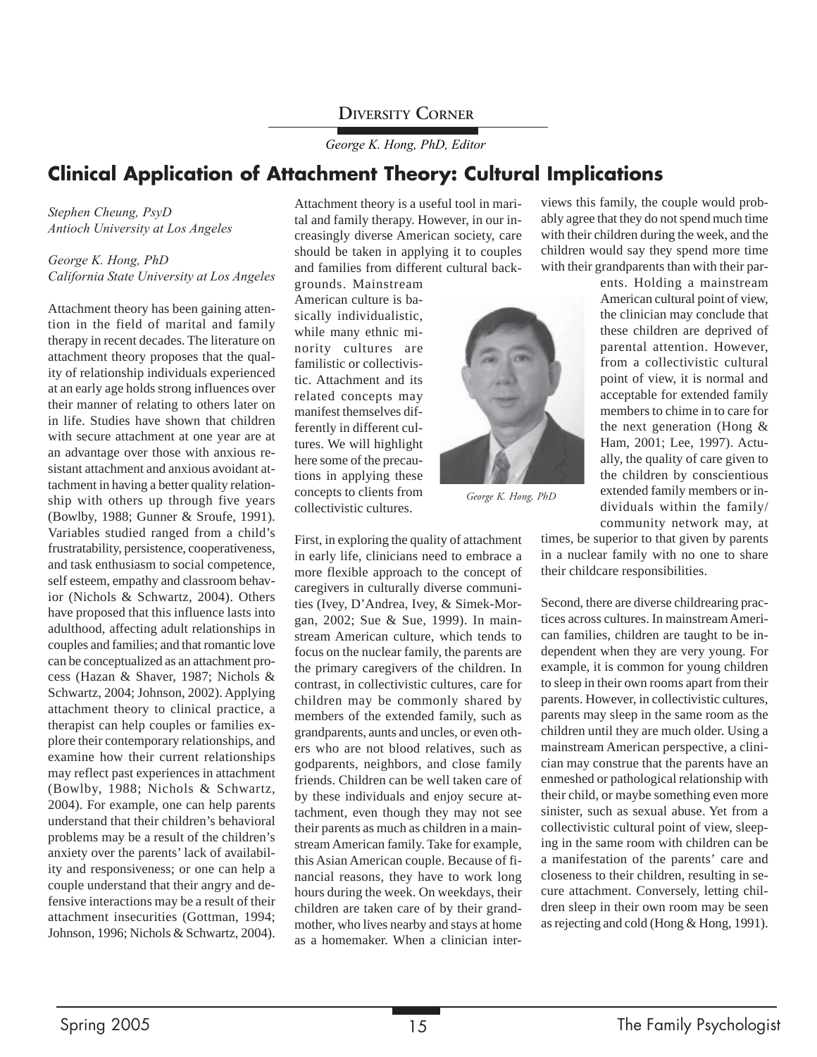Diversity Corner

*George K. Hong, PhD, Editor*

# Clinical Application of Attachment Theory: Cultural Implications

*Stephen Cheung, PsyD*
*Antioch University at Los Angeles*

*George K. Hong, PhD*
*California State University at Los Angeles*

Attachment theory has been gaining attention in the field of marital and family therapy in recent decades. The literature on attachment theory proposes that the quality of relationship individuals experienced at an early age holds strong influences over their manner of relating to others later on in life. Studies have shown that children with secure attachment at one year are at an advantage over those with anxious resistant attachment and anxious avoidant attachment in having a better quality relationship with others up through five years (Bowlby, 1988; Gunner & Sroufe, 1991). Variables studied ranged from a child's frustratability, persistence, cooperativeness, and task enthusiasm to social competence, self esteem, empathy and classroom behavior (Nichols & Schwartz, 2004). Others have proposed that this influence lasts into adulthood, affecting adult relationships in couples and families; and that romantic love can be conceptualized as an attachment process (Hazan & Shaver, 1987; Nichols & Schwartz, 2004; Johnson, 2002). Applying attachment theory to clinical practice, a therapist can help couples or families explore their contemporary relationships, and examine how their current relationships may reflect past experiences in attachment (Bowlby, 1988; Nichols & Schwartz, 2004). For example, one can help parents understand that their children's behavioral problems may be a result of the children's anxiety over the parents' lack of availability and responsiveness; or one can help a couple understand that their angry and defensive interactions may be a result of their attachment insecurities (Gottman, 1994; Johnson, 1996; Nichols & Schwartz, 2004).

Attachment theory is a useful tool in marital and family therapy. However, in our increasingly diverse American society, care should be taken in applying it to couples and families from different cultural backgrounds. Mainstream American culture is basically individualistic, while many ethnic minority cultures are familistic or collectivistic. Attachment and its related concepts may manifest themselves differently in different cultures. We will highlight here some of the precautions in applying these concepts to clients from collectivistic cultures.

George K. Hong, PhD

First, in exploring the quality of attachment in early life, clinicians need to embrace a more flexible approach to the concept of caregivers in culturally diverse communities (Ivey, D'Andrea, Ivey, & Simek-Morgan, 2002; Sue & Sue, 1999). In mainstream American culture, which tends to focus on the nuclear family, the parents are the primary caregivers of the children. In contrast, in collectivistic cultures, care for children may be commonly shared by members of the extended family, such as grandparents, aunts and uncles, or even others who are not blood relatives, such as godparents, neighbors, and close family friends. Children can be well taken care of by these individuals and enjoy secure attachment, even though they may not see their parents as much as children in a mainstream American family. Take for example, this Asian American couple. Because of financial reasons, they have to work long hours during the week. On weekdays, their children are taken care of by their grandmother, who lives nearby and stays at home as a homemaker. When a clinician interviews this family, the couple would probably agree that they do not spend much time with their children during the week, and the children would say they spend more time with their grandparents than with their parents. Holding a mainstream American cultural point of view, the clinician may conclude that these children are deprived of parental attention. However, from a collectivistic cultural point of view, it is normal and acceptable for extended family members to chime in to care for the next generation (Hong & Ham, 2001; Lee, 1997). Actually, the quality of care given to the children by conscientious extended family members or individuals within the family/community network may, at times, be superior to that given by parents in a nuclear family with no one to share their childcare responsibilities.

Second, there are diverse childrearing practices across cultures. In mainstream American families, children are taught to be independent when they are very young. For example, it is common for young children to sleep in their own rooms apart from their parents. However, in collectivistic cultures, parents may sleep in the same room as the children until they are much older. Using a mainstream American perspective, a clinician may construe that the parents have an enmeshed or pathological relationship with their child, or maybe something even more sinister, such as sexual abuse. Yet from a collectivistic cultural point of view, sleeping in the same room with children can be a manifestation of the parents' care and closeness to their children, resulting in secure attachment. Conversely, letting children sleep in their own room may be seen as rejecting and cold (Hong & Hong, 1991).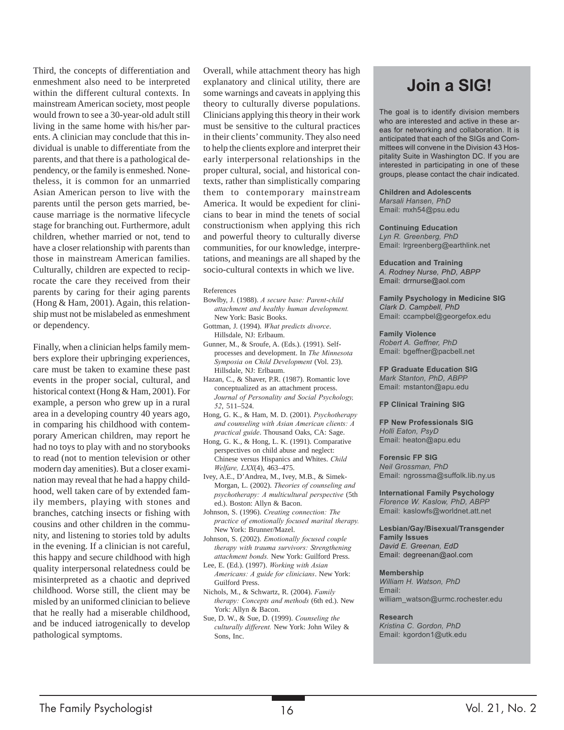Third, the concepts of differentiation and enmeshment also need to be interpreted within the different cultural contexts. In mainstream American society, most people would frown to see a 30-year-old adult still living in the same home with his/her parents. A clinician may conclude that this individual is unable to differentiate from the parents, and that there is a pathological dependency, or the family is enmeshed. Nonetheless, it is common for an unmarried Asian American person to live with the parents until the person gets married, because marriage is the normative lifecycle stage for branching out. Furthermore, adult children, whether married or not, tend to have a closer relationship with parents than those in mainstream American families. Culturally, children are expected to reciprocate the care they received from their parents by caring for their aging parents (Hong & Ham, 2001). Again, this relationship must not be mislabeled as enmeshment or dependency.

Finally, when a clinician helps family members explore their upbringing experiences, care must be taken to examine these past events in the proper social, cultural, and historical context (Hong & Ham, 2001). For example, a person who grew up in a rural area in a developing country 40 years ago, in comparing his childhood with contemporary American children, may report he had no toys to play with and no storybooks to read (not to mention television or other modern day amenities). But a closer examination may reveal that he had a happy childhood, well taken care of by extended family members, playing with stones and branches, catching insects or fishing with cousins and other children in the community, and listening to stories told by adults in the evening. If a clinician is not careful, this happy and secure childhood with high quality interpersonal relatedness could be misinterpreted as a chaotic and deprived childhood. Worse still, the client may be misled by an uniformed clinician to believe that he really had a miserable childhood, and be induced iatrogenically to develop pathological symptoms.

Overall, while attachment theory has high explanatory and clinical utility, there are some warnings and caveats in applying this theory to culturally diverse populations. Clinicians applying this theory in their work must be sensitive to the cultural practices in their clients' community. They also need to help the clients explore and interpret their early interpersonal relationships in the proper cultural, social, and historical contexts, rather than simplistically comparing them to contemporary mainstream America. It would be expedient for clinicians to bear in mind the tenets of social constructionism when applying this rich and powerful theory to culturally diverse communities, for our knowledge, interpretations, and meanings are all shaped by the socio-cultural contexts in which we live.

References

Bowlby, J. (1988). *A secure base: Parent-child attachment and healthy human development.* New York: Basic Books.

Gottman, J. (1994). *What predicts divorce*. Hillsdale, NJ: Erlbaum.

Gunner, M., & Sroufe, A. (Eds.). (1991). Self-processes and development. In *The Minnesota Symposia on Child Development* (Vol. 23). Hillsdale, NJ: Erlbaum.

Hazan, C., & Shaver, P.R. (1987). Romantic love conceptualized as an attachment process. *Journal of Personality and Social Psychology, 52*, 511–524.

Hong, G. K., & Ham, M. D. (2001). *Psychotherapy and counseling with Asian American clients: A practical guide*. Thousand Oaks, CA: Sage.

Hong, G. K., & Hong, L. K. (1991). Comparative perspectives on child abuse and neglect: Chinese versus Hispanics and Whites. *Child Welfare, LXX*(4), 463–475.

Ivey, A.E., D'Andrea, M., Ivey, M.B., & Simek-Morgan, L. (2002). *Theories of counseling and psychotherapy: A multicultural perspective* (5th ed.). Boston: Allyn & Bacon.

Johnson, S. (1996). *Creating connection: The practice of emotionally focused marital therapy.* New York: Brunner/Mazel.

Johnson, S. (2002). *Emotionally focused couple therapy with trauma survivors: Strengthening attachment bonds.* New York: Guilford Press.

Lee, E. (Ed.). (1997). *Working with Asian Americans: A guide for clinicians*. New York: Guilford Press.

Nichols, M., & Schwartz, R. (2004). *Family therapy: Concepts and methods* (6th ed.). New York: Allyn & Bacon.

Sue, D. W., & Sue, D. (1999). *Counseling the culturally different.* New York: John Wiley & Sons, Inc.

# Join a SIG!

The goal is to identify division members who are interested and active in these areas for networking and collaboration. It is anticipated that each of the SIGs and Committees will convene in the Division 43 Hospitality Suite in Washington DC. If you are interested in participating in one of these groups, please contact the chair indicated.

**Children and Adolescents**
*Marsali Hansen, PhD*
Email: mxh54@psu.edu

**Continuing Education**
*Lyn R. Greenberg, PhD*
Email: lrgreenberg@earthlink.net

**Education and Training**
*A. Rodney Nurse, PhD, ABPP*
Email: drrnurse@aol.com

**Family Psychology in Medicine SIG**
*Clark D. Campbell, PhD*
Email: ccampbel@georgefox.edu

**Family Violence**
*Robert A. Geffner, PhD*
Email: bgeffner@pacbell.net

**FP Graduate Education SIG**
*Mark Stanton, PhD, ABPP*
Email: mstanton@apu.edu

**FP Clinical Training SIG**

**FP New Professionals SIG**
*Holli Eaton, PsyD*
Email: heaton@apu.edu

**Forensic FP SIG**
*Neil Grossman, PhD*
Email: ngrossma@suffolk.lib.ny.us

**International Family Psychology**
*Florence W. Kaslow, PhD, ABPP*
Email: kaslowfs@worldnet.att.net

**Lesbian/Gay/Bisexual/Transgender Family Issues**
*David E. Greenan, EdD*
Email: degreenan@aol.com

**Membership**
*William H. Watson, PhD*
Email: william_watson@urmc.rochester.edu

**Research**
*Kristina C. Gordon, PhD*
Email: kgordon1@utk.edu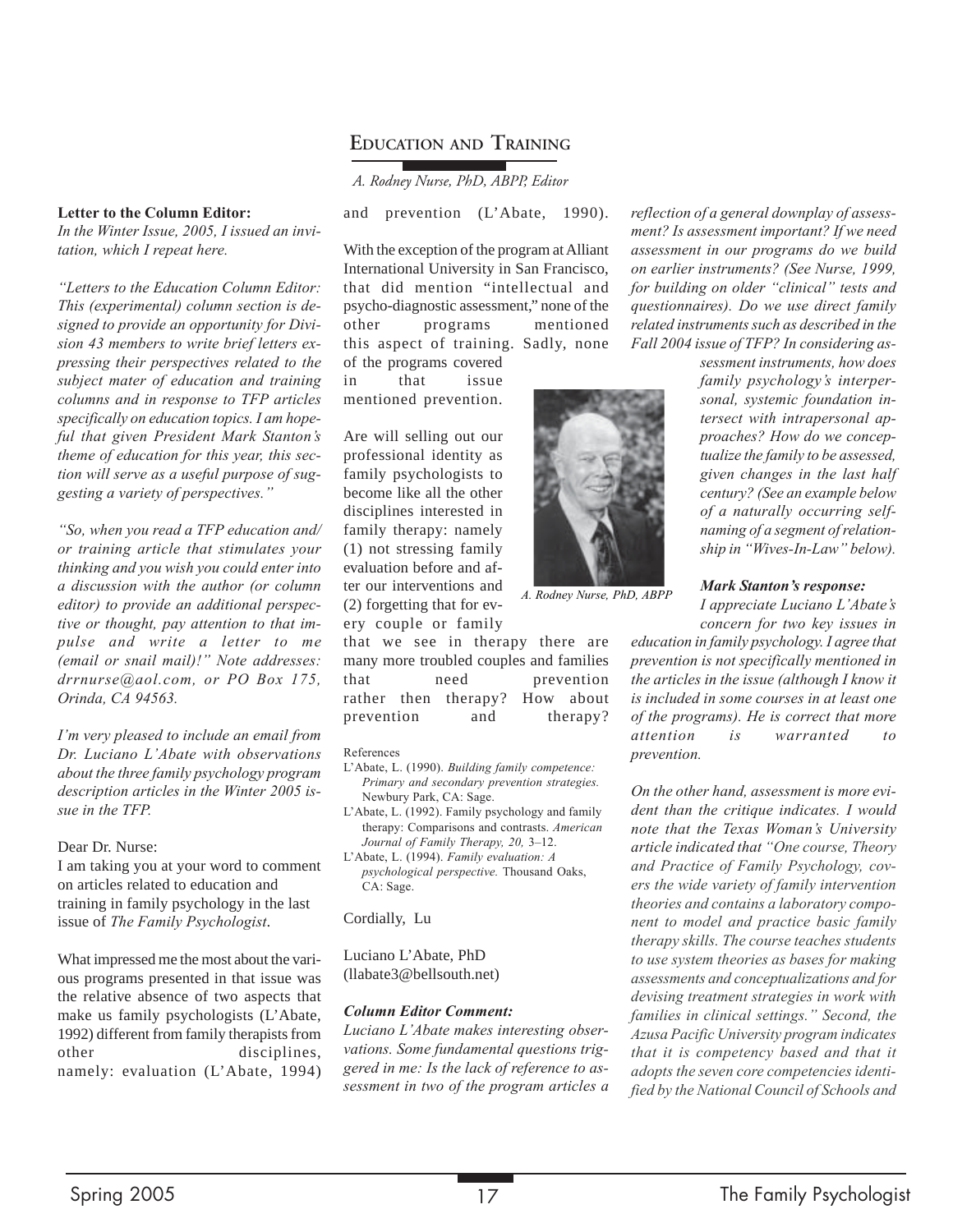## Education and Training

*A. Rodney Nurse, PhD, ABPP, Editor*

**Letter to the Column Editor:**

*In the Winter Issue, 2005, I issued an invitation, which I repeat here.*

*"Letters to the Education Column Editor: This (experimental) column section is designed to provide an opportunity for Division 43 members to write brief letters expressing their perspectives related to the subject mater of education and training columns and in response to TFP articles specifically on education topics. I am hopeful that given President Mark Stanton's theme of education for this year, this section will serve as a useful purpose of suggesting a variety of perspectives."*

*"So, when you read a TFP education and/or training article that stimulates your thinking and you wish you could enter into a discussion with the author (or column editor) to provide an additional perspective or thought, pay attention to that impulse and write a letter to me (email or snail mail)!" Note addresses: drrnurse@aol.com, or PO Box 175, Orinda, CA 94563.*

*I'm very pleased to include an email from Dr. Luciano L'Abate with observations about the three family psychology program description articles in the Winter 2005 issue in the TFP.*

Dear Dr. Nurse:

I am taking you at your word to comment on articles related to education and training in family psychology in the last issue of *The Family Psychologist*.

What impressed me the most about the various programs presented in that issue was the relative absence of two aspects that make us family psychologists (L'Abate, 1992) different from family therapists from other disciplines, namely: evaluation (L'Abate, 1994) and prevention (L'Abate, 1990).

With the exception of the program at Alliant International University in San Francisco, that did mention "intellectual and psycho-diagnostic assessment," none of the other programs mentioned this aspect of training. Sadly, none of the programs covered in that issue mentioned prevention.

Are will selling out our professional identity as family psychologists to become like all the other disciplines interested in family therapy: namely (1) not stressing family evaluation before and after our interventions and (2) forgetting that for every couple or family that we see in therapy there are many more troubled couples and families that need prevention rather then therapy? How about prevention and therapy?

A. Rodney Nurse, PhD, ABPP

References

L'Abate, L. (1990). *Building family competence: Primary and secondary prevention strategies.* Newbury Park, CA: Sage.

L'Abate, L. (1992). Family psychology and family therapy: Comparisons and contrasts. *American Journal of Family Therapy, 20,* 3–12.

L'Abate, L. (1994). *Family evaluation: A psychological perspective.* Thousand Oaks, CA: Sage.

Cordially, Lu

Luciano L'Abate, PhD
(llabate3@bellsouth.net)

***Column Editor Comment:***

*Luciano L'Abate makes interesting observations. Some fundamental questions triggered in me: Is the lack of reference to assessment in two of the program articles a reflection of a general downplay of assessment? Is assessment important? If we need assessment in our programs do we build on earlier instruments? (See Nurse, 1999, for building on older "clinical" tests and questionnaires). Do we use direct family related instruments such as described in the Fall 2004 issue of TFP? In considering assessment instruments, how does family psychology's interpersonal, systemic foundation intersect with intrapersonal approaches? How do we conceptualize the family to be assessed, given changes in the last half century? (See an example below of a naturally occurring self-naming of a segment of relationship in "Wives-In-Law" below).*

***Mark Stanton's response:***

*I appreciate Luciano L'Abate's concern for two key issues in education in family psychology. I agree that prevention is not specifically mentioned in the articles in the issue (although I know it is included in some courses in at least one of the programs). He is correct that more attention is warranted to prevention.*

*On the other hand, assessment is more evident than the critique indicates. I would note that the Texas Woman's University article indicated that "One course, Theory and Practice of Family Psychology, covers the wide variety of family intervention theories and contains a laboratory component to model and practice basic family therapy skills. The course teaches students to use system theories as bases for making assessments and conceptualizations and for devising treatment strategies in work with families in clinical settings." Second, the Azusa Pacific University program indicates that it is competency based and that it adopts the seven core competencies identified by the National Council of Schools and*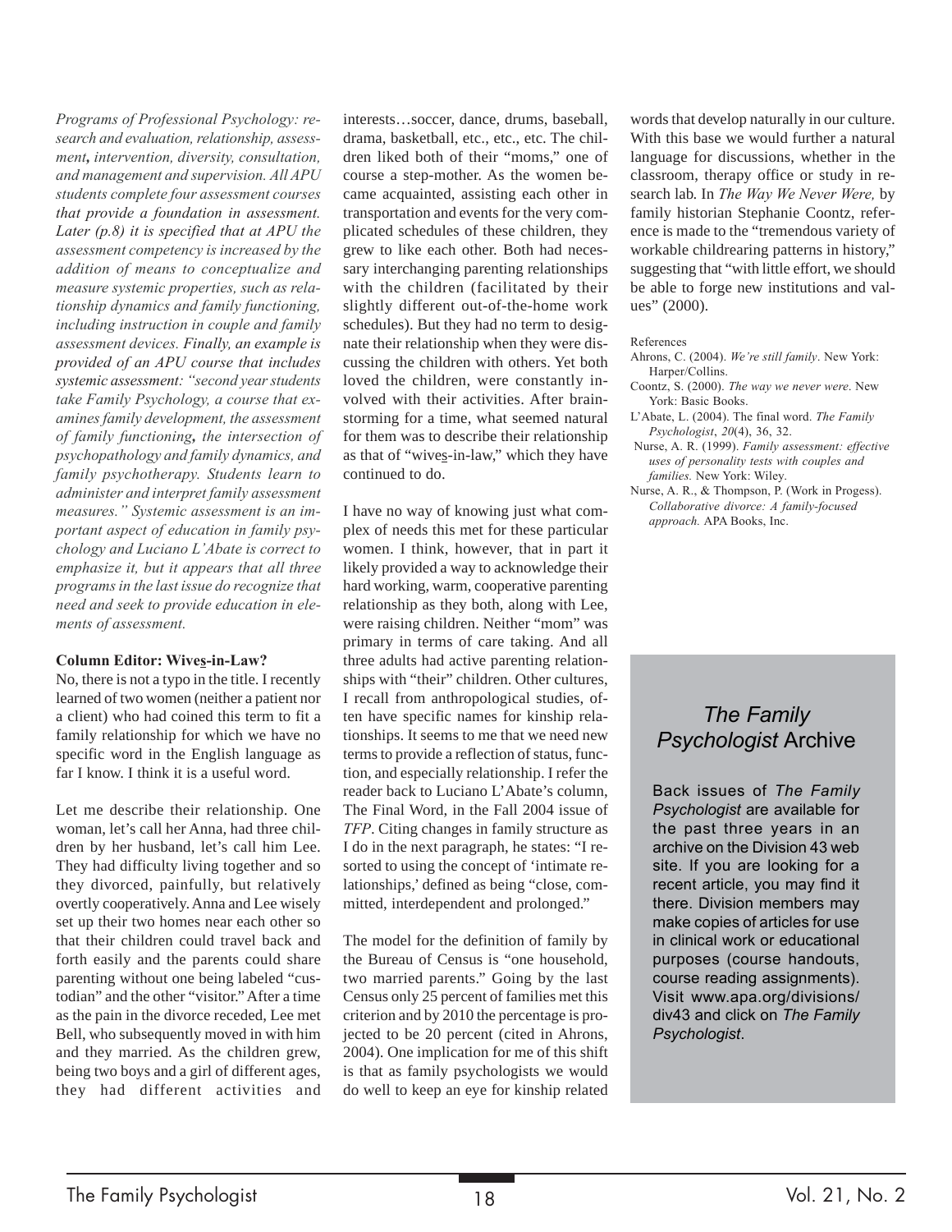*Programs of Professional Psychology: research and evaluation, relationship, assessment, intervention, diversity, consultation, and management and supervision. All APU students complete four assessment courses that provide a foundation in assessment. Later (p.8) it is specified that at APU the assessment competency is increased by the addition of means to conceptualize and measure systemic properties, such as relationship dynamics and family functioning, including instruction in couple and family assessment devices. **Finally, an example is provided of an APU course that includes systemic assessment**: "second year students take Family Psychology, a course that examines family development, the assessment of family functioning, the intersection of psychopathology and family dynamics, and family psychotherapy. Students learn to administer and interpret family assessment measures." Systemic assessment is an important aspect of education in family psychology and Luciano L'Abate is correct to emphasize it, but it appears that all three programs in the last issue do recognize that need and seek to provide education in elements of assessment.*

**Column Editor: Wives-in-Law?**

No, there is not a typo in the title. I recently learned of two women (neither a patient nor a client) who had coined this term to fit a family relationship for which we have no specific word in the English language as far I know. I think it is a useful word.

Let me describe their relationship. One woman, let's call her Anna, had three children by her husband, let's call him Lee. They had difficulty living together and so they divorced, painfully, but relatively overtly cooperatively. Anna and Lee wisely set up their two homes near each other so that their children could travel back and forth easily and the parents could share parenting without one being labeled "custodian" and the other "visitor." After a time as the pain in the divorce receded, Lee met Bell, who subsequently moved in with him and they married. As the children grew, being two boys and a girl of different ages, they had different activities and interests…soccer, dance, drums, baseball, drama, basketball, etc., etc., etc. The children liked both of their "moms," one of course a step-mother. As the women became acquainted, assisting each other in transportation and events for the very complicated schedules of these children, they grew to like each other. Both had necessary interchanging parenting relationships with the children (facilitated by their slightly different out-of-the-home work schedules). But they had no term to designate their relationship when they were discussing the children with others. Yet both loved the children, were constantly involved with their activities. After brainstorming for a time, what seemed natural for them was to describe their relationship as that of "wives-in-law," which they have continued to do.

I have no way of knowing just what complex of needs this met for these particular women. I think, however, that in part it likely provided a way to acknowledge their hard working, warm, cooperative parenting relationship as they both, along with Lee, were raising children. Neither "mom" was primary in terms of care taking. And all three adults had active parenting relationships with "their" children. Other cultures, I recall from anthropological studies, often have specific names for kinship relationships. It seems to me that we need new terms to provide a reflection of status, function, and especially relationship. I refer the reader back to Luciano L'Abate's column, The Final Word, in the Fall 2004 issue of *TFP*. Citing changes in family structure as I do in the next paragraph, he states: "I resorted to using the concept of 'intimate relationships,' defined as being "close, committed, interdependent and prolonged."

The model for the definition of family by the Bureau of Census is "one household, two married parents." Going by the last Census only 25 percent of families met this criterion and by 2010 the percentage is projected to be 20 percent (cited in Ahrons, 2004). One implication for me of this shift is that as family psychologists we would do well to keep an eye for kinship related words that develop naturally in our culture. With this base we would further a natural language for discussions, whether in the classroom, therapy office or study in research lab. In *The Way We Never Were,* by family historian Stephanie Coontz, reference is made to the "tremendous variety of workable childrearing patterns in history," suggesting that "with little effort, we should be able to forge new institutions and values" (2000).

References

Ahrons, C. (2004). *We're still family*. New York: Harper/Collins.

Coontz, S. (2000). *The way we never were*. New York: Basic Books.

L'Abate, L. (2004). The final word. *The Family Psychologist*, *20*(4), 36, 32.

Nurse, A. R. (1999). *Family assessment: effective uses of personality tests with couples and families.* New York: Wiley.

Nurse, A. R., & Thompson, P. (Work in Progess). *Collaborative divorce: A family-focused approach.* APA Books, Inc.

## *The Family Psychologist* Archive

Back issues of *The Family Psychologist* are available for the past three years in an archive on the Division 43 web site. If you are looking for a recent article, you may find it there. Division members may make copies of articles for use in clinical work or educational purposes (course handouts, course reading assignments). Visit www.apa.org/divisions/div43 and click on *The Family Psychologist*.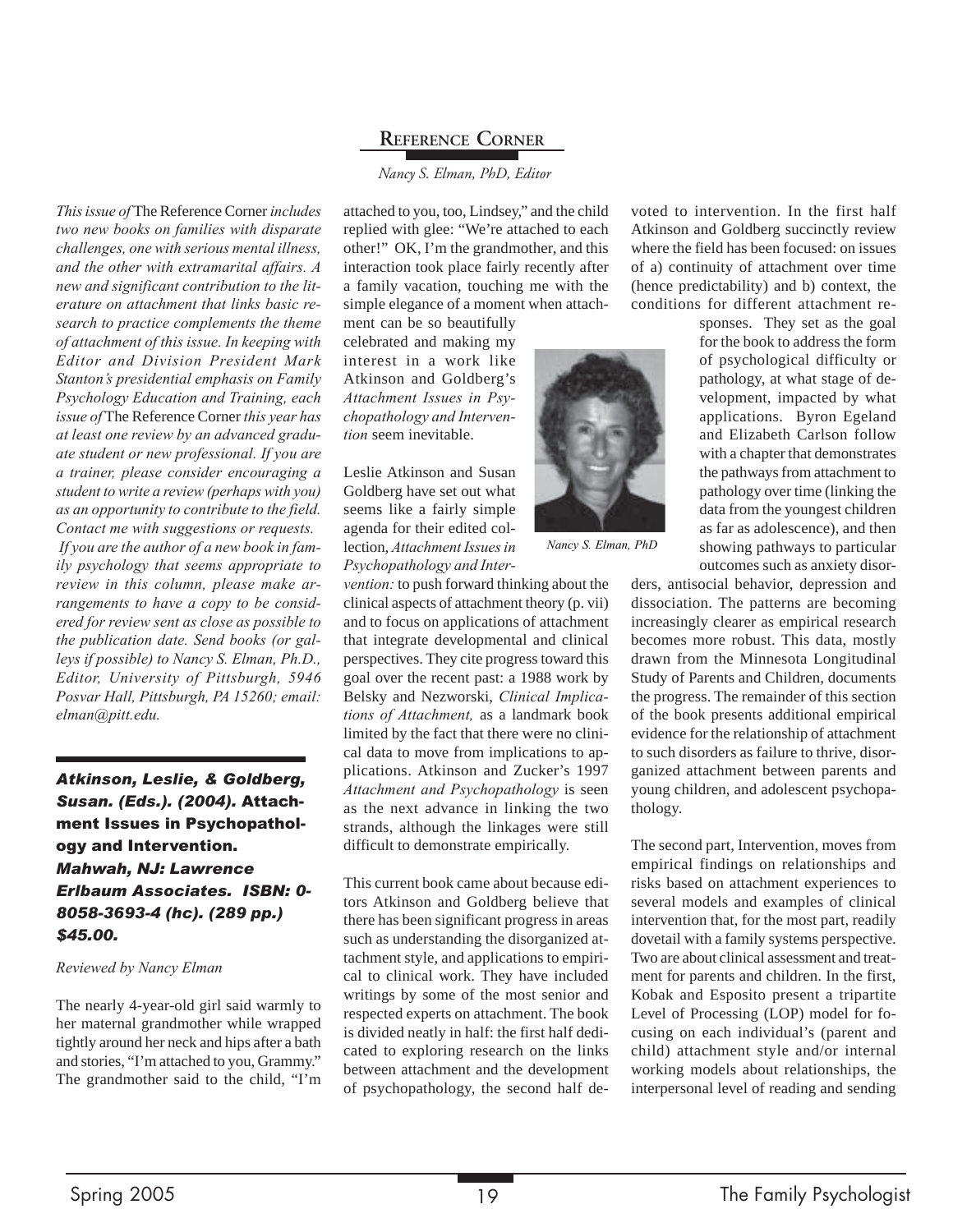## Reference Corner

*Nancy S. Elman, PhD, Editor*

*This issue of* The Reference Corner *includes two new books on families with disparate challenges, one with serious mental illness, and the other with extramarital affairs. A new and significant contribution to the literature on attachment that links basic research to practice complements the theme of attachment of this issue. In keeping with Editor and Division President Mark Stanton's presidential emphasis on Family Psychology Education and Training, each issue of* The Reference Corner *this year has at least one review by an advanced graduate student or new professional. If you are a trainer, please consider encouraging a student to write a review (perhaps with you) as an opportunity to contribute to the field. Contact me with suggestions or requests. If you are the author of a new book in family psychology that seems appropriate to review in this column, please make arrangements to have a copy to be considered for review sent as close as possible to the publication date. Send books (or galleys if possible) to Nancy S. Elman, Ph.D., Editor, University of Pittsburgh, 5946 Posvar Hall, Pittsburgh, PA 15260; email: elman@pitt.edu.*

### *Atkinson, Leslie, & Goldberg, Susan. (Eds.). (2004).* **Attachment Issues in Psychopathology and Intervention.** *Mahwah, NJ: Lawrence Erlbaum Associates. ISBN: 0-8058-3693-4 (hc). (289 pp.) $45.00.*

*Reviewed by Nancy Elman*

The nearly 4-year-old girl said warmly to her maternal grandmother while wrapped tightly around her neck and hips after a bath and stories, "I'm attached to you, Grammy." The grandmother said to the child, "I'm attached to you, too, Lindsey," and the child replied with glee: "We're attached to each other!" OK, I'm the grandmother, and this interaction took place fairly recently after a family vacation, touching me with the simple elegance of a moment when attachment can be so beautifully celebrated and making my interest in a work like Atkinson and Goldberg's *Attachment Issues in Psychopathology and Intervention* seem inevitable.

*Nancy S. Elman, PhD*

Leslie Atkinson and Susan Goldberg have set out what seems like a fairly simple agenda for their edited collection, *Attachment Issues in Psychopathology and Intervention:* to push forward thinking about the clinical aspects of attachment theory (p. vii) and to focus on applications of attachment that integrate developmental and clinical perspectives. They cite progress toward this goal over the recent past: a 1988 work by Belsky and Nezworski, *Clinical Implications of Attachment,* as a landmark book limited by the fact that there were no clinical data to move from implications to applications. Atkinson and Zucker's 1997 *Attachment and Psychopathology* is seen as the next advance in linking the two strands, although the linkages were still difficult to demonstrate empirically.

This current book came about because editors Atkinson and Goldberg believe that there has been significant progress in areas such as understanding the disorganized attachment style, and applications to empirical to clinical work. They have included writings by some of the most senior and respected experts on attachment. The book is divided neatly in half: the first half dedicated to exploring research on the links between attachment and the development of psychopathology, the second half devoted to intervention. In the first half Atkinson and Goldberg succinctly review where the field has been focused: on issues of a) continuity of attachment over time (hence predictability) and b) context, the conditions for different attachment responses. They set as the goal for the book to address the form of psychological difficulty or pathology, at what stage of development, impacted by what applications. Byron Egeland and Elizabeth Carlson follow with a chapter that demonstrates the pathways from attachment to pathology over time (linking the data from the youngest children as far as adolescence), and then showing pathways to particular outcomes such as anxiety disorders, antisocial behavior, depression and dissociation. The patterns are becoming increasingly clearer as empirical research becomes more robust. This data, mostly drawn from the Minnesota Longitudinal Study of Parents and Children, documents the progress. The remainder of this section of the book presents additional empirical evidence for the relationship of attachment to such disorders as failure to thrive, disorganized attachment between parents and young children, and adolescent psychopathology.

The second part, Intervention, moves from empirical findings on relationships and risks based on attachment experiences to several models and examples of clinical intervention that, for the most part, readily dovetail with a family systems perspective. Two are about clinical assessment and treatment for parents and children. In the first, Kobak and Esposito present a tripartite Level of Processing (LOP) model for focusing on each individual's (parent and child) attachment style and/or internal working models about relationships, the interpersonal level of reading and sending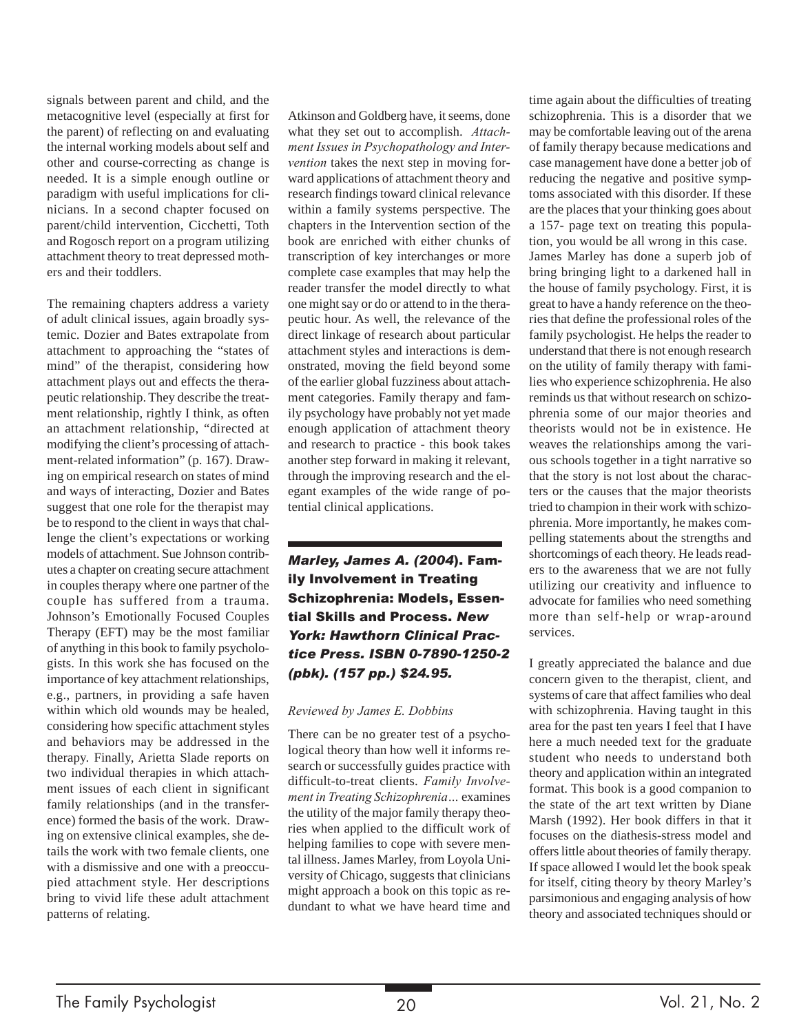signals between parent and child, and the metacognitive level (especially at first for the parent) of reflecting on and evaluating the internal working models about self and other and course-correcting as change is needed. It is a simple enough outline or paradigm with useful implications for clinicians. In a second chapter focused on parent/child intervention, Cicchetti, Toth and Rogosch report on a program utilizing attachment theory to treat depressed mothers and their toddlers.

The remaining chapters address a variety of adult clinical issues, again broadly systemic. Dozier and Bates extrapolate from attachment to approaching the "states of mind" of the therapist, considering how attachment plays out and effects the therapeutic relationship. They describe the treatment relationship, rightly I think, as often an attachment relationship, "directed at modifying the client's processing of attachment-related information" (p. 167). Drawing on empirical research on states of mind and ways of interacting, Dozier and Bates suggest that one role for the therapist may be to respond to the client in ways that challenge the client's expectations or working models of attachment. Sue Johnson contributes a chapter on creating secure attachment in couples therapy where one partner of the couple has suffered from a trauma. Johnson's Emotionally Focused Couples Therapy (EFT) may be the most familiar of anything in this book to family psychologists. In this work she has focused on the importance of key attachment relationships, e.g., partners, in providing a safe haven within which old wounds may be healed, considering how specific attachment styles and behaviors may be addressed in the therapy. Finally, Arietta Slade reports on two individual therapies in which attachment issues of each client in significant family relationships (and in the transference) formed the basis of the work. Drawing on extensive clinical examples, she details the work with two female clients, one with a dismissive and one with a preoccupied attachment style. Her descriptions bring to vivid life these adult attachment patterns of relating.

Atkinson and Goldberg have, it seems, done what they set out to accomplish. *Attachment Issues in Psychopathology and Intervention* takes the next step in moving forward applications of attachment theory and research findings toward clinical relevance within a family systems perspective. The chapters in the Intervention section of the book are enriched with either chunks of transcription of key interchanges or more complete case examples that may help the reader transfer the model directly to what one might say or do or attend to in the therapeutic hour. As well, the relevance of the direct linkage of research about particular attachment styles and interactions is demonstrated, moving the field beyond some of the earlier global fuzziness about attachment categories. Family therapy and family psychology have probably not yet made enough application of attachment theory and research to practice - this book takes another step forward in making it relevant, through the improving research and the elegant examples of the wide range of potential clinical applications.

## *Marley, James A. (2004)*. Family Involvement in Treating Schizophrenia: Models, Essential Skills and Process. *New York: Hawthorn Clinical Practice Press. ISBN 0-7890-1250-2 (pbk). (157 pp.) $24.95.*

*Reviewed by James E. Dobbins*

There can be no greater test of a psychological theory than how well it informs research or successfully guides practice with difficult-to-treat clients. *Family Involvement in Treating Schizophrenia…* examines the utility of the major family therapy theories when applied to the difficult work of helping families to cope with severe mental illness. James Marley, from Loyola University of Chicago, suggests that clinicians might approach a book on this topic as redundant to what we have heard time and time again about the difficulties of treating schizophrenia. This is a disorder that we may be comfortable leaving out of the arena of family therapy because medications and case management have done a better job of reducing the negative and positive symptoms associated with this disorder. If these are the places that your thinking goes about a 157- page text on treating this population, you would be all wrong in this case. James Marley has done a superb job of bring bringing light to a darkened hall in the house of family psychology. First, it is great to have a handy reference on the theories that define the professional roles of the family psychologist. He helps the reader to understand that there is not enough research on the utility of family therapy with families who experience schizophrenia. He also reminds us that without research on schizophrenia some of our major theories and theorists would not be in existence. He weaves the relationships among the various schools together in a tight narrative so that the story is not lost about the characters or the causes that the major theorists tried to champion in their work with schizophrenia. More importantly, he makes compelling statements about the strengths and shortcomings of each theory. He leads readers to the awareness that we are not fully utilizing our creativity and influence to advocate for families who need something more than self-help or wrap-around services.

I greatly appreciated the balance and due concern given to the therapist, client, and systems of care that affect families who deal with schizophrenia. Having taught in this area for the past ten years I feel that I have here a much needed text for the graduate student who needs to understand both theory and application within an integrated format. This book is a good companion to the state of the art text written by Diane Marsh (1992). Her book differs in that it focuses on the diathesis-stress model and offers little about theories of family therapy. If space allowed I would let the book speak for itself, citing theory by theory Marley's parsimonious and engaging analysis of how theory and associated techniques should or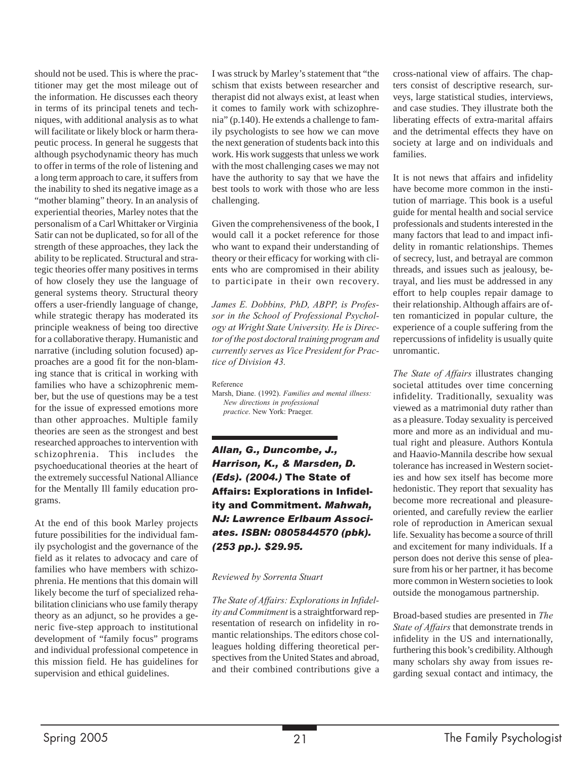should not be used. This is where the practitioner may get the most mileage out of the information. He discusses each theory in terms of its principal tenets and techniques, with additional analysis as to what will facilitate or likely block or harm therapeutic process. In general he suggests that although psychodynamic theory has much to offer in terms of the role of listening and a long term approach to care, it suffers from the inability to shed its negative image as a "mother blaming" theory. In an analysis of experiential theories, Marley notes that the personalism of a Carl Whittaker or Virginia Satir can not be duplicated, so for all of the strength of these approaches, they lack the ability to be replicated. Structural and strategic theories offer many positives in terms of how closely they use the language of general systems theory. Structural theory offers a user-friendly language of change, while strategic therapy has moderated its principle weakness of being too directive for a collaborative therapy. Humanistic and narrative (including solution focused) approaches are a good fit for the non-blaming stance that is critical in working with families who have a schizophrenic member, but the use of questions may be a test for the issue of expressed emotions more than other approaches. Multiple family theories are seen as the strongest and best researched approaches to intervention with schizophrenia. This includes the psychoeducational theories at the heart of the extremely successful National Alliance for the Mentally Ill family education programs.

At the end of this book Marley projects future possibilities for the individual family psychologist and the governance of the field as it relates to advocacy and care of families who have members with schizophrenia. He mentions that this domain will likely become the turf of specialized rehabilitation clinicians who use family therapy theory as an adjunct, so he provides a generic five-step approach to institutional development of "family focus" programs and individual professional competence in this mission field. He has guidelines for supervision and ethical guidelines.

I was struck by Marley's statement that "the schism that exists between researcher and therapist did not always exist, at least when it comes to family work with schizophrenia" (p.140). He extends a challenge to family psychologists to see how we can move the next generation of students back into this work. His work suggests that unless we work with the most challenging cases we may not have the authority to say that we have the best tools to work with those who are less challenging.

Given the comprehensiveness of the book, I would call it a pocket reference for those who want to expand their understanding of theory or their efficacy for working with clients who are compromised in their ability to participate in their own recovery.

*James E. Dobbins, PhD, ABPP, is Professor in the School of Professional Psychology at Wright State University. He is Director of the post doctoral training program and currently serves as Vice President for Practice of Division 43.*

Reference

Marsh, Diane. (1992). *Families and mental illness: New directions in professional practice*. New York: Praeger.

## *Allan, G., Duncombe, J., Harrison, K., & Marsden, D. (Eds). (2004.)* The State of Affairs: Explorations in Infidelity and Commitment. *Mahwah, NJ: Lawrence Erlbaum Associates. ISBN: 0805844570 (pbk). (253 pp.). $29.95.*

*Reviewed by Sorrenta Stuart*

*The State of Affairs: Explorations in Infidelity and Commitment* is a straightforward representation of research on infidelity in romantic relationships. The editors chose colleagues holding differing theoretical perspectives from the United States and abroad, and their combined contributions give a cross-national view of affairs. The chapters consist of descriptive research, surveys, large statistical studies, interviews, and case studies. They illustrate both the liberating effects of extra-marital affairs and the detrimental effects they have on society at large and on individuals and families.

It is not news that affairs and infidelity have become more common in the institution of marriage. This book is a useful guide for mental health and social service professionals and students interested in the many factors that lead to and impact infidelity in romantic relationships. Themes of secrecy, lust, and betrayal are common threads, and issues such as jealousy, betrayal, and lies must be addressed in any effort to help couples repair damage to their relationship. Although affairs are often romanticized in popular culture, the experience of a couple suffering from the repercussions of infidelity is usually quite unromantic.

*The State of Affairs* illustrates changing societal attitudes over time concerning infidelity. Traditionally, sexuality was viewed as a matrimonial duty rather than as a pleasure. Today sexuality is perceived more and more as an individual and mutual right and pleasure. Authors Kontula and Haavio-Mannila describe how sexual tolerance has increased in Western societies and how sex itself has become more hedonistic. They report that sexuality has become more recreational and pleasure-oriented, and carefully review the earlier role of reproduction in American sexual life. Sexuality has become a source of thrill and excitement for many individuals. If a person does not derive this sense of pleasure from his or her partner, it has become more common in Western societies to look outside the monogamous partnership.

Broad-based studies are presented in *The State of Affairs* that demonstrate trends in infidelity in the US and internationally, furthering this book's credibility. Although many scholars shy away from issues regarding sexual contact and intimacy, the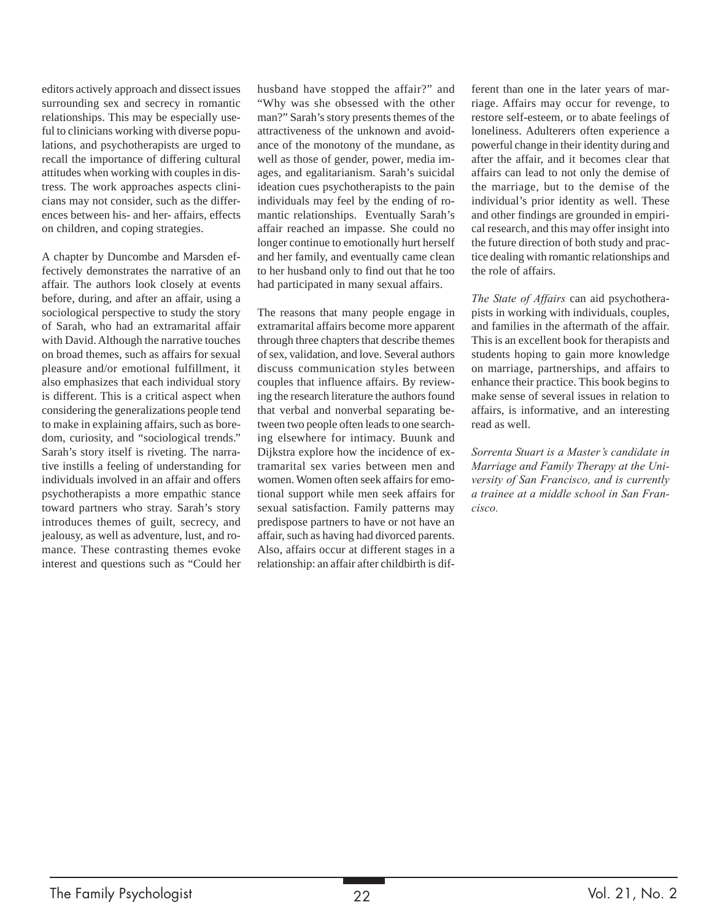editors actively approach and dissect issues surrounding sex and secrecy in romantic relationships. This may be especially useful to clinicians working with diverse populations, and psychotherapists are urged to recall the importance of differing cultural attitudes when working with couples in distress. The work approaches aspects clinicians may not consider, such as the differences between his- and her- affairs, effects on children, and coping strategies.

A chapter by Duncombe and Marsden effectively demonstrates the narrative of an affair. The authors look closely at events before, during, and after an affair, using a sociological perspective to study the story of Sarah, who had an extramarital affair with David. Although the narrative touches on broad themes, such as affairs for sexual pleasure and/or emotional fulfillment, it also emphasizes that each individual story is different. This is a critical aspect when considering the generalizations people tend to make in explaining affairs, such as boredom, curiosity, and "sociological trends." Sarah's story itself is riveting. The narrative instills a feeling of understanding for individuals involved in an affair and offers psychotherapists a more empathic stance toward partners who stray. Sarah's story introduces themes of guilt, secrecy, and jealousy, as well as adventure, lust, and romance. These contrasting themes evoke interest and questions such as "Could her husband have stopped the affair?" and "Why was she obsessed with the other man?" Sarah's story presents themes of the attractiveness of the unknown and avoidance of the monotony of the mundane, as well as those of gender, power, media images, and egalitarianism. Sarah's suicidal ideation cues psychotherapists to the pain individuals may feel by the ending of romantic relationships. Eventually Sarah's affair reached an impasse. She could no longer continue to emotionally hurt herself and her family, and eventually came clean to her husband only to find out that he too had participated in many sexual affairs.

The reasons that many people engage in extramarital affairs become more apparent through three chapters that describe themes of sex, validation, and love. Several authors discuss communication styles between couples that influence affairs. By reviewing the research literature the authors found that verbal and nonverbal separating between two people often leads to one searching elsewhere for intimacy. Buunk and Dijkstra explore how the incidence of extramarital sex varies between men and women. Women often seek affairs for emotional support while men seek affairs for sexual satisfaction. Family patterns may predispose partners to have or not have an affair, such as having had divorced parents. Also, affairs occur at different stages in a relationship: an affair after childbirth is different than one in the later years of marriage. Affairs may occur for revenge, to restore self-esteem, or to abate feelings of loneliness. Adulterers often experience a powerful change in their identity during and after the affair, and it becomes clear that affairs can lead to not only the demise of the marriage, but to the demise of the individual's prior identity as well. These and other findings are grounded in empirical research, and this may offer insight into the future direction of both study and practice dealing with romantic relationships and the role of affairs.

*The State of Affairs* can aid psychotherapists in working with individuals, couples, and families in the aftermath of the affair. This is an excellent book for therapists and students hoping to gain more knowledge on marriage, partnerships, and affairs to enhance their practice. This book begins to make sense of several issues in relation to affairs, is informative, and an interesting read as well.

*Sorrenta Stuart is a Master's candidate in Marriage and Family Therapy at the University of San Francisco, and is currently a trainee at a middle school in San Francisco.*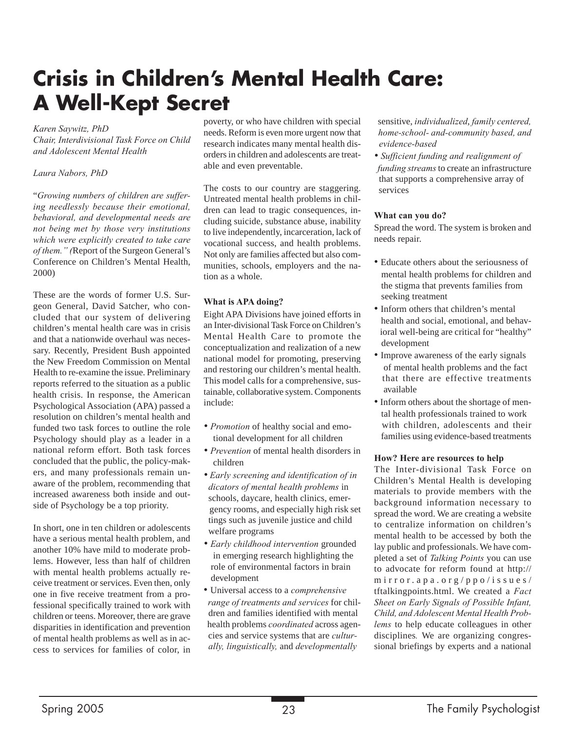# Crisis in Children's Mental Health Care: A Well-Kept Secret

*Karen Saywitz, PhD*
*Chair, Interdivisional Task Force on Child and Adolescent Mental Health*

*Laura Nabors, PhD*

"*Growing numbers of children are suffering needlessly because their emotional, behavioral, and developmental needs are not being met by those very institutions which were explicitly created to take care of them." (*Report of the Surgeon General's Conference on Children's Mental Health, 2000)

These are the words of former U.S. Surgeon General, David Satcher, who concluded that our system of delivering children's mental health care was in crisis and that a nationwide overhaul was necessary. Recently, President Bush appointed the New Freedom Commission on Mental Health to re-examine the issue. Preliminary reports referred to the situation as a public health crisis. In response, the American Psychological Association (APA) passed a resolution on children's mental health and funded two task forces to outline the role Psychology should play as a leader in a national reform effort. Both task forces concluded that the public, the policy-makers, and many professionals remain unaware of the problem, recommending that increased awareness both inside and outside of Psychology be a top priority.

In short, one in ten children or adolescents have a serious mental health problem, and another 10% have mild to moderate problems. However, less than half of children with mental health problems actually receive treatment or services. Even then, only one in five receive treatment from a professional specifically trained to work with children or teens. Moreover, there are grave disparities in identification and prevention of mental health problems as well as in access to services for families of color, in poverty, or who have children with special needs. Reform is even more urgent now that research indicates many mental health disorders in children and adolescents are treatable and even preventable.

The costs to our country are staggering. Untreated mental health problems in children can lead to tragic consequences, including suicide, substance abuse, inability to live independently, incarceration, lack of vocational success, and health problems. Not only are families affected but also communities, schools, employers and the nation as a whole.

**What is APA doing?**

Eight APA Divisions have joined efforts in an Inter-divisional Task Force on Children's Mental Health Care to promote the conceptualization and realization of a new national model for promoting, preserving and restoring our children's mental health. This model calls for a comprehensive, sustainable, collaborative system. Components include:

- *Promotion* of healthy social and emotional development for all children
- *Prevention* of mental health disorders in children
- *Early screening and identification of indicators of mental health problems* in schools, daycare, health clinics, emergency rooms, and especially high risk settings such as juvenile justice and child welfare programs
- *Early childhood intervention* grounded in emerging research highlighting the role of environmental factors in brain development
- Universal access to a *comprehensive range of treatments and services* for children and families identified with mental health problems *coordinated* across agencies and service systems that are *culturally, linguistically,* and *developmentally* sensitive, *individualized, family centered, home-school- and-community based, and evidence-based*
- *Sufficient funding and realignment of funding streams* to create an infrastructure that supports a comprehensive array of services

**What can you do?**

Spread the word. The system is broken and needs repair.

- Educate others about the seriousness of mental health problems for children and the stigma that prevents families from seeking treatment
- Inform others that children's mental health and social, emotional, and behavioral well-being are critical for "healthy" development
- Improve awareness of the early signals of mental health problems and the fact that there are effective treatments available
- Inform others about the shortage of mental health professionals trained to work with children, adolescents and their families using evidence-based treatments

**How? Here are resources to help**

The Inter-divisional Task Force on Children's Mental Health is developing materials to provide members with the background information necessary to spread the word. We are creating a website to centralize information on children's mental health to be accessed by both the lay public and professionals. We have completed a set of *Talking Points* you can use to advocate for reform found at http://mirror.apa.org/ppo/issues/tftalkingpoints.html. We created a *Fact Sheet on Early Signals of Possible Infant, Child, and Adolescent Mental Health Problems* to help educate colleagues in other disciplines. We are organizing congressional briefings by experts and a national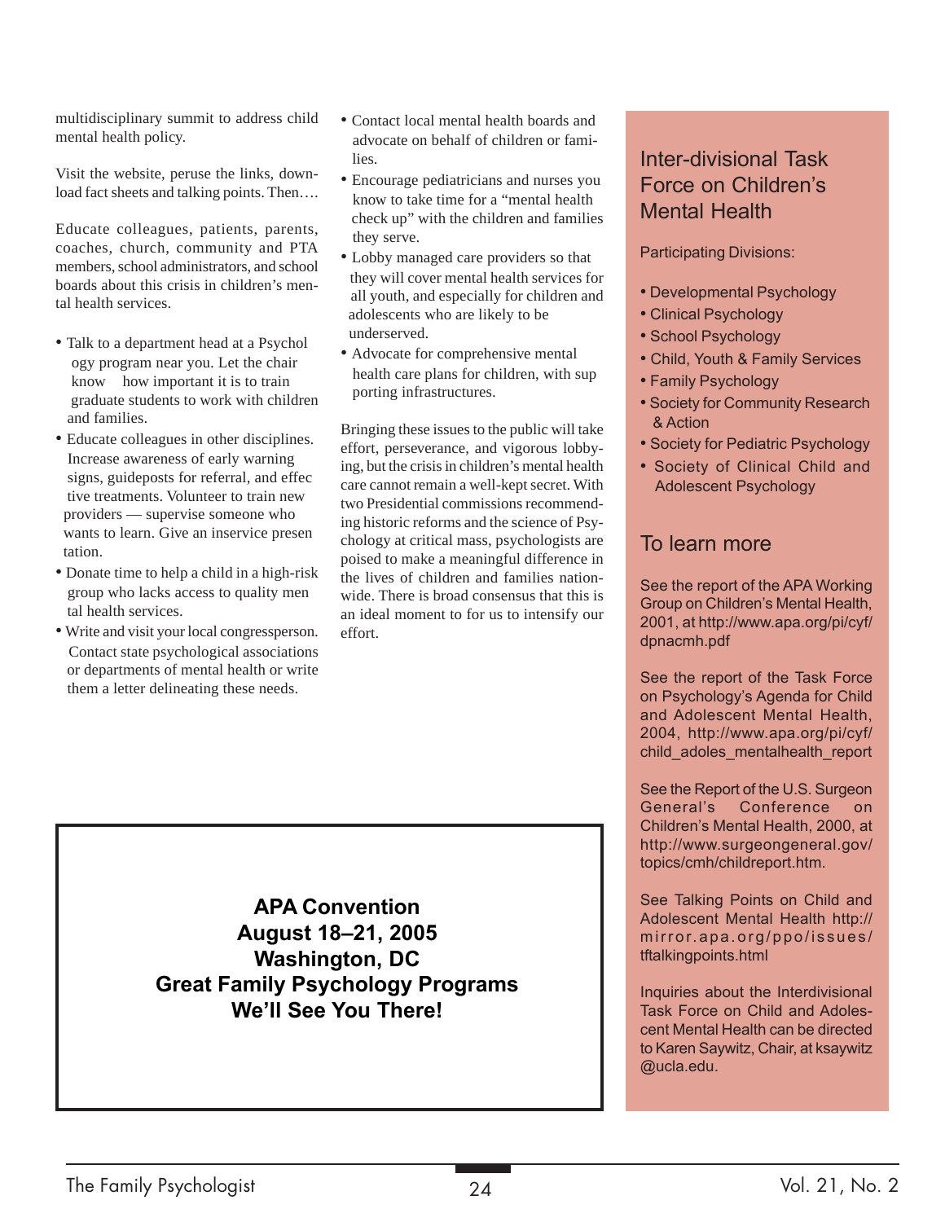multidisciplinary summit to address child mental health policy.

Visit the website, peruse the links, download fact sheets and talking points. Then….

Educate colleagues, patients, parents, coaches, church, community and PTA members, school administrators, and school boards about this crisis in children's mental health services.

- Talk to a department head at a Psychology program near you. Let the chair know how important it is to train graduate students to work with children and families.
- Educate colleagues in other disciplines. Increase awareness of early warning signs, guideposts for referral, and effective treatments. Volunteer to train new providers — supervise someone who wants to learn. Give an inservice presentation.
- Donate time to help a child in a high-risk group who lacks access to quality mental health services.
- Write and visit your local congressperson. Contact state psychological associations or departments of mental health or write them a letter delineating these needs.
- Contact local mental health boards and advocate on behalf of children or families.
- Encourage pediatricians and nurses you know to take time for a "mental health check up" with the children and families they serve.
- Lobby managed care providers so that they will cover mental health services for all youth, and especially for children and adolescents who are likely to be underserved.
- Advocate for comprehensive mental health care plans for children, with supporting infrastructures.

Bringing these issues to the public will take effort, perseverance, and vigorous lobbying, but the crisis in children's mental health care cannot remain a well-kept secret. With two Presidential commissions recommending historic reforms and the science of Psychology at critical mass, psychologists are poised to make a meaningful difference in the lives of children and families nationwide. There is broad consensus that this is an ideal moment to for us to intensify our effort.

**APA Convention**
**August 18–21, 2005**
**Washington, DC**
**Great Family Psychology Programs**
**We'll See You There!**

## Inter-divisional Task Force on Children's Mental Health

Participating Divisions:

- Developmental Psychology
- Clinical Psychology
- School Psychology
- Child, Youth & Family Services
- Family Psychology
- Society for Community Research & Action
- Society for Pediatric Psychology
- Society of Clinical Child and Adolescent Psychology

## To learn more

See the report of the APA Working Group on Children's Mental Health, 2001, at http://www.apa.org/pi/cyf/dpnacmh.pdf

See the report of the Task Force on Psychology's Agenda for Child and Adolescent Mental Health, 2004, http://www.apa.org/pi/cyf/child_adoles_mentalhealth_report

See the Report of the U.S. Surgeon General's Conference on Children's Mental Health, 2000, at http://www.surgeongeneral.gov/topics/cmh/childreport.htm.

See Talking Points on Child and Adolescent Mental Health http://mirror.apa.org/ppo/issues/tftalkingpoints.html

Inquiries about the Interdivisional Task Force on Child and Adolescent Mental Health can be directed to Karen Saywitz, Chair, at ksaywitz@ucla.edu.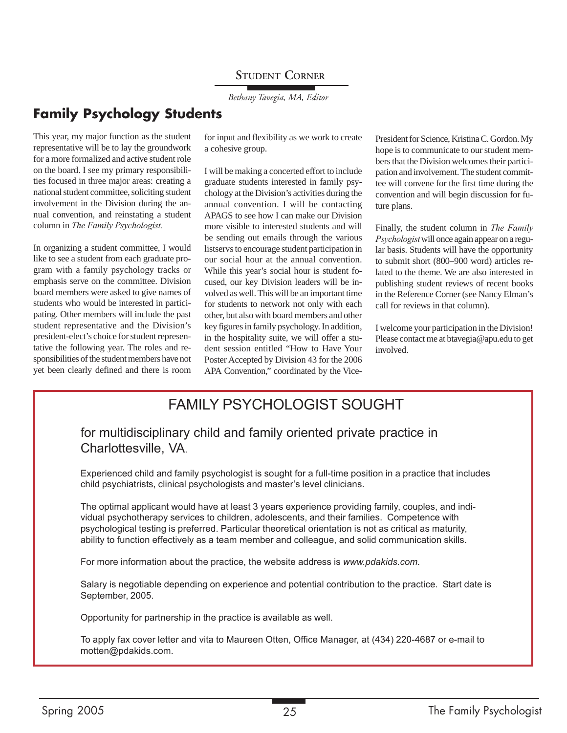## Student Corner

*Bethany Tavegia, MA, Editor*

# Family Psychology Students

This year, my major function as the student representative will be to lay the groundwork for a more formalized and active student role on the board. I see my primary responsibilities focused in three major areas: creating a national student committee, soliciting student involvement in the Division during the annual convention, and reinstating a student column in *The Family Psychologist.*

In organizing a student committee, I would like to see a student from each graduate program with a family psychology tracks or emphasis serve on the committee. Division board members were asked to give names of students who would be interested in participating. Other members will include the past student representative and the Division's president-elect's choice for student representative the following year. The roles and responsibilities of the student members have not yet been clearly defined and there is room for input and flexibility as we work to create a cohesive group.

I will be making a concerted effort to include graduate students interested in family psychology at the Division's activities during the annual convention. I will be contacting APAGS to see how I can make our Division more visible to interested students and will be sending out emails through the various listservs to encourage student participation in our social hour at the annual convention. While this year's social hour is student focused, our key Division leaders will be involved as well. This will be an important time for students to network not only with each other, but also with board members and other key figures in family psychology. In addition, in the hospitality suite, we will offer a student session entitled "How to Have Your Poster Accepted by Division 43 for the 2006 APA Convention," coordinated by the Vice-President for Science, Kristina C. Gordon. My hope is to communicate to our student members that the Division welcomes their participation and involvement. The student committee will convene for the first time during the convention and will begin discussion for future plans.

Finally, the student column in *The Family Psychologist* will once again appear on a regular basis. Students will have the opportunity to submit short (800–900 word) articles related to the theme. We are also interested in publishing student reviews of recent books in the Reference Corner (see Nancy Elman's call for reviews in that column).

I welcome your participation in the Division! Please contact me at btavegia@apu.edu to get involved.

---

## FAMILY PSYCHOLOGIST SOUGHT

### for multidisciplinary child and family oriented private practice in Charlottesville, VA.

Experienced child and family psychologist is sought for a full-time position in a practice that includes child psychiatrists, clinical psychologists and master's level clinicians.

The optimal applicant would have at least 3 years experience providing family, couples, and individual psychotherapy services to children, adolescents, and their families. Competence with psychological testing is preferred. Particular theoretical orientation is not as critical as maturity, ability to function effectively as a team member and colleague, and solid communication skills.

For more information about the practice, the website address is *www.pdakids.com.*

Salary is negotiable depending on experience and potential contribution to the practice. Start date is September, 2005.

Opportunity for partnership in the practice is available as well.

To apply fax cover letter and vita to Maureen Otten, Office Manager, at (434) 220-4687 or e-mail to motten@pdakids.com.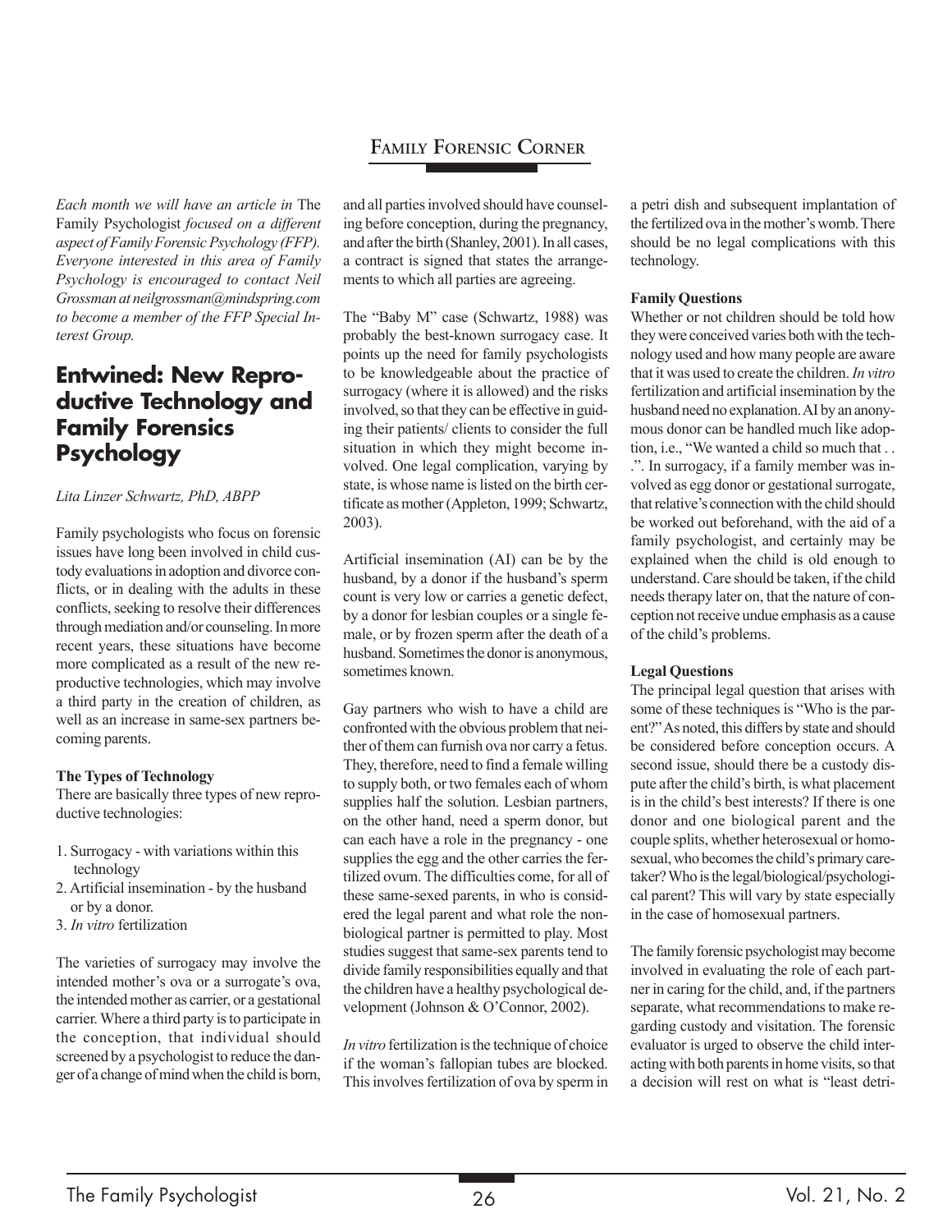# Family Forensic Corner

*Each month we will have an article in* The Family Psychologist *focused on a different aspect of Family Forensic Psychology (FFP). Everyone interested in this area of Family Psychology is encouraged to contact Neil Grossman at neilgrossman@mindspring.com to become a member of the FFP Special Interest Group.*

## Entwined: New Reproductive Technology and Family Forensics Psychology

*Lita Linzer Schwartz, PhD, ABPP*

Family psychologists who focus on forensic issues have long been involved in child custody evaluations in adoption and divorce conflicts, or in dealing with the adults in these conflicts, seeking to resolve their differences through mediation and/or counseling. In more recent years, these situations have become more complicated as a result of the new reproductive technologies, which may involve a third party in the creation of children, as well as an increase in same-sex partners becoming parents.

**The Types of Technology**

There are basically three types of new reproductive technologies:

1. Surrogacy - with variations within this technology
2. Artificial insemination - by the husband or by a donor.
3. *In vitro* fertilization

The varieties of surrogacy may involve the intended mother's ova or a surrogate's ova, the intended mother as carrier, or a gestational carrier. Where a third party is to participate in the conception, that individual should screened by a psychologist to reduce the danger of a change of mind when the child is born, and all parties involved should have counseling before conception, during the pregnancy, and after the birth (Shanley, 2001). In all cases, a contract is signed that states the arrangements to which all parties are agreeing.

The "Baby M" case (Schwartz, 1988) was probably the best-known surrogacy case. It points up the need for family psychologists to be knowledgeable about the practice of surrogacy (where it is allowed) and the risks involved, so that they can be effective in guiding their patients/ clients to consider the full situation in which they might become involved. One legal complication, varying by state, is whose name is listed on the birth certificate as mother (Appleton, 1999; Schwartz, 2003).

Artificial insemination (AI) can be by the husband, by a donor if the husband's sperm count is very low or carries a genetic defect, by a donor for lesbian couples or a single female, or by frozen sperm after the death of a husband. Sometimes the donor is anonymous, sometimes known.

Gay partners who wish to have a child are confronted with the obvious problem that neither of them can furnish ova nor carry a fetus. They, therefore, need to find a female willing to supply both, or two females each of whom supplies half the solution. Lesbian partners, on the other hand, need a sperm donor, but can each have a role in the pregnancy - one supplies the egg and the other carries the fertilized ovum. The difficulties come, for all of these same-sexed parents, in who is considered the legal parent and what role the nonbiological partner is permitted to play. Most studies suggest that same-sex parents tend to divide family responsibilities equally and that the children have a healthy psychological development (Johnson & O'Connor, 2002).

*In vitro* fertilization is the technique of choice if the woman's fallopian tubes are blocked. This involves fertilization of ova by sperm in a petri dish and subsequent implantation of the fertilized ova in the mother's womb. There should be no legal complications with this technology.

**Family Questions**

Whether or not children should be told how they were conceived varies both with the technology used and how many people are aware that it was used to create the children. *In vitro* fertilization and artificial insemination by the husband need no explanation. AI by an anonymous donor can be handled much like adoption, i.e., "We wanted a child so much that . . .". In surrogacy, if a family member was involved as egg donor or gestational surrogate, that relative's connection with the child should be worked out beforehand, with the aid of a family psychologist, and certainly may be explained when the child is old enough to understand. Care should be taken, if the child needs therapy later on, that the nature of conception not receive undue emphasis as a cause of the child's problems.

**Legal Questions**

The principal legal question that arises with some of these techniques is "Who is the parent?" As noted, this differs by state and should be considered before conception occurs. A second issue, should there be a custody dispute after the child's birth, is what placement is in the child's best interests? If there is one donor and one biological parent and the couple splits, whether heterosexual or homosexual, who becomes the child's primary caretaker? Who is the legal/biological/psychological parent? This will vary by state especially in the case of homosexual partners.

The family forensic psychologist may become involved in evaluating the role of each partner in caring for the child, and, if the partners separate, what recommendations to make regarding custody and visitation. The forensic evaluator is urged to observe the child interacting with both parents in home visits, so that a decision will rest on what is "least detri-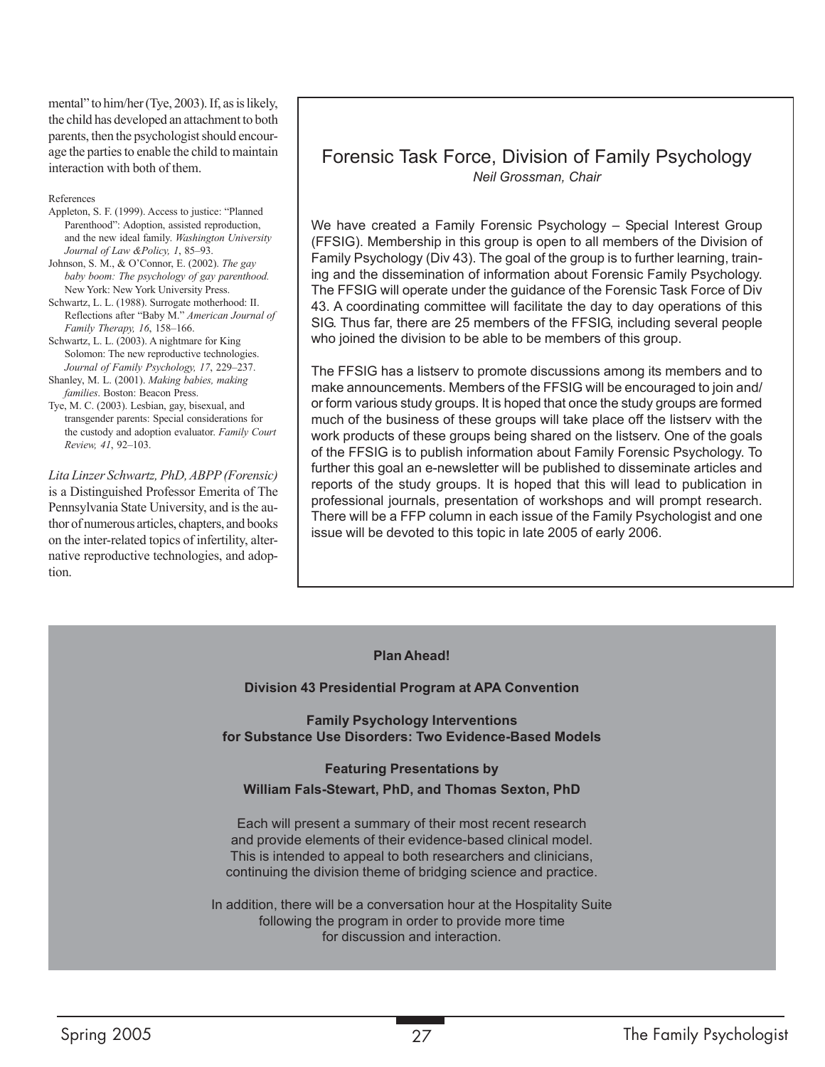mental" to him/her (Tye, 2003). If, as is likely, the child has developed an attachment to both parents, then the psychologist should encourage the parties to enable the child to maintain interaction with both of them.

References

Appleton, S. F. (1999). Access to justice: "Planned Parenthood": Adoption, assisted reproduction, and the new ideal family. *Washington University Journal of Law &Policy, 1*, 85–93.

Johnson, S. M., & O'Connor, E. (2002). *The gay baby boom: The psychology of gay parenthood.* New York: New York University Press.

Schwartz, L. L. (1988). Surrogate motherhood: II. Reflections after "Baby M." *American Journal of Family Therapy, 16*, 158–166.

Schwartz, L. L. (2003). A nightmare for King Solomon: The new reproductive technologies. *Journal of Family Psychology, 17*, 229–237.

Shanley, M. L. (2001). *Making babies, making families*. Boston: Beacon Press.

Tye, M. C. (2003). Lesbian, gay, bisexual, and transgender parents: Special considerations for the custody and adoption evaluator. *Family Court Review, 41*, 92–103.

*Lita Linzer Schwartz, PhD, ABPP (Forensic)* is a Distinguished Professor Emerita of The Pennsylvania State University, and is the author of numerous articles, chapters, and books on the inter-related topics of infertility, alternative reproductive technologies, and adoption.

## Forensic Task Force, Division of Family Psychology

*Neil Grossman, Chair*

We have created a Family Forensic Psychology – Special Interest Group (FFSIG). Membership in this group is open to all members of the Division of Family Psychology (Div 43). The goal of the group is to further learning, training and the dissemination of information about Forensic Family Psychology. The FFSIG will operate under the guidance of the Forensic Task Force of Div 43. A coordinating committee will facilitate the day to day operations of this SIG. Thus far, there are 25 members of the FFSIG, including several people who joined the division to be able to be members of this group.

The FFSIG has a listserv to promote discussions among its members and to make announcements. Members of the FFSIG will be encouraged to join and/or form various study groups. It is hoped that once the study groups are formed much of the business of these groups will take place off the listserv with the work products of these groups being shared on the listserv. One of the goals of the FFSIG is to publish information about Family Forensic Psychology. To further this goal an e-newsletter will be published to disseminate articles and reports of the study groups. It is hoped that this will lead to publication in professional journals, presentation of workshops and will prompt research. There will be a FFP column in each issue of the Family Psychologist and one issue will be devoted to this topic in late 2005 of early 2006.

**Plan Ahead!**

**Division 43 Presidential Program at APA Convention**

**Family Psychology Interventions for Substance Use Disorders: Two Evidence-Based Models**

**Featuring Presentations by**

**William Fals-Stewart, PhD, and Thomas Sexton, PhD**

Each will present a summary of their most recent research and provide elements of their evidence-based clinical model. This is intended to appeal to both researchers and clinicians, continuing the division theme of bridging science and practice.

In addition, there will be a conversation hour at the Hospitality Suite following the program in order to provide more time for discussion and interaction.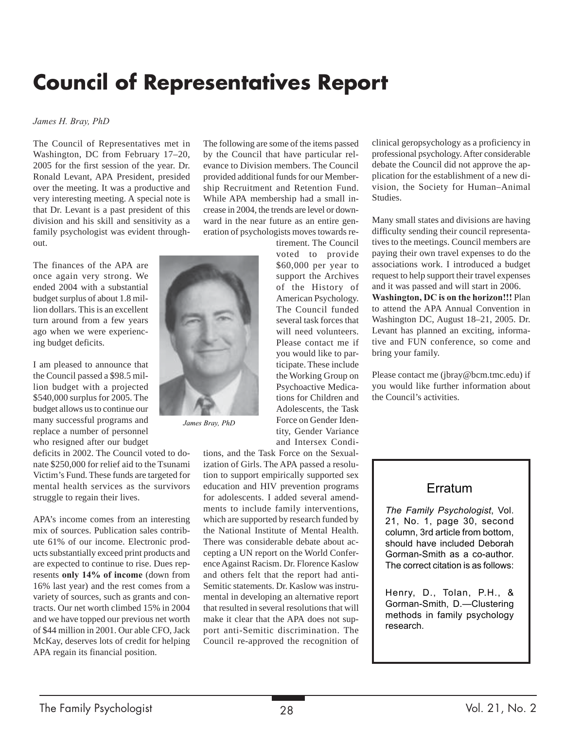# Council of Representatives Report

*James H. Bray, PhD*

The Council of Representatives met in Washington, DC from February 17–20, 2005 for the first session of the year. Dr. Ronald Levant, APA President, presided over the meeting. It was a productive and very interesting meeting. A special note is that Dr. Levant is a past president of this division and his skill and sensitivity as a family psychologist was evident throughout.

The finances of the APA are once again very strong. We ended 2004 with a substantial budget surplus of about 1.8 million dollars. This is an excellent turn around from a few years ago when we were experiencing budget deficits.

I am pleased to announce that the Council passed a $98.5 million budget with a projected $540,000 surplus for 2005. The budget allows us to continue our many successful programs and replace a number of personnel who resigned after our budget deficits in 2002. The Council voted to donate $250,000 for relief aid to the Tsunami Victim's Fund. These funds are targeted for mental health services as the survivors struggle to regain their lives.

*James Bray, PhD*

APA's income comes from an interesting mix of sources. Publication sales contribute 61% of our income. Electronic products substantially exceed print products and are expected to continue to rise. Dues represents **only 14% of income** (down from 16% last year) and the rest comes from a variety of sources, such as grants and contracts. Our net worth climbed 15% in 2004 and we have topped our previous net worth of $44 million in 2001. Our able CFO, Jack McKay, deserves lots of credit for helping APA regain its financial position.

The following are some of the items passed by the Council that have particular relevance to Division members. The Council provided additional funds for our Membership Recruitment and Retention Fund. While APA membership had a small increase in 2004, the trends are level or downward in the near future as an entire generation of psychologists moves towards retirement. The Council voted to provide $60,000 per year to support the Archives of the History of American Psychology. The Council funded several task forces that will need volunteers. Please contact me if you would like to participate. These include the Working Group on Psychoactive Medications for Children and Adolescents, the Task Force on Gender Identity, Gender Variance and Intersex Conditions, and the Task Force on the Sexualization of Girls. The APA passed a resolution to support empirically supported sex education and HIV prevention programs for adolescents. I added several amendments to include family interventions, which are supported by research funded by the National Institute of Mental Health. There was considerable debate about accepting a UN report on the World Conference Against Racism. Dr. Florence Kaslow and others felt that the report had anti-Semitic statements. Dr. Kaslow was instrumental in developing an alternative report that resulted in several resolutions that will make it clear that the APA does not support anti-Semitic discrimination. The Council re-approved the recognition of clinical geropsychology as a proficiency in professional psychology. After considerable debate the Council did not approve the application for the establishment of a new division, the Society for Human–Animal Studies.

Many small states and divisions are having difficulty sending their council representatives to the meetings. Council members are paying their own travel expenses to do the associations work. I introduced a budget request to help support their travel expenses and it was passed and will start in 2006.

**Washington, DC is on the horizon!!!** Plan to attend the APA Annual Convention in Washington DC, August 18–21, 2005. Dr. Levant has planned an exciting, informative and FUN conference, so come and bring your family.

Please contact me (jbray@bcm.tmc.edu) if you would like further information about the Council's activities.

## Erratum

*The Family Psychologist*, Vol. 21, No. 1, page 30, second column, 3rd article from bottom, should have included Deborah Gorman-Smith as a co-author. The correct citation is as follows:

Henry, D., Tolan, P.H., & Gorman-Smith, D.—Clustering methods in family psychology research.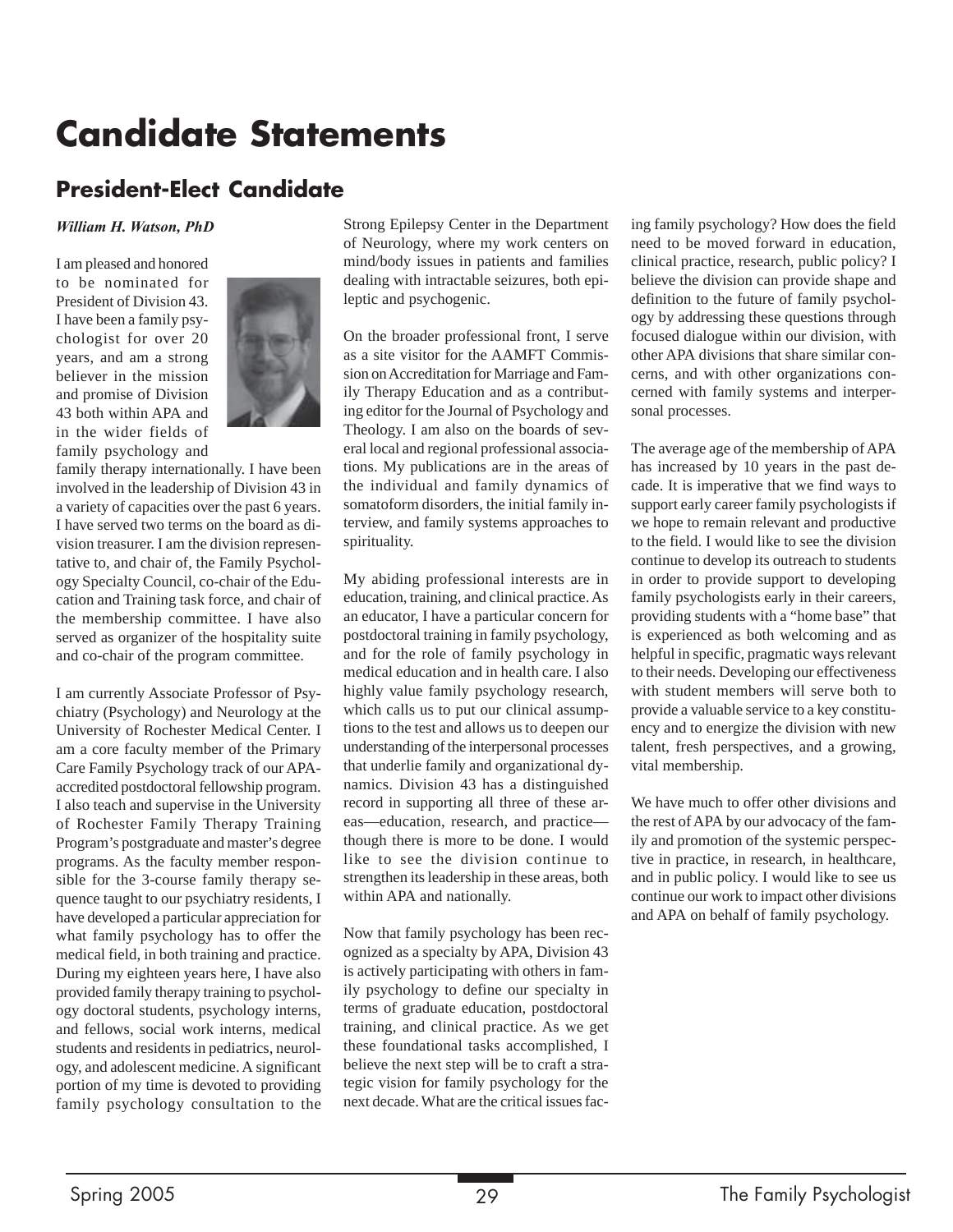# Candidate Statements

## President-Elect Candidate

*William H. Watson, PhD*

I am pleased and honored to be nominated for President of Division 43. I have been a family psychologist for over 20 years, and am a strong believer in the mission and promise of Division 43 both within APA and in the wider fields of family psychology and family therapy internationally. I have been involved in the leadership of Division 43 in a variety of capacities over the past 6 years. I have served two terms on the board as division treasurer. I am the division representative to, and chair of, the Family Psychology Specialty Council, co-chair of the Education and Training task force, and chair of the membership committee. I have also served as organizer of the hospitality suite and co-chair of the program committee.

I am currently Associate Professor of Psychiatry (Psychology) and Neurology at the University of Rochester Medical Center. I am a core faculty member of the Primary Care Family Psychology track of our APA-accredited postdoctoral fellowship program. I also teach and supervise in the University of Rochester Family Therapy Training Program's postgraduate and master's degree programs. As the faculty member responsible for the 3-course family therapy sequence taught to our psychiatry residents, I have developed a particular appreciation for what family psychology has to offer the medical field, in both training and practice. During my eighteen years here, I have also provided family therapy training to psychology doctoral students, psychology interns, and fellows, social work interns, medical students and residents in pediatrics, neurology, and adolescent medicine. A significant portion of my time is devoted to providing family psychology consultation to the Strong Epilepsy Center in the Department of Neurology, where my work centers on mind/body issues in patients and families dealing with intractable seizures, both epileptic and psychogenic.

On the broader professional front, I serve as a site visitor for the AAMFT Commission on Accreditation for Marriage and Family Therapy Education and as a contributing editor for the Journal of Psychology and Theology. I am also on the boards of several local and regional professional associations. My publications are in the areas of the individual and family dynamics of somatoform disorders, the initial family interview, and family systems approaches to spirituality.

My abiding professional interests are in education, training, and clinical practice. As an educator, I have a particular concern for postdoctoral training in family psychology, and for the role of family psychology in medical education and in health care. I also highly value family psychology research, which calls us to put our clinical assumptions to the test and allows us to deepen our understanding of the interpersonal processes that underlie family and organizational dynamics. Division 43 has a distinguished record in supporting all three of these areas—education, research, and practice—though there is more to be done. I would like to see the division continue to strengthen its leadership in these areas, both within APA and nationally.

Now that family psychology has been recognized as a specialty by APA, Division 43 is actively participating with others in family psychology to define our specialty in terms of graduate education, postdoctoral training, and clinical practice. As we get these foundational tasks accomplished, I believe the next step will be to craft a strategic vision for family psychology for the next decade. What are the critical issues facing family psychology? How does the field need to be moved forward in education, clinical practice, research, public policy? I believe the division can provide shape and definition to the future of family psychology by addressing these questions through focused dialogue within our division, with other APA divisions that share similar concerns, and with other organizations concerned with family systems and interpersonal processes.

The average age of the membership of APA has increased by 10 years in the past decade. It is imperative that we find ways to support early career family psychologists if we hope to remain relevant and productive to the field. I would like to see the division continue to develop its outreach to students in order to provide support to developing family psychologists early in their careers, providing students with a "home base" that is experienced as both welcoming and as helpful in specific, pragmatic ways relevant to their needs. Developing our effectiveness with student members will serve both to provide a valuable service to a key constituency and to energize the division with new talent, fresh perspectives, and a growing, vital membership.

We have much to offer other divisions and the rest of APA by our advocacy of the family and promotion of the systemic perspective in practice, in research, in healthcare, and in public policy. I would like to see us continue our work to impact other divisions and APA on behalf of family psychology.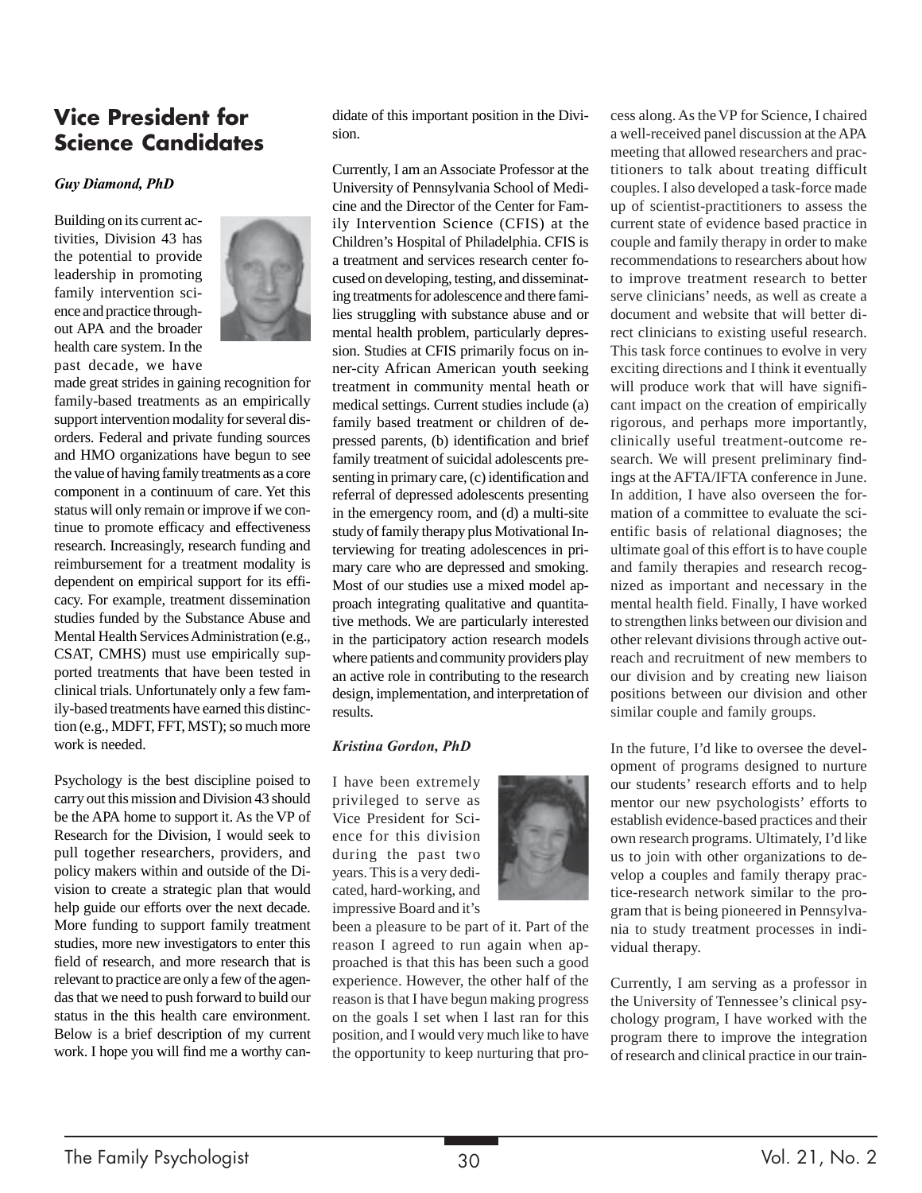## Vice President for Science Candidates

***Guy Diamond, PhD***

Building on its current activities, Division 43 has the potential to provide leadership in promoting family intervention science and practice throughout APA and the broader health care system. In the past decade, we have made great strides in gaining recognition for family-based treatments as an empirically support intervention modality for several disorders. Federal and private funding sources and HMO organizations have begun to see the value of having family treatments as a core component in a continuum of care. Yet this status will only remain or improve if we continue to promote efficacy and effectiveness research. Increasingly, research funding and reimbursement for a treatment modality is dependent on empirical support for its efficacy. For example, treatment dissemination studies funded by the Substance Abuse and Mental Health Services Administration (e.g., CSAT, CMHS) must use empirically supported treatments that have been tested in clinical trials. Unfortunately only a few family-based treatments have earned this distinction (e.g., MDFT, FFT, MST); so much more work is needed.

Psychology is the best discipline poised to carry out this mission and Division 43 should be the APA home to support it. As the VP of Research for the Division, I would seek to pull together researchers, providers, and policy makers within and outside of the Division to create a strategic plan that would help guide our efforts over the next decade. More funding to support family treatment studies, more new investigators to enter this field of research, and more research that is relevant to practice are only a few of the agendas that we need to push forward to build our status in the this health care environment. Below is a brief description of my current work. I hope you will find me a worthy candidate of this important position in the Division.

Currently, I am an Associate Professor at the University of Pennsylvania School of Medicine and the Director of the Center for Family Intervention Science (CFIS) at the Children's Hospital of Philadelphia. CFIS is a treatment and services research center focused on developing, testing, and disseminating treatments for adolescence and there families struggling with substance abuse and or mental health problem, particularly depression. Studies at CFIS primarily focus on inner-city African American youth seeking treatment in community mental heath or medical settings. Current studies include (a) family based treatment or children of depressed parents, (b) identification and brief family treatment of suicidal adolescents presenting in primary care, (c) identification and referral of depressed adolescents presenting in the emergency room, and (d) a multi-site study of family therapy plus Motivational Interviewing for treating adolescences in primary care who are depressed and smoking. Most of our studies use a mixed model approach integrating qualitative and quantitative methods. We are particularly interested in the participatory action research models where patients and community providers play an active role in contributing to the research design, implementation, and interpretation of results.

***Kristina Gordon, PhD***

I have been extremely privileged to serve as Vice President for Science for this division during the past two years. This is a very dedicated, hard-working, and impressive Board and it's been a pleasure to be part of it. Part of the reason I agreed to run again when approached is that this has been such a good experience. However, the other half of the reason is that I have begun making progress on the goals I set when I last ran for this position, and I would very much like to have the opportunity to keep nurturing that process along. As the VP for Science, I chaired a well-received panel discussion at the APA meeting that allowed researchers and practitioners to talk about treating difficult couples. I also developed a task-force made up of scientist-practitioners to assess the current state of evidence based practice in couple and family therapy in order to make recommendations to researchers about how to improve treatment research to better serve clinicians' needs, as well as create a document and website that will better direct clinicians to existing useful research. This task force continues to evolve in very exciting directions and I think it eventually will produce work that will have significant impact on the creation of empirically rigorous, and perhaps more importantly, clinically useful treatment-outcome research. We will present preliminary findings at the AFTA/IFTA conference in June. In addition, I have also overseen the formation of a committee to evaluate the scientific basis of relational diagnoses; the ultimate goal of this effort is to have couple and family therapies and research recognized as important and necessary in the mental health field. Finally, I have worked to strengthen links between our division and other relevant divisions through active outreach and recruitment of new members to our division and by creating new liaison positions between our division and other similar couple and family groups.

In the future, I'd like to oversee the development of programs designed to nurture our students' research efforts and to help mentor our new psychologists' efforts to establish evidence-based practices and their own research programs. Ultimately, I'd like us to join with other organizations to develop a couples and family therapy practice-research network similar to the program that is being pioneered in Pennsylvania to study treatment processes in individual therapy.

Currently, I am serving as a professor in the University of Tennessee's clinical psychology program, I have worked with the program there to improve the integration of research and clinical practice in our train-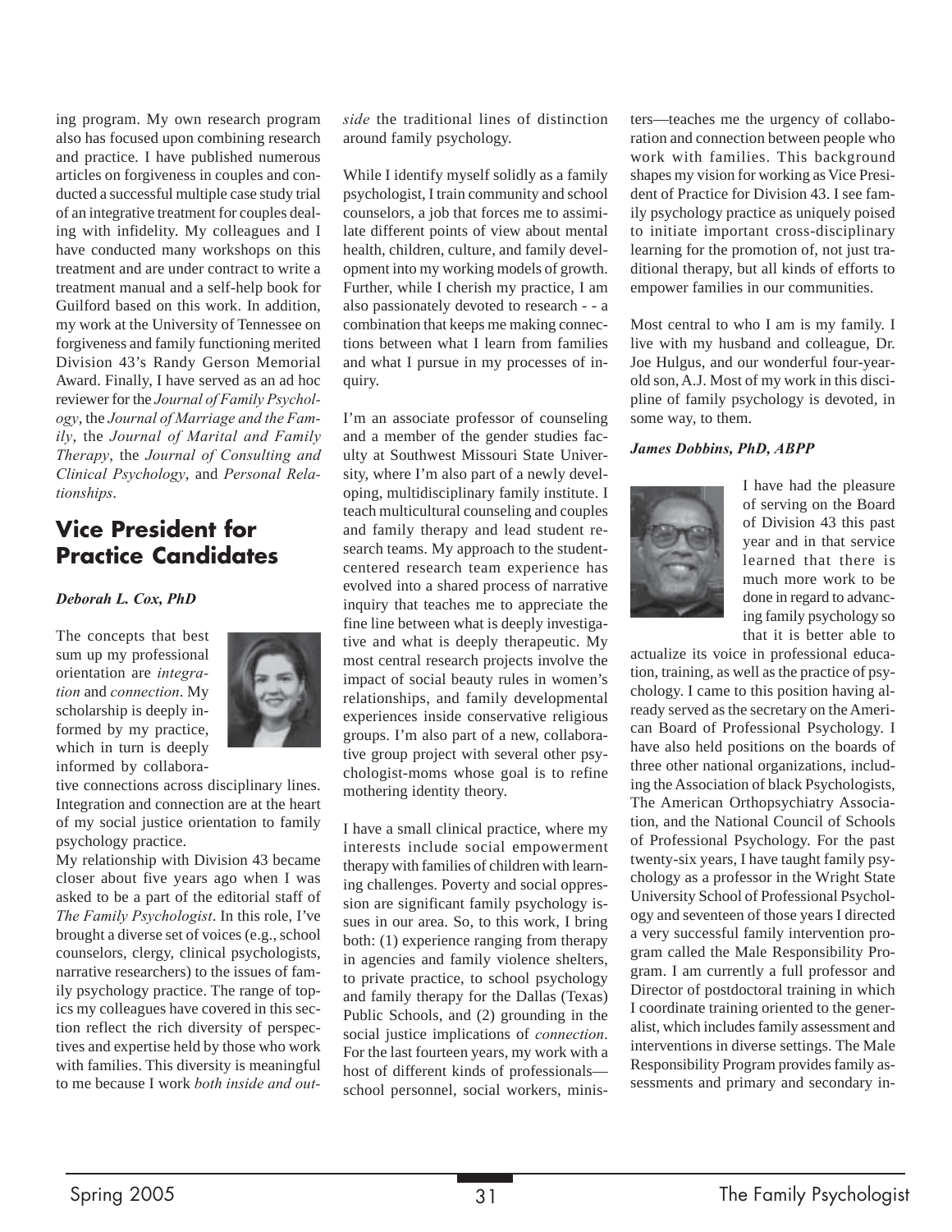ing program. My own research program also has focused upon combining research and practice. I have published numerous articles on forgiveness in couples and conducted a successful multiple case study trial of an integrative treatment for couples dealing with infidelity. My colleagues and I have conducted many workshops on this treatment and are under contract to write a treatment manual and a self-help book for Guilford based on this work. In addition, my work at the University of Tennessee on forgiveness and family functioning merited Division 43's Randy Gerson Memorial Award. Finally, I have served as an ad hoc reviewer for the *Journal of Family Psychology*, the *Journal of Marriage and the Family*, the *Journal of Marital and Family Therapy*, the *Journal of Consulting and Clinical Psychology*, and *Personal Relationships*.

## Vice President for Practice Candidates

***Deborah L. Cox, PhD***

The concepts that best sum up my professional orientation are *integration* and *connection*. My scholarship is deeply informed by my practice, which in turn is deeply informed by collaborative connections across disciplinary lines. Integration and connection are at the heart of my social justice orientation to family psychology practice.

My relationship with Division 43 became closer about five years ago when I was asked to be a part of the editorial staff of *The Family Psychologist*. In this role, I've brought a diverse set of voices (e.g., school counselors, clergy, clinical psychologists, narrative researchers) to the issues of family psychology practice. The range of topics my colleagues have covered in this section reflect the rich diversity of perspectives and expertise held by those who work with families. This diversity is meaningful to me because I work *both inside and outside* the traditional lines of distinction around family psychology.

While I identify myself solidly as a family psychologist, I train community and school counselors, a job that forces me to assimilate different points of view about mental health, children, culture, and family development into my working models of growth. Further, while I cherish my practice, I am also passionately devoted to research - - a combination that keeps me making connections between what I learn from families and what I pursue in my processes of inquiry.

I'm an associate professor of counseling and a member of the gender studies faculty at Southwest Missouri State University, where I'm also part of a newly developing, multidisciplinary family institute. I teach multicultural counseling and couples and family therapy and lead student research teams. My approach to the student-centered research team experience has evolved into a shared process of narrative inquiry that teaches me to appreciate the fine line between what is deeply investigative and what is deeply therapeutic. My most central research projects involve the impact of social beauty rules in women's relationships, and family developmental experiences inside conservative religious groups. I'm also part of a new, collaborative group project with several other psychologist-moms whose goal is to refine mothering identity theory.

I have a small clinical practice, where my interests include social empowerment therapy with families of children with learning challenges. Poverty and social oppression are significant family psychology issues in our area. So, to this work, I bring both: (1) experience ranging from therapy in agencies and family violence shelters, to private practice, to school psychology and family therapy for the Dallas (Texas) Public Schools, and (2) grounding in the social justice implications of *connection*. For the last fourteen years, my work with a host of different kinds of professionals—school personnel, social workers, ministers—teaches me the urgency of collaboration and connection between people who work with families. This background shapes my vision for working as Vice President of Practice for Division 43. I see family psychology practice as uniquely poised to initiate important cross-disciplinary learning for the promotion of, not just traditional therapy, but all kinds of efforts to empower families in our communities.

Most central to who I am is my family. I live with my husband and colleague, Dr. Joe Hulgus, and our wonderful four-year-old son, A.J. Most of my work in this discipline of family psychology is devoted, in some way, to them.

***James Dobbins, PhD, ABPP***

I have had the pleasure of serving on the Board of Division 43 this past year and in that service learned that there is much more work to be done in regard to advancing family psychology so that it is better able to actualize its voice in professional education, training, as well as the practice of psychology. I came to this position having already served as the secretary on the American Board of Professional Psychology. I have also held positions on the boards of three other national organizations, including the Association of black Psychologists, The American Orthopsychiatry Association, and the National Council of Schools of Professional Psychology. For the past twenty-six years, I have taught family psychology as a professor in the Wright State University School of Professional Psychology and seventeen of those years I directed a very successful family intervention program called the Male Responsibility Program. I am currently a full professor and Director of postdoctoral training in which I coordinate training oriented to the generalist, which includes family assessment and interventions in diverse settings. The Male Responsibility Program provides family assessments and primary and secondary in-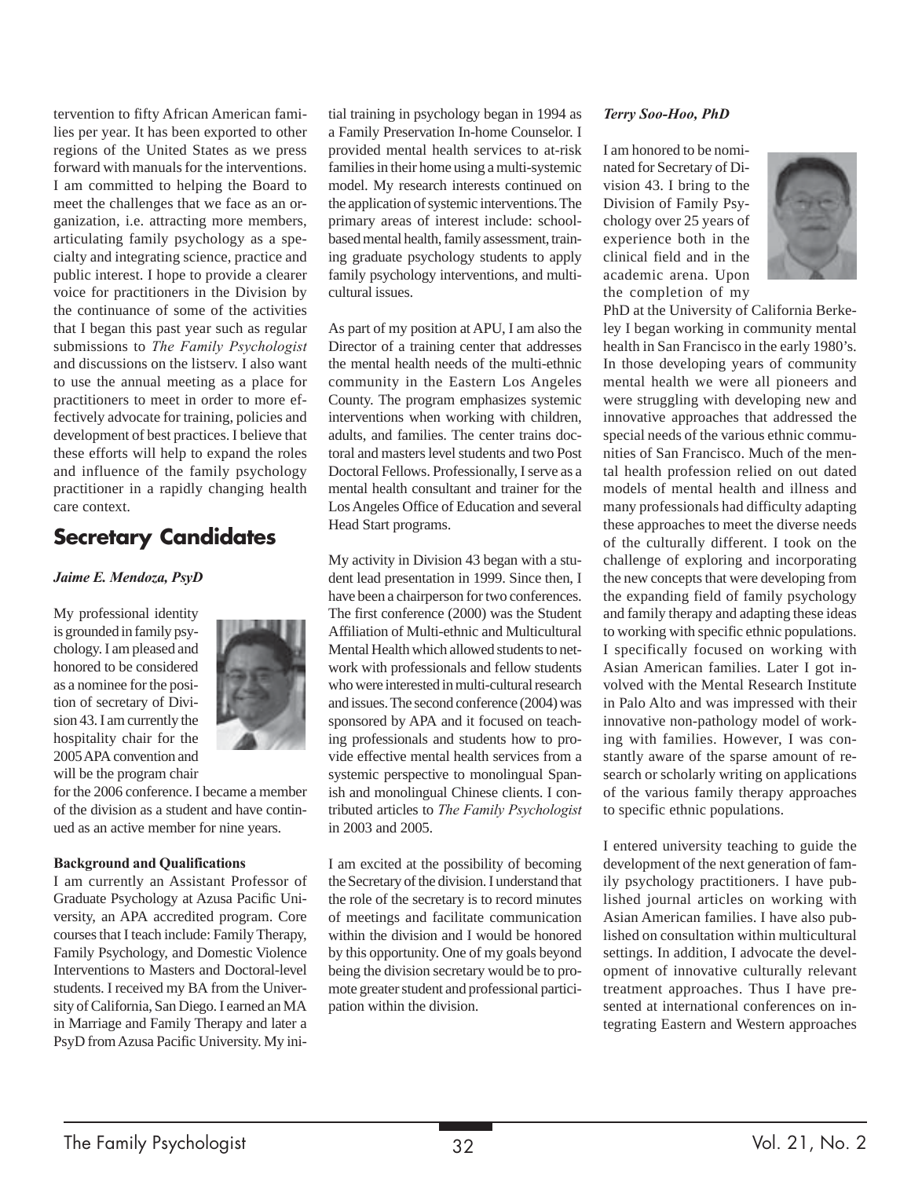tervention to fifty African American families per year. It has been exported to other regions of the United States as we press forward with manuals for the interventions. I am committed to helping the Board to meet the challenges that we face as an organization, i.e. attracting more members, articulating family psychology as a specialty and integrating science, practice and public interest. I hope to provide a clearer voice for practitioners in the Division by the continuance of some of the activities that I began this past year such as regular submissions to *The Family Psychologist* and discussions on the listserv. I also want to use the annual meeting as a place for practitioners to meet in order to more effectively advocate for training, policies and development of best practices. I believe that these efforts will help to expand the roles and influence of the family psychology practitioner in a rapidly changing health care context.

## Secretary Candidates

***Jaime E. Mendoza, PsyD***

My professional identity is grounded in family psychology. I am pleased and honored to be considered as a nominee for the position of secretary of Division 43. I am currently the hospitality chair for the 2005 APA convention and will be the program chair for the 2006 conference. I became a member of the division as a student and have continued as an active member for nine years.

**Background and Qualifications**

I am currently an Assistant Professor of Graduate Psychology at Azusa Pacific University, an APA accredited program. Core courses that I teach include: Family Therapy, Family Psychology, and Domestic Violence Interventions to Masters and Doctoral-level students. I received my BA from the University of California, San Diego. I earned an MA in Marriage and Family Therapy and later a PsyD from Azusa Pacific University. My initial training in psychology began in 1994 as a Family Preservation In-home Counselor. I provided mental health services to at-risk families in their home using a multi-systemic model. My research interests continued on the application of systemic interventions. The primary areas of interest include: school-based mental health, family assessment, training graduate psychology students to apply family psychology interventions, and multicultural issues.

As part of my position at APU, I am also the Director of a training center that addresses the mental health needs of the multi-ethnic community in the Eastern Los Angeles County. The program emphasizes systemic interventions when working with children, adults, and families. The center trains doctoral and masters level students and two Post Doctoral Fellows. Professionally, I serve as a mental health consultant and trainer for the Los Angeles Office of Education and several Head Start programs.

My activity in Division 43 began with a student lead presentation in 1999. Since then, I have been a chairperson for two conferences. The first conference (2000) was the Student Affiliation of Multi-ethnic and Multicultural Mental Health which allowed students to network with professionals and fellow students who were interested in multi-cultural research and issues. The second conference (2004) was sponsored by APA and it focused on teaching professionals and students how to provide effective mental health services from a systemic perspective to monolingual Spanish and monolingual Chinese clients. I contributed articles to *The Family Psychologist* in 2003 and 2005.

I am excited at the possibility of becoming the Secretary of the division. I understand that the role of the secretary is to record minutes of meetings and facilitate communication within the division and I would be honored by this opportunity. One of my goals beyond being the division secretary would be to promote greater student and professional participation within the division.

***Terry Soo-Hoo, PhD***

I am honored to be nominated for Secretary of Division 43. I bring to the Division of Family Psychology over 25 years of experience both in the clinical field and in the academic arena. Upon the completion of my PhD at the University of California Berkeley I began working in community mental health in San Francisco in the early 1980's. In those developing years of community mental health we were all pioneers and were struggling with developing new and innovative approaches that addressed the special needs of the various ethnic communities of San Francisco. Much of the mental health profession relied on out dated models of mental health and illness and many professionals had difficulty adapting these approaches to meet the diverse needs of the culturally different. I took on the challenge of exploring and incorporating the new concepts that were developing from the expanding field of family psychology and family therapy and adapting these ideas to working with specific ethnic populations. I specifically focused on working with Asian American families. Later I got involved with the Mental Research Institute in Palo Alto and was impressed with their innovative non-pathology model of working with families. However, I was constantly aware of the sparse amount of research or scholarly writing on applications of the various family therapy approaches to specific ethnic populations.

I entered university teaching to guide the development of the next generation of family psychology practitioners. I have published journal articles on working with Asian American families. I have also published on consultation within multicultural settings. In addition, I advocate the development of innovative culturally relevant treatment approaches. Thus I have presented at international conferences on integrating Eastern and Western approaches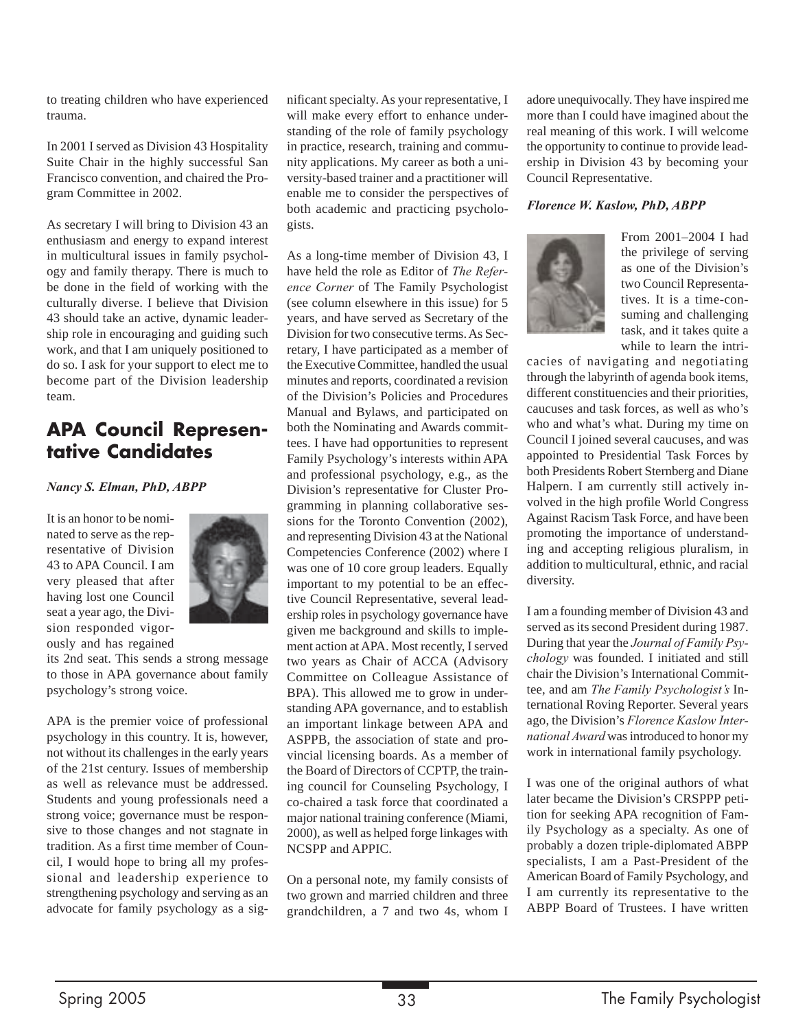to treating children who have experienced trauma.

In 2001 I served as Division 43 Hospitality Suite Chair in the highly successful San Francisco convention, and chaired the Program Committee in 2002.

As secretary I will bring to Division 43 an enthusiasm and energy to expand interest in multicultural issues in family psychology and family therapy. There is much to be done in the field of working with the culturally diverse. I believe that Division 43 should take an active, dynamic leadership role in encouraging and guiding such work, and that I am uniquely positioned to do so. I ask for your support to elect me to become part of the Division leadership team.

## APA Council Representative Candidates

***Nancy S. Elman, PhD, ABPP***

It is an honor to be nominated to serve as the representative of Division 43 to APA Council. I am very pleased that after having lost one Council seat a year ago, the Division responded vigorously and has regained its 2nd seat. This sends a strong message to those in APA governance about family psychology's strong voice.

APA is the premier voice of professional psychology in this country. It is, however, not without its challenges in the early years of the 21st century. Issues of membership as well as relevance must be addressed. Students and young professionals need a strong voice; governance must be responsive to those changes and not stagnate in tradition. As a first time member of Council, I would hope to bring all my professional and leadership experience to strengthening psychology and serving as an advocate for family psychology as a significant specialty. As your representative, I will make every effort to enhance understanding of the role of family psychology in practice, research, training and community applications. My career as both a university-based trainer and a practitioner will enable me to consider the perspectives of both academic and practicing psychologists.

As a long-time member of Division 43, I have held the role as Editor of *The Reference Corner* of The Family Psychologist (see column elsewhere in this issue) for 5 years, and have served as Secretary of the Division for two consecutive terms. As Secretary, I have participated as a member of the Executive Committee, handled the usual minutes and reports, coordinated a revision of the Division's Policies and Procedures Manual and Bylaws, and participated on both the Nominating and Awards committees. I have had opportunities to represent Family Psychology's interests within APA and professional psychology, e.g., as the Division's representative for Cluster Programming in planning collaborative sessions for the Toronto Convention (2002), and representing Division 43 at the National Competencies Conference (2002) where I was one of 10 core group leaders. Equally important to my potential to be an effective Council Representative, several leadership roles in psychology governance have given me background and skills to implement action at APA. Most recently, I served two years as Chair of ACCA (Advisory Committee on Colleague Assistance of BPA). This allowed me to grow in understanding APA governance, and to establish an important linkage between APA and ASPPB, the association of state and provincial licensing boards. As a member of the Board of Directors of CCPTP, the training council for Counseling Psychology, I co-chaired a task force that coordinated a major national training conference (Miami, 2000), as well as helped forge linkages with NCSPP and APPIC.

On a personal note, my family consists of two grown and married children and three grandchildren, a 7 and two 4s, whom I adore unequivocally. They have inspired me more than I could have imagined about the real meaning of this work. I will welcome the opportunity to continue to provide leadership in Division 43 by becoming your Council Representative.

***Florence W. Kaslow, PhD, ABPP***

From 2001–2004 I had the privilege of serving as one of the Division's two Council Representatives. It is a time-consuming and challenging task, and it takes quite a while to learn the intricacies of navigating and negotiating through the labyrinth of agenda book items, different constituencies and their priorities, caucuses and task forces, as well as who's who and what's what. During my time on Council I joined several caucuses, and was appointed to Presidential Task Forces by both Presidents Robert Sternberg and Diane Halpern. I am currently still actively involved in the high profile World Congress Against Racism Task Force, and have been promoting the importance of understanding and accepting religious pluralism, in addition to multicultural, ethnic, and racial diversity.

I am a founding member of Division 43 and served as its second President during 1987. During that year the *Journal of Family Psychology* was founded. I initiated and still chair the Division's International Committee, and am *The Family Psychologist's* International Roving Reporter. Several years ago, the Division's *Florence Kaslow International Award* was introduced to honor my work in international family psychology.

I was one of the original authors of what later became the Division's CRSPPP petition for seeking APA recognition of Family Psychology as a specialty. As one of probably a dozen triple-diplomated ABPP specialists, I am a Past-President of the American Board of Family Psychology, and I am currently its representative to the ABPP Board of Trustees. I have written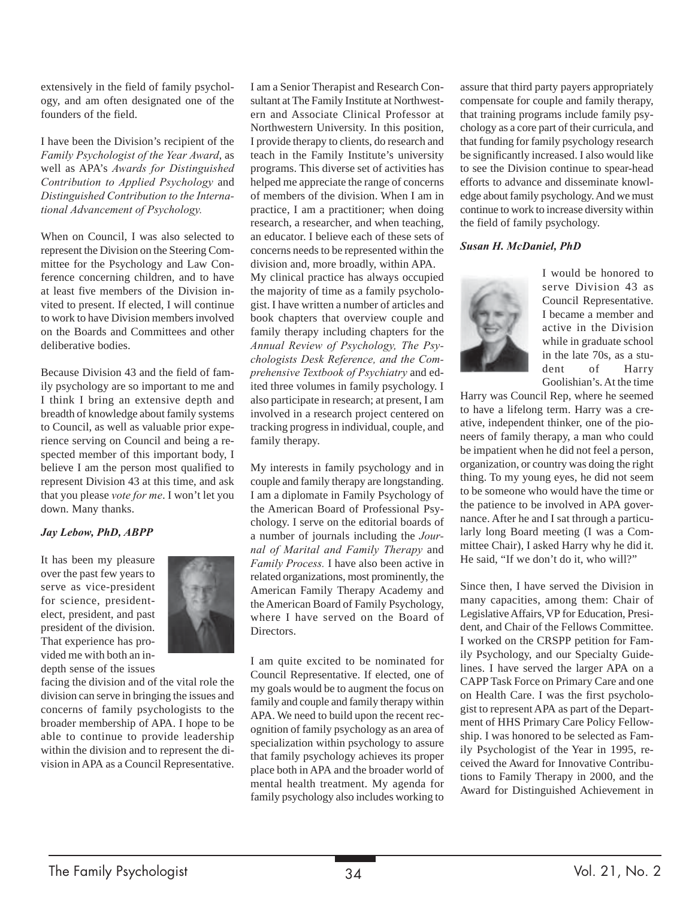extensively in the field of family psychology, and am often designated one of the founders of the field.

I have been the Division's recipient of the *Family Psychologist of the Year Award*, as well as APA's *Awards for Distinguished Contribution to Applied Psychology* and *Distinguished Contribution to the International Advancement of Psychology.*

When on Council, I was also selected to represent the Division on the Steering Committee for the Psychology and Law Conference concerning children, and to have at least five members of the Division invited to present. If elected, I will continue to work to have Division members involved on the Boards and Committees and other deliberative bodies.

Because Division 43 and the field of family psychology are so important to me and I think I bring an extensive depth and breadth of knowledge about family systems to Council, as well as valuable prior experience serving on Council and being a respected member of this important body, I believe I am the person most qualified to represent Division 43 at this time, and ask that you please *vote for me*. I won't let you down. Many thanks.

### *Jay Lebow, PhD, ABPP*

It has been my pleasure over the past few years to serve as vice-president for science, president-elect, president, and past president of the division. That experience has provided me with both an in-depth sense of the issues facing the division and of the vital role the division can serve in bringing the issues and concerns of family psychologists to the broader membership of APA. I hope to be able to continue to provide leadership within the division and to represent the division in APA as a Council Representative. I am a Senior Therapist and Research Consultant at The Family Institute at Northwestern and Associate Clinical Professor at Northwestern University. In this position, I provide therapy to clients, do research and teach in the Family Institute's university programs. This diverse set of activities has helped me appreciate the range of concerns of members of the division. When I am in practice, I am a practitioner; when doing research, a researcher, and when teaching, an educator. I believe each of these sets of concerns needs to be represented within the division and, more broadly, within APA.

My clinical practice has always occupied the majority of time as a family psychologist. I have written a number of articles and book chapters that overview couple and family therapy including chapters for the *Annual Review of Psychology, The Psychologists Desk Reference, and the Comprehensive Textbook of Psychiatry* and edited three volumes in family psychology. I also participate in research; at present, I am involved in a research project centered on tracking progress in individual, couple, and family therapy.

My interests in family psychology and in couple and family therapy are longstanding. I am a diplomate in Family Psychology of the American Board of Professional Psychology. I serve on the editorial boards of a number of journals including the *Journal of Marital and Family Therapy* and *Family Process.* I have also been active in related organizations, most prominently, the American Family Therapy Academy and the American Board of Family Psychology, where I have served on the Board of Directors.

I am quite excited to be nominated for Council Representative. If elected, one of my goals would be to augment the focus on family and couple and family therapy within APA. We need to build upon the recent recognition of family psychology as an area of specialization within psychology to assure that family psychology achieves its proper place both in APA and the broader world of mental health treatment. My agenda for family psychology also includes working to assure that third party payers appropriately compensate for couple and family therapy, that training programs include family psychology as a core part of their curricula, and that funding for family psychology research be significantly increased. I also would like to see the Division continue to spear-head efforts to advance and disseminate knowledge about family psychology. And we must continue to work to increase diversity within the field of family psychology.

### *Susan H. McDaniel, PhD*

I would be honored to serve Division 43 as Council Representative. I became a member and active in the Division while in graduate school in the late 70s, as a student of Harry Goolishian's. At the time Harry was Council Rep, where he seemed to have a lifelong term. Harry was a creative, independent thinker, one of the pioneers of family therapy, a man who could be impatient when he did not feel a person, organization, or country was doing the right thing. To my young eyes, he did not seem to be someone who would have the time or the patience to be involved in APA governance. After he and I sat through a particularly long Board meeting (I was a Committee Chair), I asked Harry why he did it. He said, "If we don't do it, who will?"

Since then, I have served the Division in many capacities, among them: Chair of Legislative Affairs, VP for Education, President, and Chair of the Fellows Committee. I worked on the CRSPP petition for Family Psychology, and our Specialty Guidelines. I have served the larger APA on a CAPP Task Force on Primary Care and one on Health Care. I was the first psychologist to represent APA as part of the Department of HHS Primary Care Policy Fellowship. I was honored to be selected as Family Psychologist of the Year in 1995, received the Award for Innovative Contributions to Family Therapy in 2000, and the Award for Distinguished Achievement in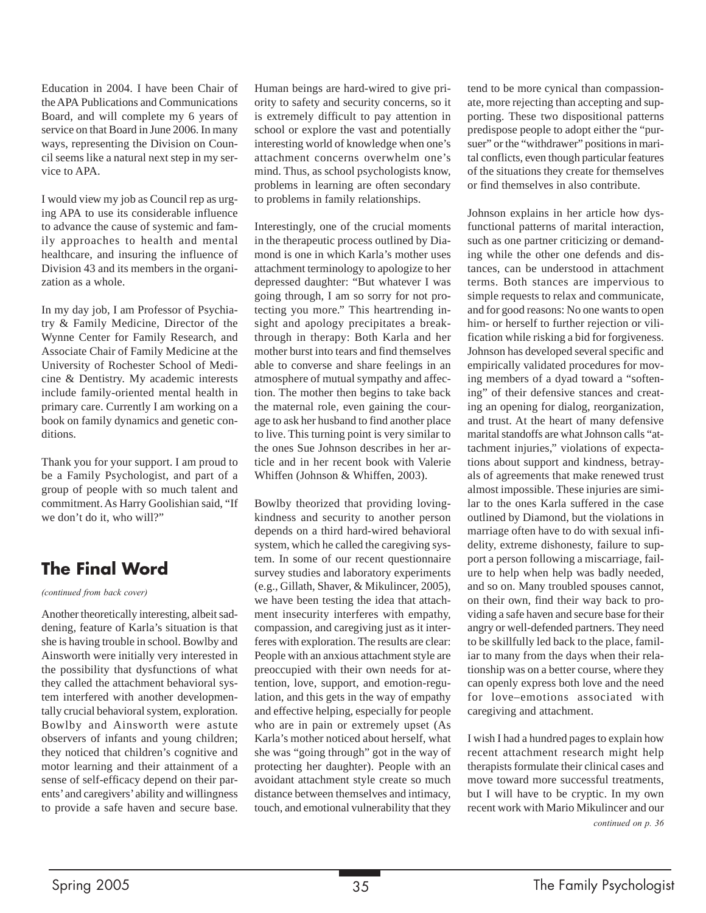Education in 2004. I have been Chair of the APA Publications and Communications Board, and will complete my 6 years of service on that Board in June 2006. In many ways, representing the Division on Council seems like a natural next step in my service to APA.

I would view my job as Council rep as urging APA to use its considerable influence to advance the cause of systemic and family approaches to health and mental healthcare, and insuring the influence of Division 43 and its members in the organization as a whole.

In my day job, I am Professor of Psychiatry & Family Medicine, Director of the Wynne Center for Family Research, and Associate Chair of Family Medicine at the University of Rochester School of Medicine & Dentistry. My academic interests include family-oriented mental health in primary care. Currently I am working on a book on family dynamics and genetic conditions.

Thank you for your support. I am proud to be a Family Psychologist, and part of a group of people with so much talent and commitment. As Harry Goolishian said, "If we don't do it, who will?"

## The Final Word

*(continued from back cover)*

Another theoretically interesting, albeit saddening, feature of Karla's situation is that she is having trouble in school. Bowlby and Ainsworth were initially very interested in the possibility that dysfunctions of what they called the attachment behavioral system interfered with another developmentally crucial behavioral system, exploration. Bowlby and Ainsworth were astute observers of infants and young children; they noticed that children's cognitive and motor learning and their attainment of a sense of self-efficacy depend on their parents' and caregivers' ability and willingness to provide a safe haven and secure base. Human beings are hard-wired to give priority to safety and security concerns, so it is extremely difficult to pay attention in school or explore the vast and potentially interesting world of knowledge when one's attachment concerns overwhelm one's mind. Thus, as school psychologists know, problems in learning are often secondary to problems in family relationships.

Interestingly, one of the crucial moments in the therapeutic process outlined by Diamond is one in which Karla's mother uses attachment terminology to apologize to her depressed daughter: "But whatever I was going through, I am so sorry for not protecting you more." This heartrending insight and apology precipitates a breakthrough in therapy: Both Karla and her mother burst into tears and find themselves able to converse and share feelings in an atmosphere of mutual sympathy and affection. The mother then begins to take back the maternal role, even gaining the courage to ask her husband to find another place to live. This turning point is very similar to the ones Sue Johnson describes in her article and in her recent book with Valerie Whiffen (Johnson & Whiffen, 2003).

Bowlby theorized that providing loving-kindness and security to another person depends on a third hard-wired behavioral system, which he called the caregiving system. In some of our recent questionnaire survey studies and laboratory experiments (e.g., Gillath, Shaver, & Mikulincer, 2005), we have been testing the idea that attachment insecurity interferes with empathy, compassion, and caregiving just as it interferes with exploration. The results are clear: People with an anxious attachment style are preoccupied with their own needs for attention, love, support, and emotion-regulation, and this gets in the way of empathy and effective helping, especially for people who are in pain or extremely upset (As Karla's mother noticed about herself, what she was "going through" got in the way of protecting her daughter). People with an avoidant attachment style create so much distance between themselves and intimacy, touch, and emotional vulnerability that they tend to be more cynical than compassionate, more rejecting than accepting and supporting. These two dispositional patterns predispose people to adopt either the "pursuer" or the "withdrawer" positions in marital conflicts, even though particular features of the situations they create for themselves or find themselves in also contribute.

Johnson explains in her article how dysfunctional patterns of marital interaction, such as one partner criticizing or demanding while the other one defends and distances, can be understood in attachment terms. Both stances are impervious to simple requests to relax and communicate, and for good reasons: No one wants to open him- or herself to further rejection or vilification while risking a bid for forgiveness. Johnson has developed several specific and empirically validated procedures for moving members of a dyad toward a "softening" of their defensive stances and creating an opening for dialog, reorganization, and trust. At the heart of many defensive marital standoffs are what Johnson calls "attachment injuries," violations of expectations about support and kindness, betrayals of agreements that make renewed trust almost impossible. These injuries are similar to the ones Karla suffered in the case outlined by Diamond, but the violations in marriage often have to do with sexual infidelity, extreme dishonesty, failure to support a person following a miscarriage, failure to help when help was badly needed, and so on. Many troubled spouses cannot, on their own, find their way back to providing a safe haven and secure base for their angry or well-defended partners. They need to be skillfully led back to the place, familiar to many from the days when their relationship was on a better course, where they can openly express both love and the need for love–emotions associated with caregiving and attachment.

I wish I had a hundred pages to explain how recent attachment research might help therapists formulate their clinical cases and move toward more successful treatments, but I will have to be cryptic. In my own recent work with Mario Mikulincer and our

*continued on p. 36*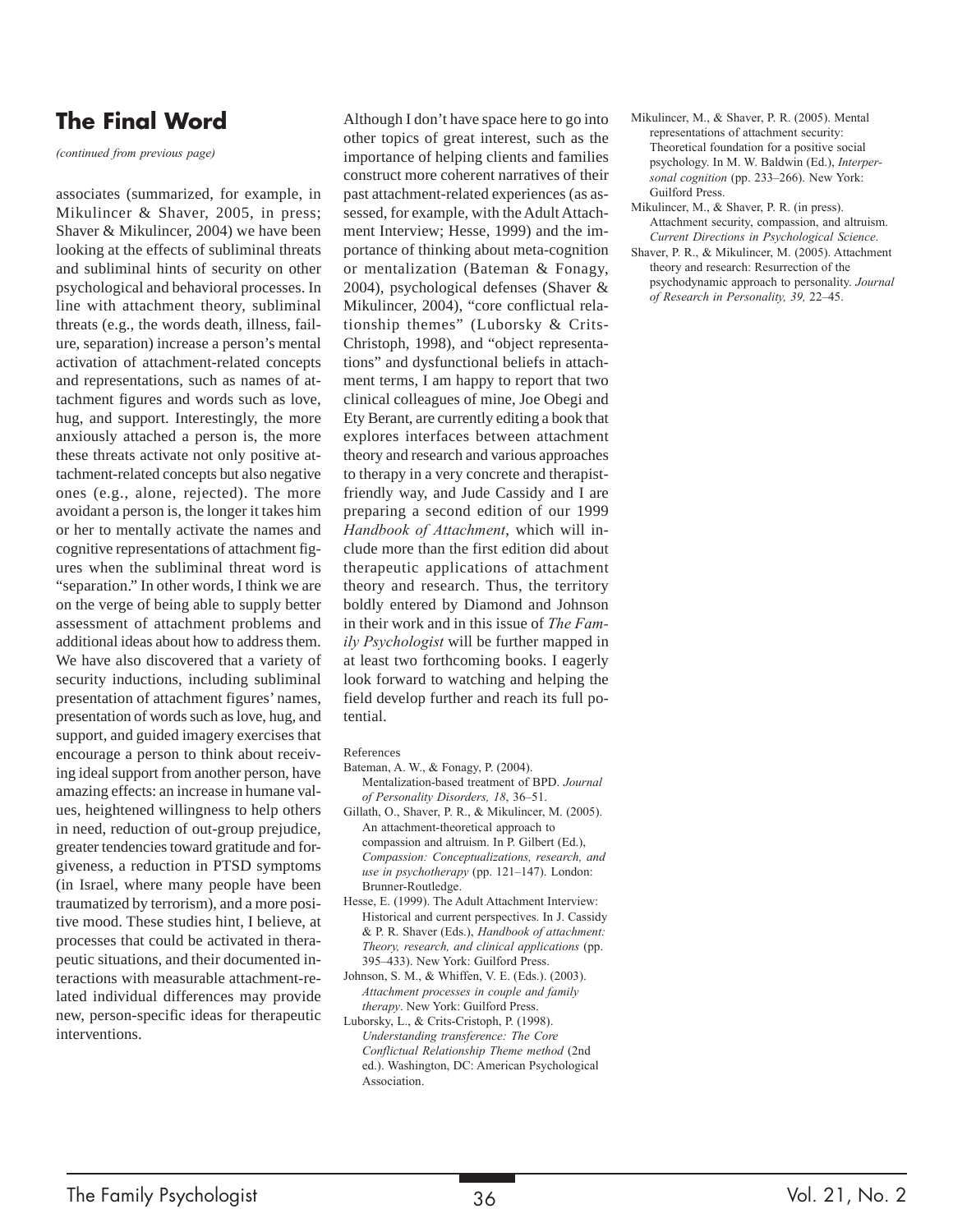## The Final Word

*(continued from previous page)*

associates (summarized, for example, in Mikulincer & Shaver, 2005, in press; Shaver & Mikulincer, 2004) we have been looking at the effects of subliminal threats and subliminal hints of security on other psychological and behavioral processes. In line with attachment theory, subliminal threats (e.g., the words death, illness, failure, separation) increase a person's mental activation of attachment-related concepts and representations, such as names of attachment figures and words such as love, hug, and support. Interestingly, the more anxiously attached a person is, the more these threats activate not only positive attachment-related concepts but also negative ones (e.g., alone, rejected). The more avoidant a person is, the longer it takes him or her to mentally activate the names and cognitive representations of attachment figures when the subliminal threat word is "separation." In other words, I think we are on the verge of being able to supply better assessment of attachment problems and additional ideas about how to address them. We have also discovered that a variety of security inductions, including subliminal presentation of attachment figures' names, presentation of words such as love, hug, and support, and guided imagery exercises that encourage a person to think about receiving ideal support from another person, have amazing effects: an increase in humane values, heightened willingness to help others in need, reduction of out-group prejudice, greater tendencies toward gratitude and forgiveness, a reduction in PTSD symptoms (in Israel, where many people have been traumatized by terrorism), and a more positive mood. These studies hint, I believe, at processes that could be activated in therapeutic situations, and their documented interactions with measurable attachment-related individual differences may provide new, person-specific ideas for therapeutic interventions.

Although I don't have space here to go into other topics of great interest, such as the importance of helping clients and families construct more coherent narratives of their past attachment-related experiences (as assessed, for example, with the Adult Attachment Interview; Hesse, 1999) and the importance of thinking about meta-cognition or mentalization (Bateman & Fonagy, 2004), psychological defenses (Shaver & Mikulincer, 2004), "core conflictual relationship themes" (Luborsky & Crits-Christoph, 1998), and "object representations" and dysfunctional beliefs in attachment terms, I am happy to report that two clinical colleagues of mine, Joe Obegi and Ety Berant, are currently editing a book that explores interfaces between attachment theory and research and various approaches to therapy in a very concrete and therapist-friendly way, and Jude Cassidy and I are preparing a second edition of our 1999 *Handbook of Attachment*, which will include more than the first edition did about therapeutic applications of attachment theory and research. Thus, the territory boldly entered by Diamond and Johnson in their work and in this issue of *The Family Psychologist* will be further mapped in at least two forthcoming books. I eagerly look forward to watching and helping the field develop further and reach its full potential.

References

Bateman, A. W., & Fonagy, P. (2004). Mentalization-based treatment of BPD. *Journal of Personality Disorders, 18*, 36–51.

Gillath, O., Shaver, P. R., & Mikulincer, M. (2005). An attachment-theoretical approach to compassion and altruism. In P. Gilbert (Ed.), *Compassion: Conceptualizations, research, and use in psychotherapy* (pp. 121–147). London: Brunner-Routledge.

Hesse, E. (1999). The Adult Attachment Interview: Historical and current perspectives. In J. Cassidy & P. R. Shaver (Eds.), *Handbook of attachment: Theory, research, and clinical applications* (pp. 395–433). New York: Guilford Press.

Johnson, S. M., & Whiffen, V. E. (Eds.). (2003). *Attachment processes in couple and family therapy*. New York: Guilford Press.

Luborsky, L., & Crits-Cristoph, P. (1998). *Understanding transference: The Core Conflictual Relationship Theme method* (2nd ed.). Washington, DC: American Psychological Association.

Mikulincer, M., & Shaver, P. R. (2005). Mental representations of attachment security: Theoretical foundation for a positive social psychology. In M. W. Baldwin (Ed.), *Interpersonal cognition* (pp. 233–266). New York: Guilford Press.

Mikulincer, M., & Shaver, P. R. (in press). Attachment security, compassion, and altruism. *Current Directions in Psychological Science*.

Shaver, P. R., & Mikulincer, M. (2005). Attachment theory and research: Resurrection of the psychodynamic approach to personality. *Journal of Research in Personality, 39,* 22–45.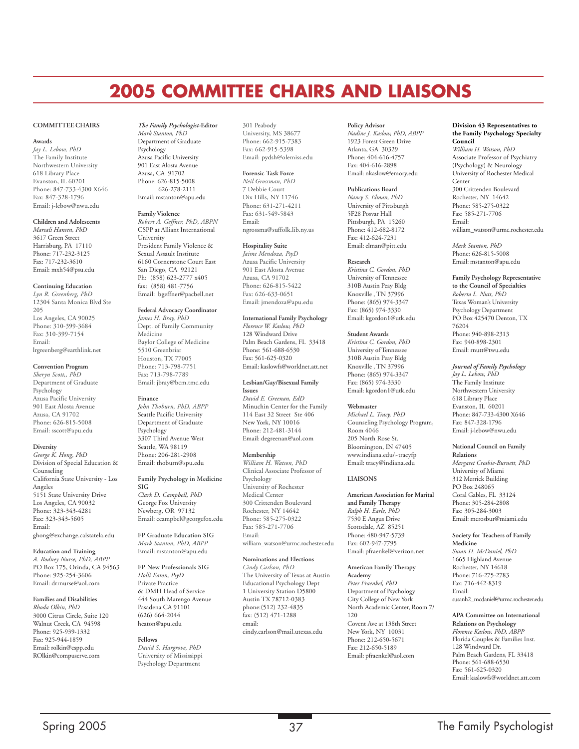# 2005 COMMITTEE CHAIRS AND LIAISONS

## COMMITTEE CHAIRS

**Awards**
*Jay L. Lebow, PhD*
The Family Institute
Northwestern University
618 Library Place
Evanston, IL 60201
Phone: 847-733-4300 X646
Fax: 847-328-1796
Email: j-lebow@nwu.edu

**Children and Adolescents**
*Marsali Hansen, PhD*
3617 Green Street
Harrisburg, PA 17110
Phone: 717-232-3125
Fax: 717-232-3610
Email: mxh54@psu.edu

**Continuing Education**
*Lyn R. Greenberg, PhD*
12304 Santa Monica Blvd Ste 205
Los Angeles, CA 90025
Phone: 310-399-3684
Fax: 310-399-7154
Email: lrgreenberg@earthlink.net

**Convention Program**
*Sheryn Scott,, PhD*
Department of Graduate Psychology
Azusa Pacific University
901 East Alosta Avenue
Azusa, CA 91702
Phone: 626-815-5008
Email: sscott@apu.edu

**Diversity**
*George K. Hong, PhD*
Division of Special Education & Counseling
California State University - Los Angeles
5151 State University Drive
Los Angeles, CA 90032
Phone: 323-343-4281
Fax: 323-343-5605
Email: ghong@exchange.calstatela.edu

**Education and Training**
*A. Rodney Nurse, PhD, ABPP*
PO Box 175, Orinda, CA 94563
Phone: 925-254-3606
Email: drrnurse@aol.com

**Families and Disabilities**
*Rhoda Olkin, PhD*
3000 Citrus Circle, Suite 120
Walnut Creek, CA 94598
Phone: 925-939-1332
Fax: 925-944-1859
Email: rolkin@cspp.edu
ROlkin@compuserve.com

***The Family Psychologist*-Editor**
*Mark Stanton, PhD*
Department of Graduate Psychology
Azusa Pacific University
901 East Alosta Avenue
Azusa, CA 91702
Phone: 626-815-5008
626-278-2111
Email: mstanton@apu.edu

**Family Violence**
*Robert A. Geffner, PhD, ABPN*
CSPP at Alliant International University
President Family Violence & Sexual Assault Institute
6160 Cornerstone Court East
San Diego, CA 92121
Ph: (858) 623-2777 x405
fax: (858) 481-7756
Email: bgeffner@pacbell.net

**Federal Advocacy Coordinator**
*James H. Bray, PhD*
Dept. of Family Community Medicine
Baylor College of Medicine
5510 Greenbriar
Houston, TX 77005
Phone: 713-798-7751
Fax: 713-798-7789
Email: jbray@bcm.tmc.edu

**Finance**
*John Thoburn, PhD, ABPP*
Seattle Pacific University
Department of Graduate Psychology
3307 Third Avenue West
Seattle, WA 98119
Phone: 206-281-2908
Email: thoburn@spu.edu

**Family Psychology in Medicine SIG**
*Clark D. Campbell, PhD*
George Fox University
Newberg, OR 97132
Email: ccampbel@georgefox.edu

**FP Graduate Education SIG**
*Mark Stanton, PhD, ABPP*
Email: mstanton@apu.edu

**FP New Professionals SIG**
*Holli Eaton, PsyD*
Private Practice
& DMH Head of Service
444 South Marengo Avenue
Pasadena CA 91101
(626) 664-2044
heaton@apu.edu

**Fellows**
*David S. Hargrove, PhD*
University of Mississippi
Psychology Department
301 Peabody
University, MS 38677
Phone: 662-915-7383
Fax: 662-915-5398
Email: pydsh@olemiss.edu

**Forensic Task Force**
*Neil Grossman, PhD*
7 Debbie Court
Dix Hills, NY 11746
Phone: 631-271-4211
Fax: 631-549-5843
Email: ngrossma@suffolk.lib.ny.us

**Hospitality Suite**
*Jaime Mendoza, PsyD*
Azusa Pacific University
901 East Alosta Avenue
Azusa, CA 91702
Phone: 626-815-5422
Fax: 626-633-0651
Email: jmendoza@apu.edu

**International Family Psychology**
*Florence W. Kaslow, PhD*
128 Windward Drive
Palm Beach Gardens, FL 33418
Phone: 561-688-6530
Fax: 561-625-0320
Email: kaslowfs@worldnet.att.net

**Lesbian/Gay/Bisexual Family Issues**
*David E. Greenan, EdD*
Minuchin Center for the Family
114 East 32 Street Ste 406
New York, NY 10016
Phone: 212-481-3144
Email: degreenan@aol.com

**Membership**
*William H. Watson, PhD*
Clinical Associate Professor of Psychology
University of Rochester Medical Center
300 Crittenden Boulevard
Rochester, NY 14642
Phone: 585-275-0322
Fax: 585-271-7706
Email: william_watson@urmc.rochester.edu

**Nominations and Elections**
*Cindy Carlson, PhD*
The University of Texas at Austin
Educational Psychology Dept
1 University Station D5800
Austin TX 78712-0383
phone:(512) 232-4835
fax: (512) 471-1288
email: cindy.carlson@mail.utexas.edu

**Policy Advisor**
*Nadine J. Kaslow, PhD, ABPP*
1923 Forest Green Drive
Atlanta, GA 30329
Phone: 404-616-4757
Fax: 404-616-2898
Email: nkaslow@emory.edu

**Publications Board**
*Nancy S. Elman, PhD*
University of Pittsburgh
5F28 Posvar Hall
Pittsburgh, PA 15260
Phone: 412-682-8172
Fax: 412-624-7231
Email: elman@pitt.edu

**Research**
*Kristina C. Gordon, PhD*
University of Tennessee
310B Austin Peay Bldg
Knoxville , TN 37996
Phone: (865) 974-3347
Fax: (865) 974-3330
Email: kgordon1@utk.edu

**Student Awards**
*Kristina C. Gordon, PhD*
University of Tennessee
310B Austin Peay Bldg
Knoxville , TN 37996
Phone: (865) 974-3347
Fax: (865) 974-3330
Email: kgordon1@utk.edu

**Webmaster**
*Michael L. Tracy, PhD*
Counseling Psychology Program, Room 4046
205 North Rose St.
Bloomington, IN 47405
www.indiana.edu/~tracyfp
Email: tracy@indiana.edu

## LIAISONS

**American Association for Marital and Family Therapy**
*Ralph H. Earle, PhD*
7530 E Angus Drive
Scottsdale, AZ 85251
Phone: 480-947-5739
Fax: 602-947-7795
Email: pfraenkel@verizon.net

**American Family Therapy Academy**
*Peter Fraenkel, PhD*
Department of Psychology
City College of New York
North Academic Center, Room 7/120
Covent Ave at 138th Street
New York, NY 10031
Phone: 212-650-5671
Fax: 212-650-5189
Email: pfraenkel@aol.com

**Division 43 Representatives to the Family Psychology Specialty Council**
*William H. Watson, PhD*
Associate Professor of Psychiatry (Psychology) & Neurology
University of Rochester Medical Center
300 Crittenden Boulevard
Rochester, NY 14642
Phone: 585-275-0322
Fax: 585-271-7706
Email: william_watson@urmc.rochester.edu

*Mark Stanton, PhD*
Phone: 626-815-5008
Email: mstanton@apu.edu

**Family Psychology Representative to the Council of Specialties**
*Roberta L. Nutt, PhD*
Texas Woman's University
Psychology Department
PO Box 425470 Denton, TX 76204
Phone: 940-898-2313
Fax: 940-898-2301
Email: rnutt@twu.edu

***Journal of Family Psychology***
*Jay L. Lebow, PhD*
The Family Institute
Northwestern University
618 Library Place
Evanston, IL 60201
Phone: 847-733-4300 X646
Fax: 847-328-1796
Email: j-lebow@nwu.edu

**National Council on Family Relations**
*Margaret Crosbie-Burnett, PhD*
University of Miami
312 Merrick Building
PO Box 248065
Coral Gables, FL 33124
Phone: 305-284-2808
Fax: 305-284-3003
Email: mcrosbur@miami.edu

**Society for Teachers of Family Medicine**
*Susan H. McDaniel, PhD*
1665 Highland Avenue
Rochester, NY 14618
Phone: 716-275-2783
Fax: 716-442-8319
Email: susanh2_mcdaniel@urmc.rochester.edu

**APA Committee on International Relations on Psychology**
*Florence Kaslow, PhD, ABPP*
Florida Couples & Families Inst.
128 Windward Dr.
Palm Beach Gardens, FL 33418
Phone: 561-688-6530
Fax: 561-625-0320
Email: kaslowfs@worldnet.att.com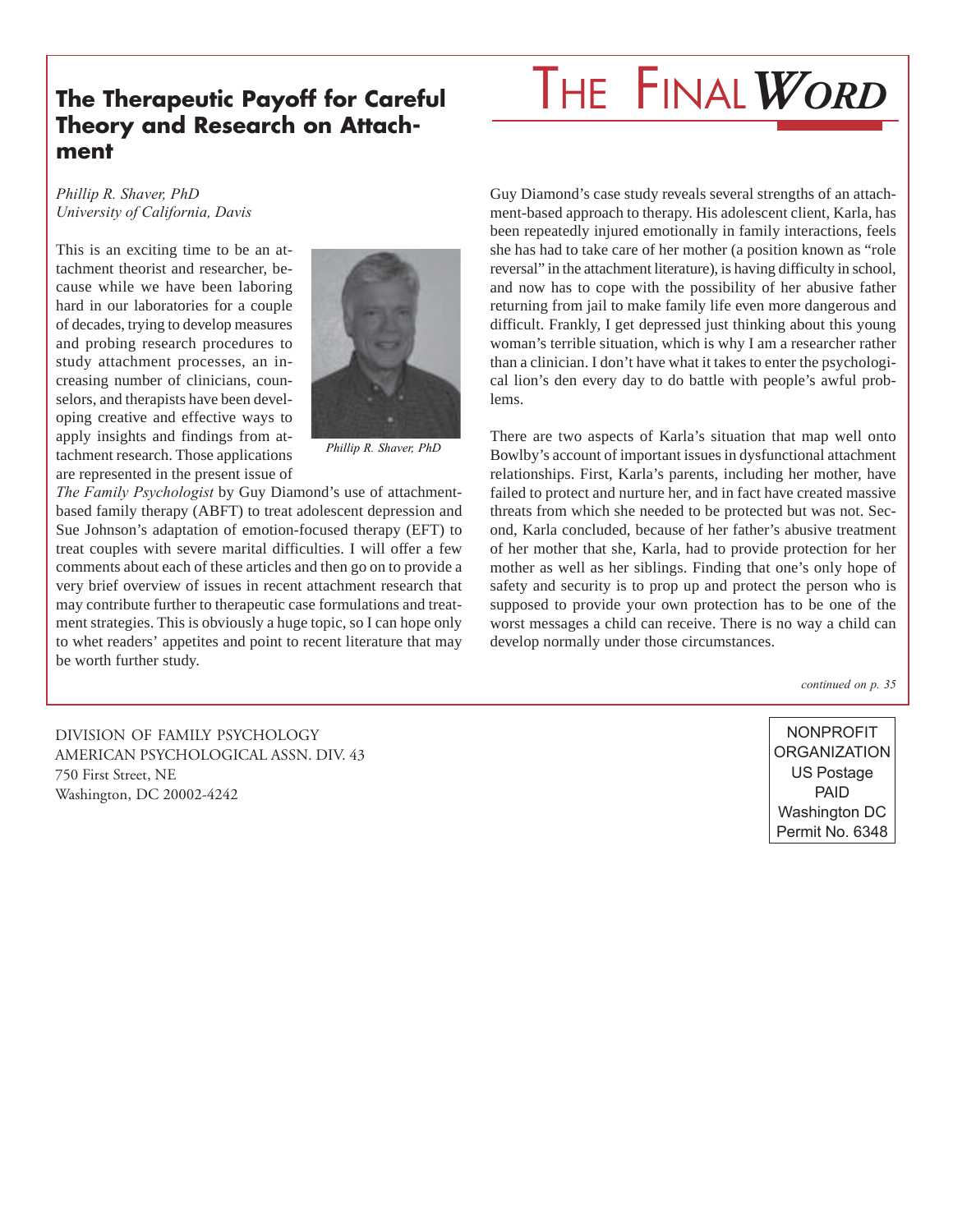# THE FINAL *WORD*

## The Therapeutic Payoff for Careful Theory and Research on Attachment

*Phillip R. Shaver, PhD*
*University of California, Davis*

This is an exciting time to be an attachment theorist and researcher, because while we have been laboring hard in our laboratories for a couple of decades, trying to develop measures and probing research procedures to study attachment processes, an increasing number of clinicians, counselors, and therapists have been developing creative and effective ways to apply insights and findings from attachment research. Those applications are represented in the present issue of *The Family Psychologist* by Guy Diamond's use of attachment-based family therapy (ABFT) to treat adolescent depression and Sue Johnson's adaptation of emotion-focused therapy (EFT) to treat couples with severe marital difficulties. I will offer a few comments about each of these articles and then go on to provide a very brief overview of issues in recent attachment research that may contribute further to therapeutic case formulations and treatment strategies. This is obviously a huge topic, so I can hope only to whet readers' appetites and point to recent literature that may be worth further study.

*Phillip R. Shaver, PhD*

Guy Diamond's case study reveals several strengths of an attachment-based approach to therapy. His adolescent client, Karla, has been repeatedly injured emotionally in family interactions, feels she has had to take care of her mother (a position known as "role reversal" in the attachment literature), is having difficulty in school, and now has to cope with the possibility of her abusive father returning from jail to make family life even more dangerous and difficult. Frankly, I get depressed just thinking about this young woman's terrible situation, which is why I am a researcher rather than a clinician. I don't have what it takes to enter the psychological lion's den every day to do battle with people's awful problems.

There are two aspects of Karla's situation that map well onto Bowlby's account of important issues in dysfunctional attachment relationships. First, Karla's parents, including her mother, have failed to protect and nurture her, and in fact have created massive threats from which she needed to be protected but was not. Second, Karla concluded, because of her father's abusive treatment of her mother that she, Karla, had to provide protection for her mother as well as her siblings. Finding that one's only hope of safety and security is to prop up and protect the person who is supposed to provide your own protection has to be one of the worst messages a child can receive. There is no way a child can develop normally under those circumstances.

*continued on p. 35*

DIVISION OF FAMILY PSYCHOLOGY
AMERICAN PSYCHOLOGICAL ASSN. DIV. 43
750 First Street, NE
Washington, DC 20002-4242

NONPROFIT
ORGANIZATION
US Postage
PAID
Washington DC
Permit No. 6348